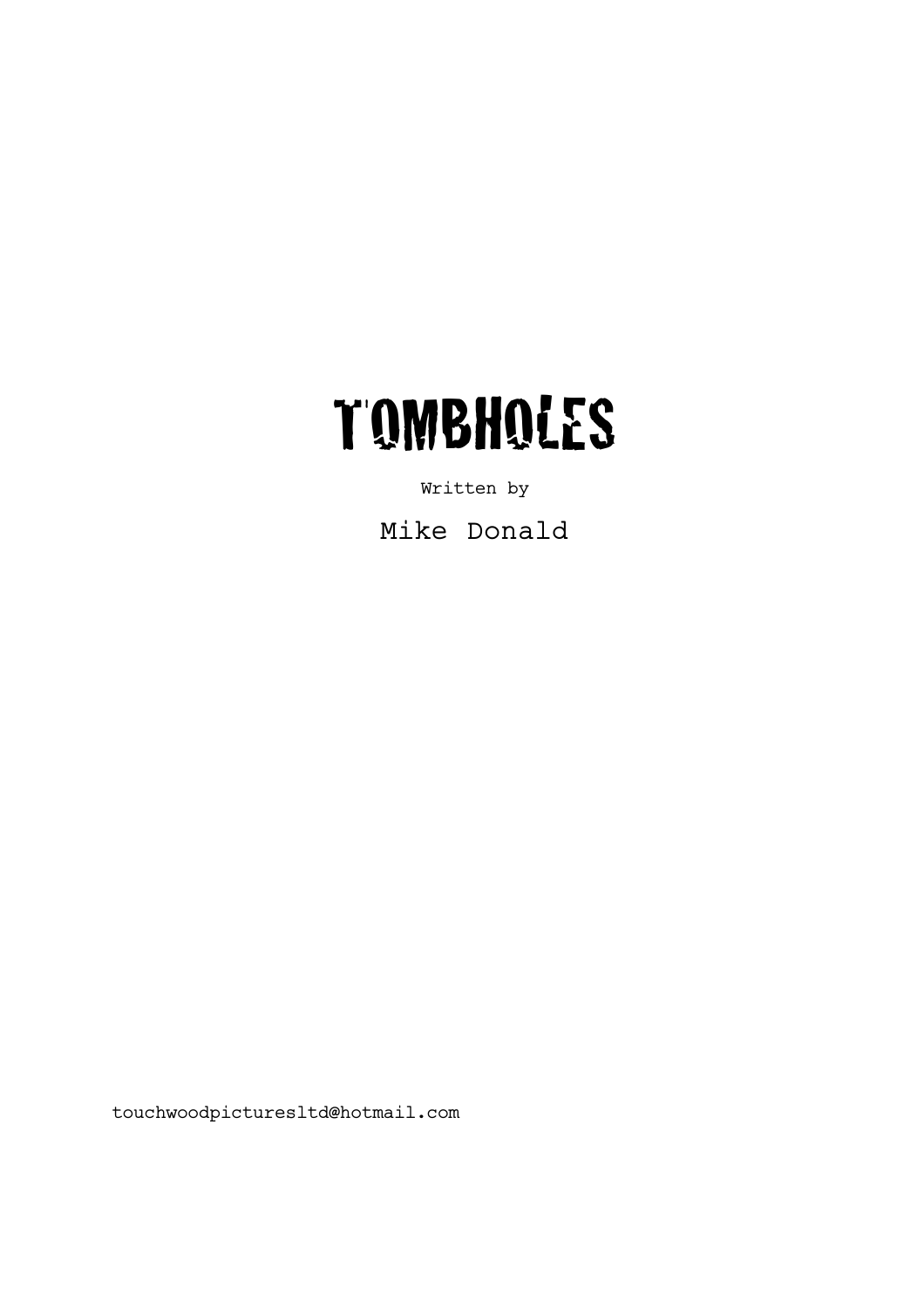# TOMBHOLES

Written by

Mike Donald

touchwoodpicturesltd@hotmail.com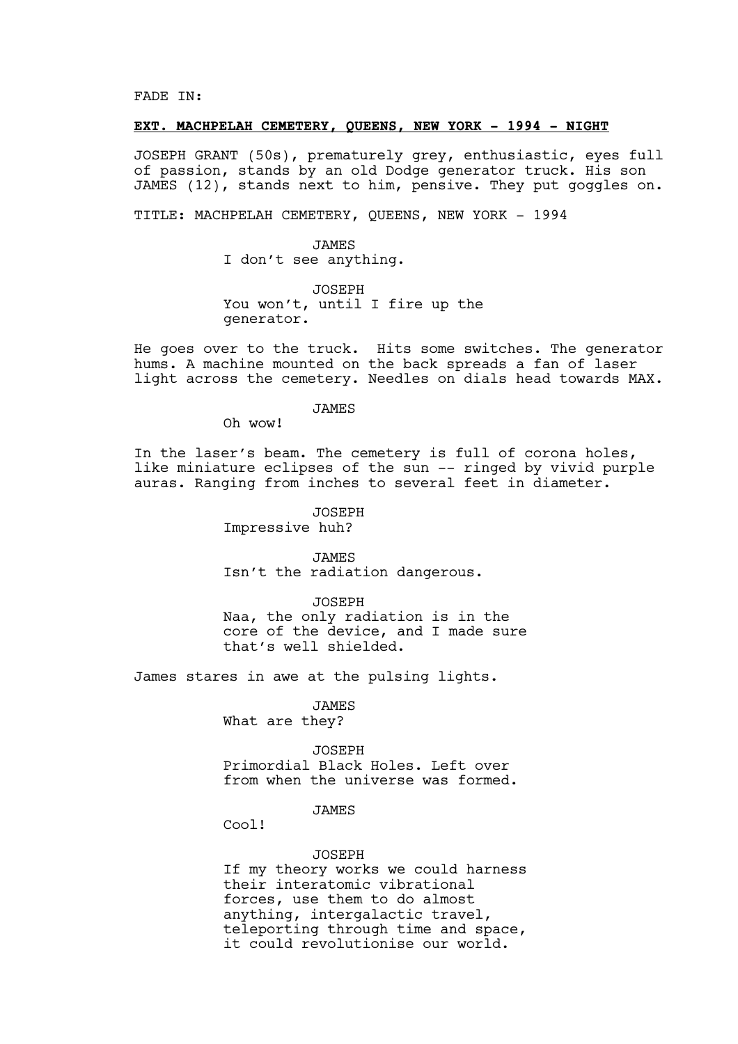FADE IN:

**EXT. MACHPELAH CEMETERY, QUEENS, NEW YORK - 1994 - NIGHT**

JOSEPH GRANT (50s), prematurely grey, enthusiastic, eyes full of passion, stands by an old Dodge generator truck. His son JAMES (12), stands next to him, pensive. They put goggles on.

TITLE: MACHPELAH CEMETERY, QUEENS, NEW YORK - 1994

JAMES
I don't see anything.

JOSEPH
You won't, until I fire up the generator.

He goes over to the truck. Hits some switches. The generator hums. A machine mounted on the back spreads a fan of laser light across the cemetery. Needles on dials head towards MAX.

JAMES
Oh wow!

In the laser's beam. The cemetery is full of corona holes, like miniature eclipses of the sun -- ringed by vivid purple auras. Ranging from inches to several feet in diameter.

JOSEPH
Impressive huh?

JAMES
Isn't the radiation dangerous.

JOSEPH
Naa, the only radiation is in the core of the device, and I made sure that's well shielded.

James stares in awe at the pulsing lights.

JAMES
What are they?

JOSEPH
Primordial Black Holes. Left over from when the universe was formed.

JAMES
Cool!

JOSEPH
If my theory works we could harness their interatomic vibrational forces, use them to do almost anything, intergalactic travel, teleporting through time and space, it could revolutionise our world.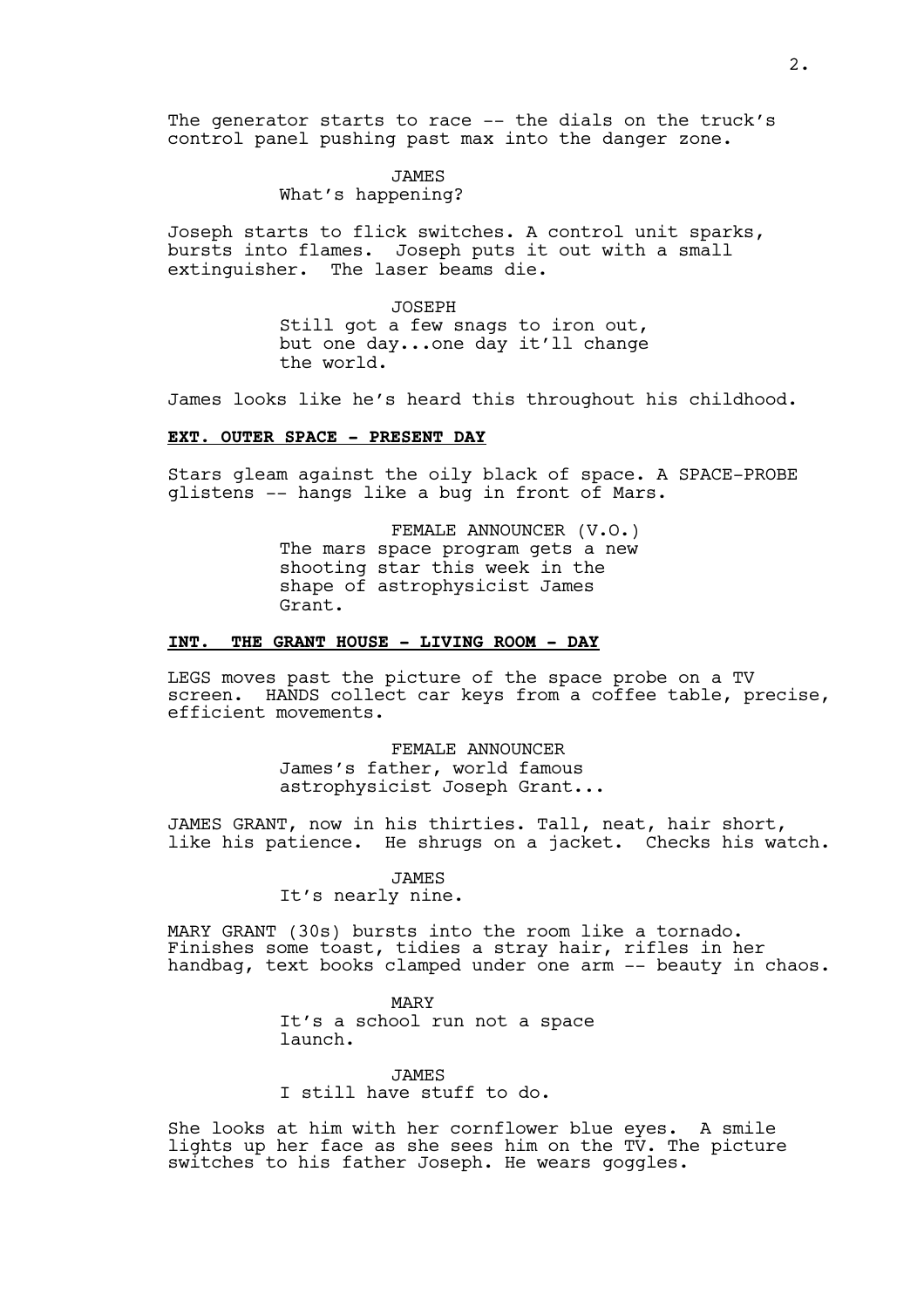The generator starts to race -- the dials on the truck's control panel pushing past max into the danger zone.

JAMES
What's happening?

Joseph starts to flick switches. A control unit sparks, bursts into flames. Joseph puts it out with a small extinguisher. The laser beams die.

JOSEPH
Still got a few snags to iron out, but one day...one day it'll change the world.

James looks like he's heard this throughout his childhood.

**EXT. OUTER SPACE - PRESENT DAY**

Stars gleam against the oily black of space. A SPACE-PROBE glistens -- hangs like a bug in front of Mars.

FEMALE ANNOUNCER (V.O.)
The mars space program gets a new shooting star this week in the shape of astrophysicist James Grant.

**INT. THE GRANT HOUSE - LIVING ROOM - DAY**

LEGS moves past the picture of the space probe on a TV screen. HANDS collect car keys from a coffee table, precise, efficient movements.

FEMALE ANNOUNCER
James's father, world famous astrophysicist Joseph Grant...

JAMES GRANT, now in his thirties. Tall, neat, hair short, like his patience. He shrugs on a jacket. Checks his watch.

JAMES
It's nearly nine.

MARY GRANT (30s) bursts into the room like a tornado. Finishes some toast, tidies a stray hair, rifles in her handbag, text books clamped under one arm -- beauty in chaos.

MARY
It's a school run not a space launch.

JAMES
I still have stuff to do.

She looks at him with her cornflower blue eyes. A smile lights up her face as she sees him on the TV. The picture switches to his father Joseph. He wears goggles.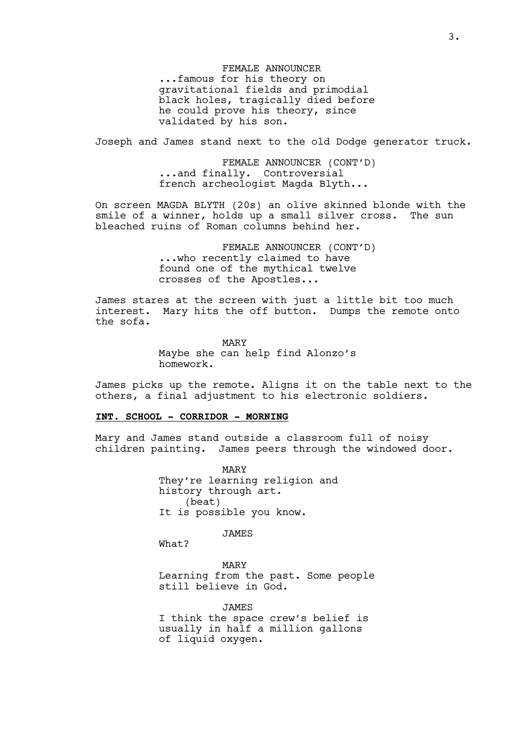FEMALE ANNOUNCER
...famous for his theory on gravitational fields and primodial black holes, tragically died before he could prove his theory, since validated by his son.

Joseph and James stand next to the old Dodge generator truck.

FEMALE ANNOUNCER (CONT'D)
...and finally. Controversial french archeologist Magda Blyth...

On screen MAGDA BLYTH (20s) an olive skinned blonde with the smile of a winner, holds up a small silver cross. The sun bleached ruins of Roman columns behind her.

FEMALE ANNOUNCER (CONT'D)
...who recently claimed to have found one of the mythical twelve crosses of the Apostles...

James stares at the screen with just a little bit too much interest. Mary hits the off button. Dumps the remote onto the sofa.

MARY
Maybe she can help find Alonzo's homework.

James picks up the remote. Aligns it on the table next to the others, a final adjustment to his electronic soldiers.

**INT. SCHOOL - CORRIDOR - MORNING**

Mary and James stand outside a classroom full of noisy children painting. James peers through the windowed door.

MARY
They're learning religion and history through art.
(beat)
It is possible you know.

JAMES
What?

MARY
Learning from the past. Some people still believe in God.

JAMES
I think the space crew's belief is usually in half a million gallons of liquid oxygen.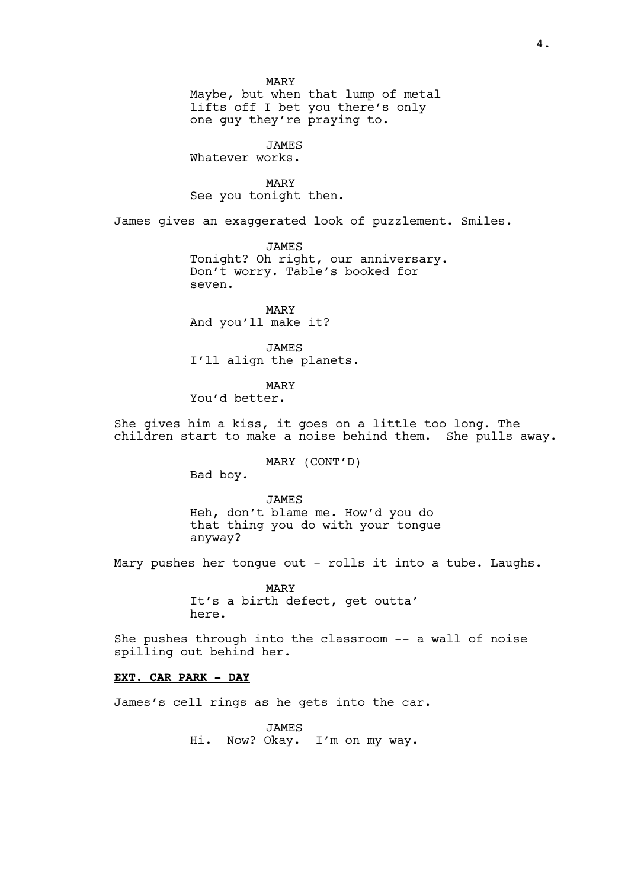MARY
Maybe, but when that lump of metal lifts off I bet you there's only one guy they're praying to.

JAMES
Whatever works.

MARY
See you tonight then.

James gives an exaggerated look of puzzlement. Smiles.

JAMES
Tonight? Oh right, our anniversary. Don't worry. Table's booked for seven.

MARY
And you'll make it?

JAMES
I'll align the planets.

MARY
You'd better.

She gives him a kiss, it goes on a little too long. The children start to make a noise behind them. She pulls away.

MARY (CONT'D)
Bad boy.

JAMES
Heh, don't blame me. How'd you do that thing you do with your tongue anyway?

Mary pushes her tongue out - rolls it into a tube. Laughs.

MARY
It's a birth defect, get outta' here.

She pushes through into the classroom -- a wall of noise spilling out behind her.

**EXT. CAR PARK - DAY**

James's cell rings as he gets into the car.

JAMES
Hi. Now? Okay. I'm on my way.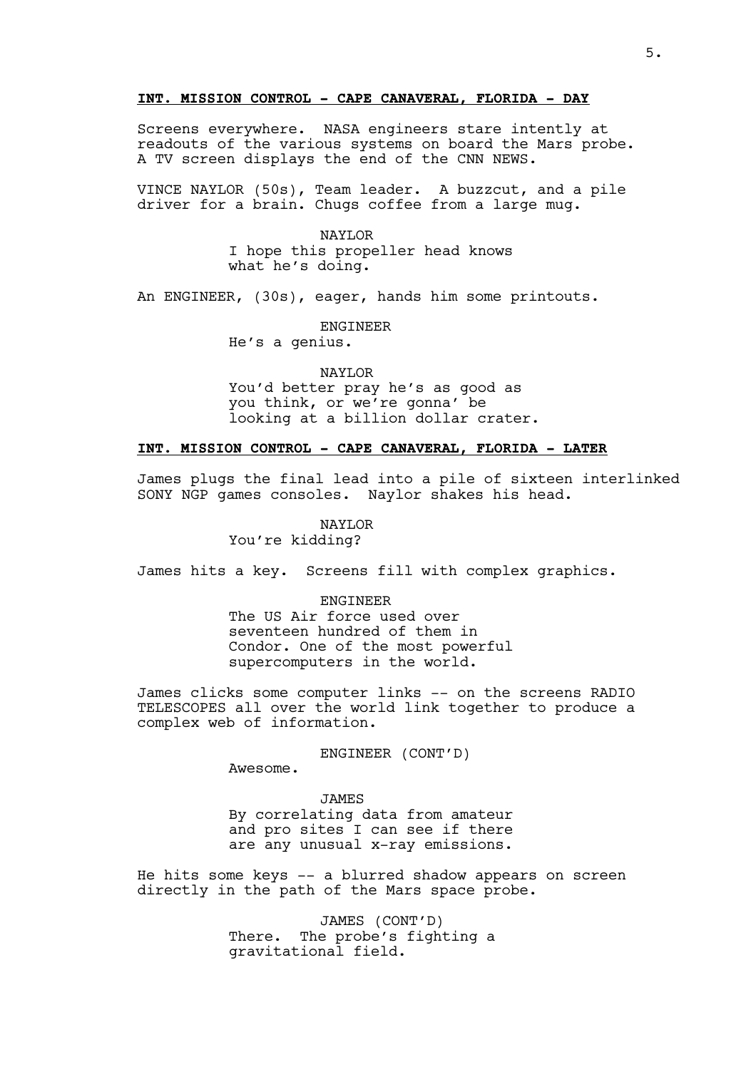**INT. MISSION CONTROL - CAPE CANAVERAL, FLORIDA - DAY**

Screens everywhere. NASA engineers stare intently at readouts of the various systems on board the Mars probe. A TV screen displays the end of the CNN NEWS.

VINCE NAYLOR (50s), Team leader. A buzzcut, and a pile driver for a brain. Chugs coffee from a large mug.

NAYLOR
I hope this propeller head knows what he's doing.

An ENGINEER, (30s), eager, hands him some printouts.

ENGINEER
He's a genius.

NAYLOR
You'd better pray he's as good as you think, or we're gonna' be looking at a billion dollar crater.

**INT. MISSION CONTROL - CAPE CANAVERAL, FLORIDA - LATER**

James plugs the final lead into a pile of sixteen interlinked SONY NGP games consoles. Naylor shakes his head.

NAYLOR
You're kidding?

James hits a key. Screens fill with complex graphics.

ENGINEER
The US Air force used over seventeen hundred of them in Condor. One of the most powerful supercomputers in the world.

James clicks some computer links -- on the screens RADIO TELESCOPES all over the world link together to produce a complex web of information.

ENGINEER (CONT'D)
Awesome.

JAMES
By correlating data from amateur and pro sites I can see if there are any unusual x-ray emissions.

He hits some keys -- a blurred shadow appears on screen directly in the path of the Mars space probe.

JAMES (CONT'D)
There. The probe's fighting a gravitational field.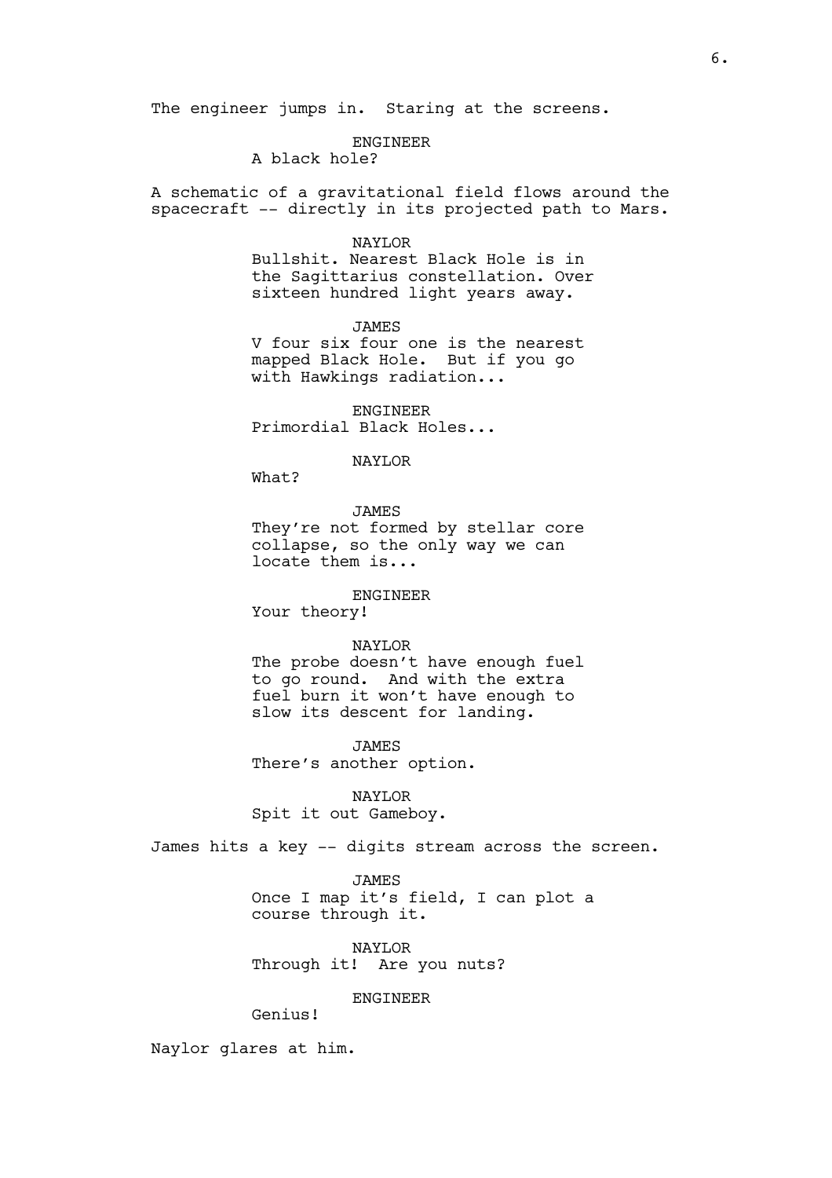The engineer jumps in. Staring at the screens.

ENGINEER
A black hole?

A schematic of a gravitational field flows around the spacecraft -- directly in its projected path to Mars.

NAYLOR
Bullshit. Nearest Black Hole is in the Sagittarius constellation. Over sixteen hundred light years away.

JAMES
V four six four one is the nearest mapped Black Hole. But if you go with Hawkings radiation...

ENGINEER
Primordial Black Holes...

NAYLOR
What?

JAMES
They're not formed by stellar core collapse, so the only way we can locate them is...

ENGINEER
Your theory!

NAYLOR
The probe doesn't have enough fuel to go round. And with the extra fuel burn it won't have enough to slow its descent for landing.

JAMES
There's another option.

NAYLOR
Spit it out Gameboy.

James hits a key -- digits stream across the screen.

JAMES
Once I map it's field, I can plot a course through it.

NAYLOR
Through it! Are you nuts?

ENGINEER
Genius!

Naylor glares at him.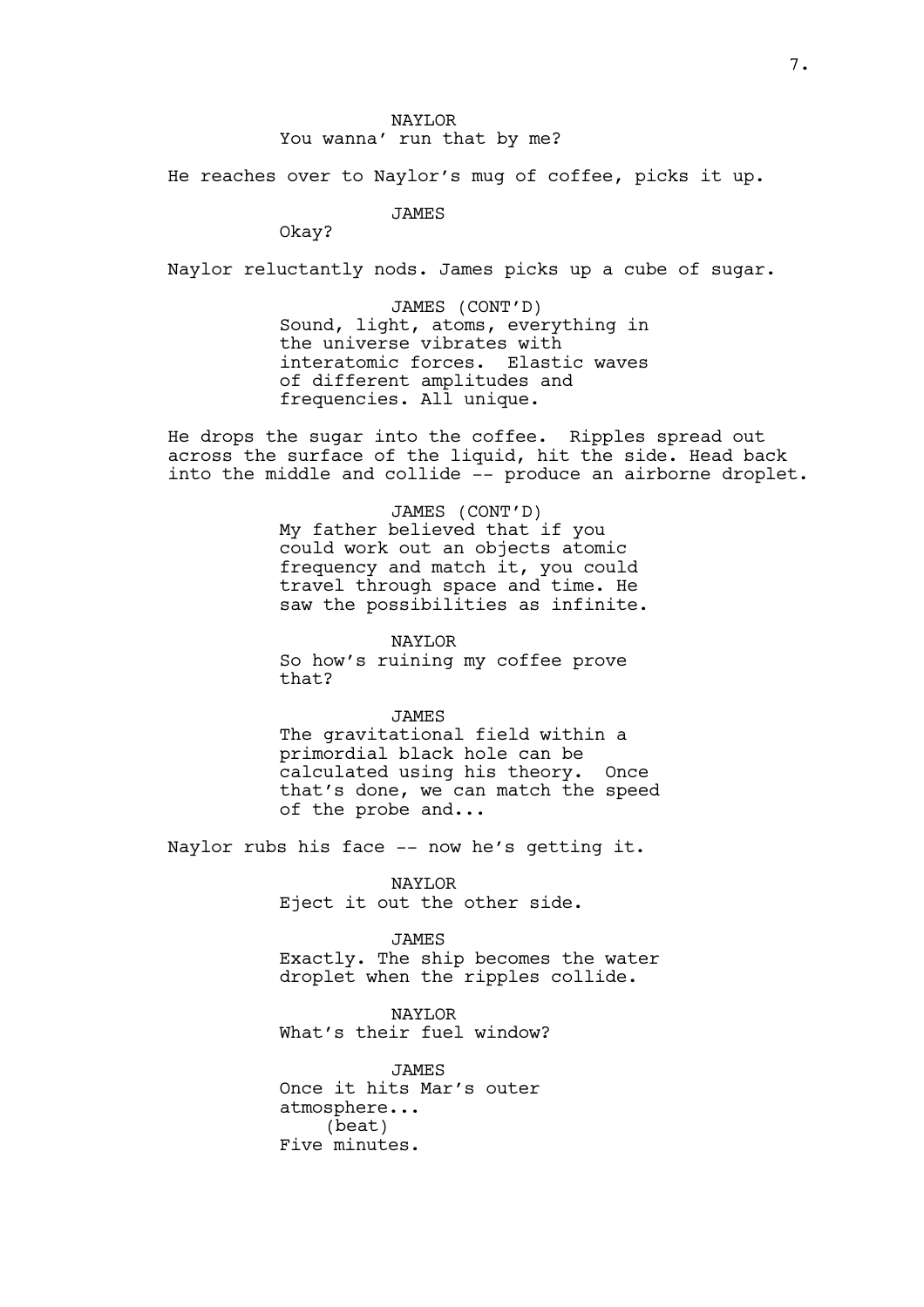NAYLOR
You wanna' run that by me?

He reaches over to Naylor's mug of coffee, picks it up.

JAMES
Okay?

Naylor reluctantly nods. James picks up a cube of sugar.

JAMES (CONT'D)
Sound, light, atoms, everything in the universe vibrates with interatomic forces.  Elastic waves of different amplitudes and frequencies. All unique.

He drops the sugar into the coffee.  Ripples spread out across the surface of the liquid, hit the side. Head back into the middle and collide -- produce an airborne droplet.

JAMES (CONT'D)
My father believed that if you could work out an objects atomic frequency and match it, you could travel through space and time. He saw the possibilities as infinite.

NAYLOR
So how's ruining my coffee prove that?

JAMES
The gravitational field within a primordial black hole can be calculated using his theory.  Once that's done, we can match the speed of the probe and...

Naylor rubs his face -- now he's getting it.

NAYLOR
Eject it out the other side.

JAMES
Exactly. The ship becomes the water droplet when the ripples collide.

NAYLOR
What's their fuel window?

JAMES
Once it hits Mar's outer atmosphere...
(beat)
Five minutes.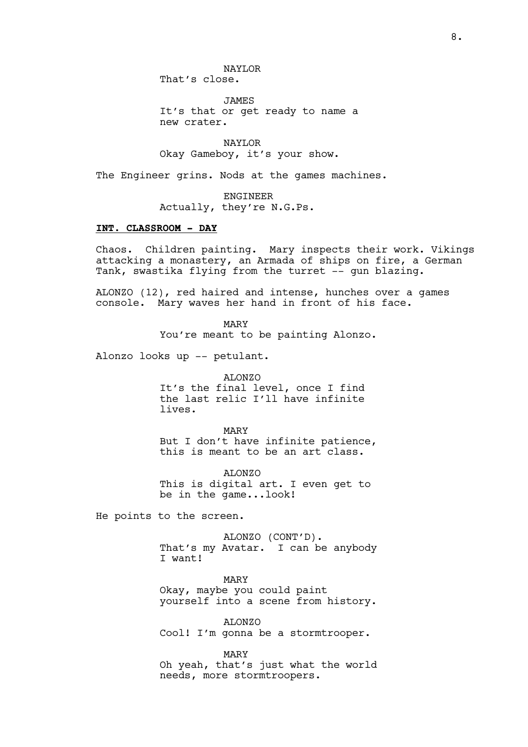NAYLOR
That's close.

JAMES
It's that or get ready to name a new crater.

NAYLOR
Okay Gameboy, it's your show.

The Engineer grins. Nods at the games machines.

ENGINEER
Actually, they're N.G.Ps.

**INT. CLASSROOM - DAY**

Chaos. Children painting. Mary inspects their work. Vikings attacking a monastery, an Armada of ships on fire, a German Tank, swastika flying from the turret -- gun blazing.

ALONZO (12), red haired and intense, hunches over a games console. Mary waves her hand in front of his face.

MARY
You're meant to be painting Alonzo.

Alonzo looks up -- petulant.

ALONZO
It's the final level, once I find the last relic I'll have infinite lives.

MARY
But I don't have infinite patience, this is meant to be an art class.

ALONZO
This is digital art. I even get to be in the game...look!

He points to the screen.

ALONZO (CONT'D).
That's my Avatar. I can be anybody I want!

MARY
Okay, maybe you could paint yourself into a scene from history.

ALONZO
Cool! I'm gonna be a stormtrooper.

MARY
Oh yeah, that's just what the world needs, more stormtroopers.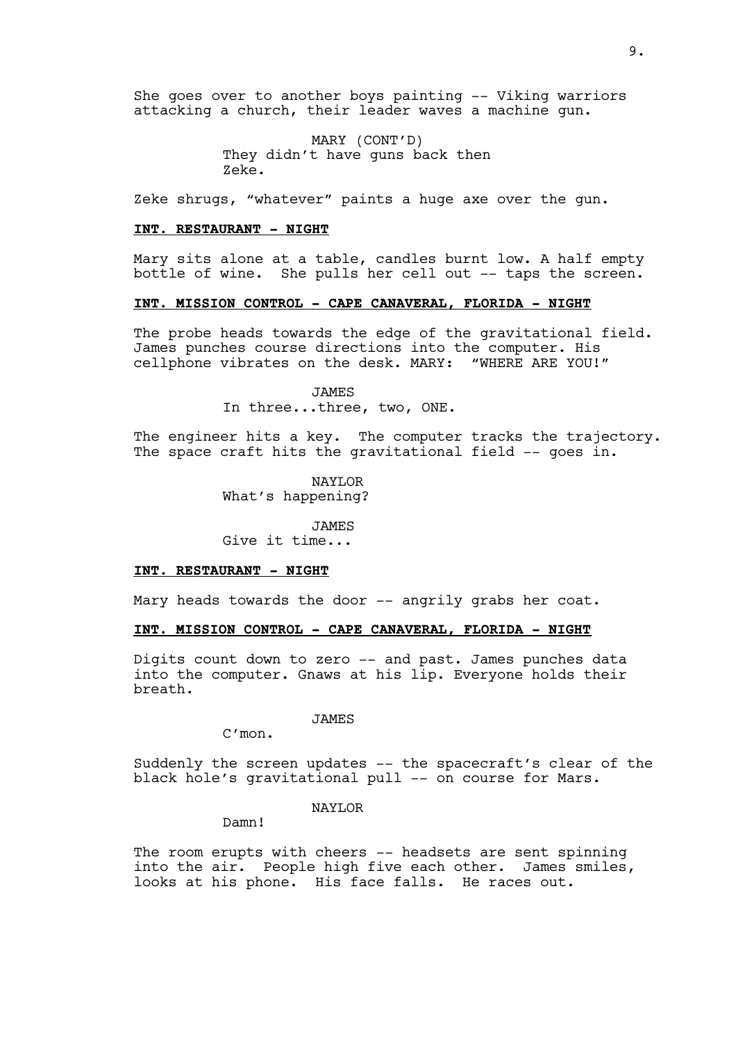She goes over to another boys painting -- Viking warriors attacking a church, their leader waves a machine gun.

MARY (CONT'D)
They didn't have guns back then Zeke.

Zeke shrugs, "whatever" paints a huge axe over the gun.

**INT. RESTAURANT - NIGHT**

Mary sits alone at a table, candles burnt low. A half empty bottle of wine. She pulls her cell out -- taps the screen.

**INT. MISSION CONTROL - CAPE CANAVERAL, FLORIDA - NIGHT**

The probe heads towards the edge of the gravitational field. James punches course directions into the computer. His cellphone vibrates on the desk. MARY: "WHERE ARE YOU!"

JAMES
In three...three, two, ONE.

The engineer hits a key. The computer tracks the trajectory. The space craft hits the gravitational field -- goes in.

NAYLOR
What's happening?

JAMES
Give it time...

**INT. RESTAURANT - NIGHT**

Mary heads towards the door -- angrily grabs her coat.

**INT. MISSION CONTROL - CAPE CANAVERAL, FLORIDA - NIGHT**

Digits count down to zero -- and past. James punches data into the computer. Gnaws at his lip. Everyone holds their breath.

JAMES
C'mon.

Suddenly the screen updates -- the spacecraft's clear of the black hole's gravitational pull -- on course for Mars.

NAYLOR
Damn!

The room erupts with cheers -- headsets are sent spinning into the air. People high five each other. James smiles, looks at his phone. His face falls. He races out.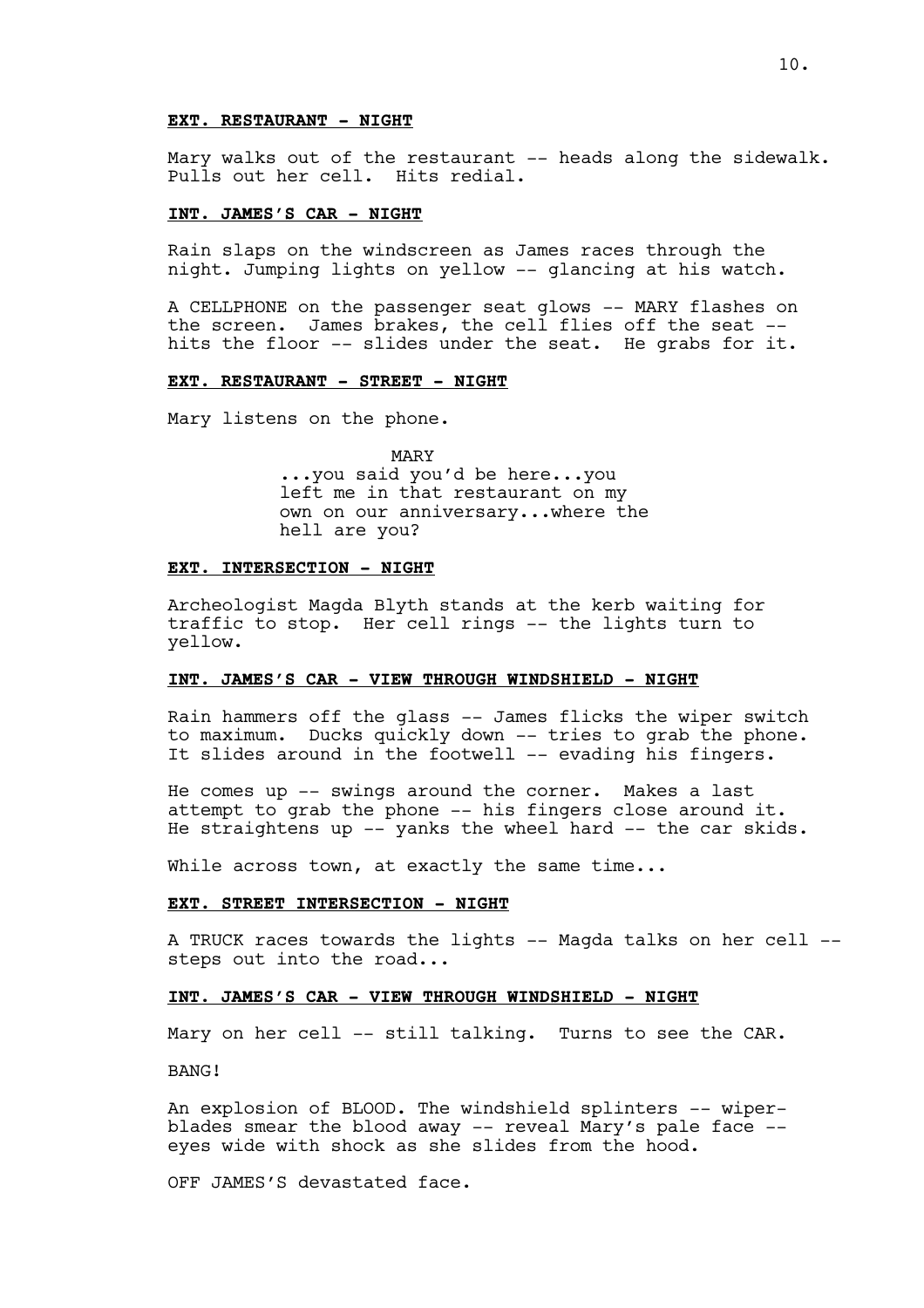**EXT. RESTAURANT - NIGHT**

Mary walks out of the restaurant -- heads along the sidewalk. Pulls out her cell. Hits redial.

**INT. JAMES'S CAR - NIGHT**

Rain slaps on the windscreen as James races through the night. Jumping lights on yellow -- glancing at his watch.

A CELLPHONE on the passenger seat glows -- MARY flashes on the screen. James brakes, the cell flies off the seat -- hits the floor -- slides under the seat. He grabs for it.

**EXT. RESTAURANT - STREET - NIGHT**

Mary listens on the phone.

MARY

...you said you'd be here...you left me in that restaurant on my own on our anniversary...where the hell are you?

**EXT. INTERSECTION - NIGHT**

Archeologist Magda Blyth stands at the kerb waiting for traffic to stop. Her cell rings -- the lights turn to yellow.

**INT. JAMES'S CAR - VIEW THROUGH WINDSHIELD - NIGHT**

Rain hammers off the glass -- James flicks the wiper switch to maximum. Ducks quickly down -- tries to grab the phone. It slides around in the footwell -- evading his fingers.

He comes up -- swings around the corner. Makes a last attempt to grab the phone -- his fingers close around it. He straightens up -- yanks the wheel hard -- the car skids.

While across town, at exactly the same time...

**EXT. STREET INTERSECTION - NIGHT**

A TRUCK races towards the lights -- Magda talks on her cell -- steps out into the road...

**INT. JAMES'S CAR - VIEW THROUGH WINDSHIELD - NIGHT**

Mary on her cell -- still talking. Turns to see the CAR.

BANG!

An explosion of BLOOD. The windshield splinters -- wiper-blades smear the blood away -- reveal Mary's pale face -- eyes wide with shock as she slides from the hood.

OFF JAMES'S devastated face.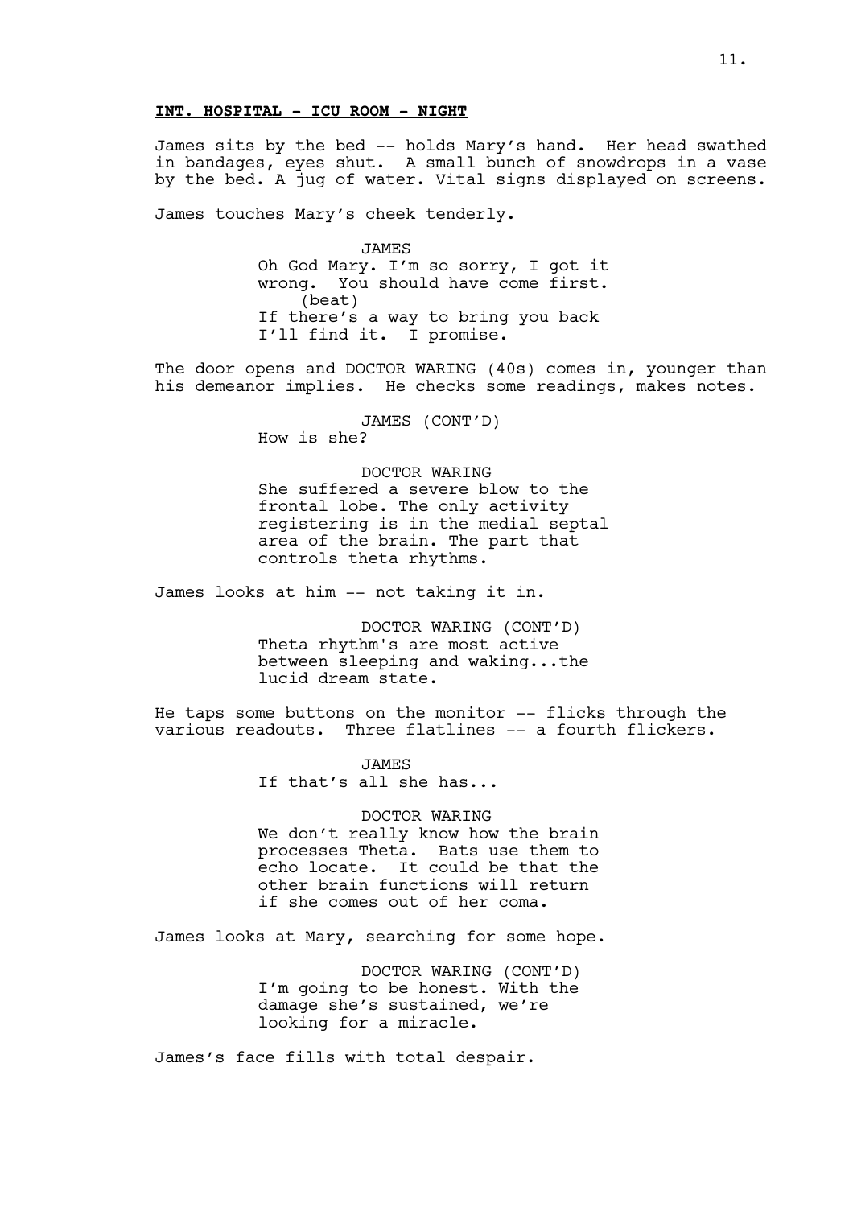**INT. HOSPITAL - ICU ROOM - NIGHT**

James sits by the bed -- holds Mary's hand. Her head swathed in bandages, eyes shut. A small bunch of snowdrops in a vase by the bed. A jug of water. Vital signs displayed on screens.

James touches Mary's cheek tenderly.

JAMES
Oh God Mary. I'm so sorry, I got it wrong. You should have come first.
(beat)
If there's a way to bring you back I'll find it. I promise.

The door opens and DOCTOR WARING (40s) comes in, younger than his demeanor implies. He checks some readings, makes notes.

JAMES (CONT'D)
How is she?

DOCTOR WARING
She suffered a severe blow to the frontal lobe. The only activity registering is in the medial septal area of the brain. The part that controls theta rhythms.

James looks at him -- not taking it in.

DOCTOR WARING (CONT'D)
Theta rhythm's are most active between sleeping and waking...the lucid dream state.

He taps some buttons on the monitor -- flicks through the various readouts. Three flatlines -- a fourth flickers.

JAMES
If that's all she has...

DOCTOR WARING
We don't really know how the brain processes Theta. Bats use them to echo locate. It could be that the other brain functions will return if she comes out of her coma.

James looks at Mary, searching for some hope.

DOCTOR WARING (CONT'D)
I'm going to be honest. With the damage she's sustained, we're looking for a miracle.

James's face fills with total despair.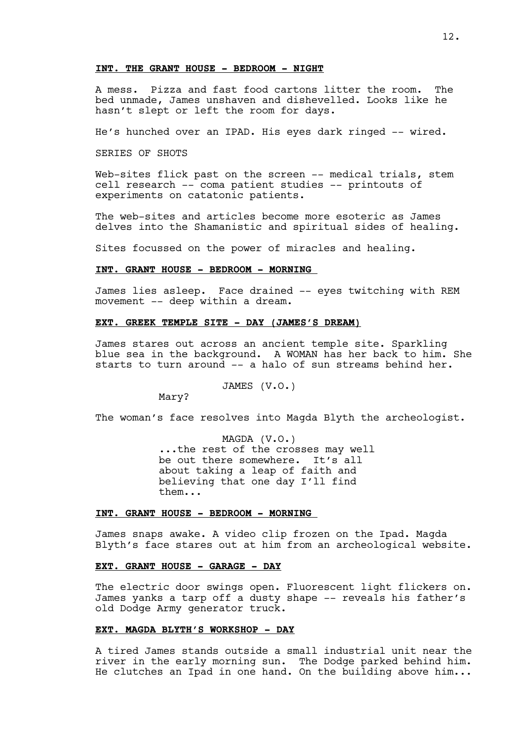**INT. THE GRANT HOUSE - BEDROOM - NIGHT**

A mess. Pizza and fast food cartons litter the room. The bed unmade, James unshaven and dishevelled. Looks like he hasn't slept or left the room for days.

He's hunched over an IPAD. His eyes dark ringed -- wired.

SERIES OF SHOTS

Web-sites flick past on the screen -- medical trials, stem cell research -- coma patient studies -- printouts of experiments on catatonic patients.

The web-sites and articles become more esoteric as James delves into the Shamanistic and spiritual sides of healing.

Sites focussed on the power of miracles and healing.

**INT. GRANT HOUSE - BEDROOM - MORNING**

James lies asleep. Face drained -- eyes twitching with REM movement -- deep within a dream.

**EXT. GREEK TEMPLE SITE - DAY (JAMES'S DREAM)**

James stares out across an ancient temple site. Sparkling blue sea in the background. A WOMAN has her back to him. She starts to turn around -- a halo of sun streams behind her.

JAMES (V.O.)
Mary?

The woman's face resolves into Magda Blyth the archeologist.

MAGDA (V.O.)
...the rest of the crosses may well be out there somewhere. It's all about taking a leap of faith and believing that one day I'll find them...

**INT. GRANT HOUSE - BEDROOM - MORNING**

James snaps awake. A video clip frozen on the Ipad. Magda Blyth's face stares out at him from an archeological website.

**EXT. GRANT HOUSE - GARAGE - DAY**

The electric door swings open. Fluorescent light flickers on. James yanks a tarp off a dusty shape -- reveals his father's old Dodge Army generator truck.

**EXT. MAGDA BLYTH'S WORKSHOP - DAY**

A tired James stands outside a small industrial unit near the river in the early morning sun. The Dodge parked behind him. He clutches an Ipad in one hand. On the building above him...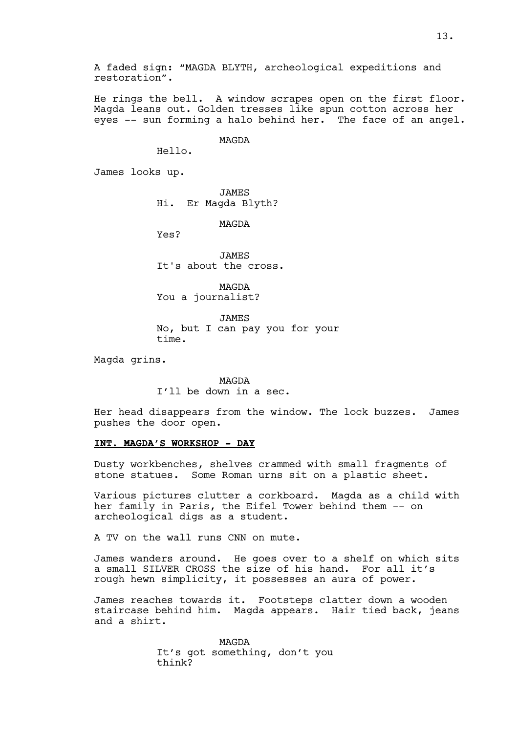A faded sign: “MAGDA BLYTH, archeological expeditions and restoration”.

He rings the bell. A window scrapes open on the first floor. Magda leans out. Golden tresses like spun cotton across her eyes -- sun forming a halo behind her. The face of an angel.

MAGDA
Hello.

James looks up.

JAMES
Hi. Er Magda Blyth?

MAGDA
Yes?

JAMES
It's about the cross.

MAGDA
You a journalist?

JAMES
No, but I can pay you for your time.

Magda grins.

MAGDA
I’ll be down in a sec.

Her head disappears from the window. The lock buzzes. James pushes the door open.

**INT. MAGDA’S WORKSHOP - DAY**

Dusty workbenches, shelves crammed with small fragments of stone statues. Some Roman urns sit on a plastic sheet.

Various pictures clutter a corkboard. Magda as a child with her family in Paris, the Eifel Tower behind them -- on archeological digs as a student.

A TV on the wall runs CNN on mute.

James wanders around. He goes over to a shelf on which sits a small SILVER CROSS the size of his hand. For all it’s rough hewn simplicity, it possesses an aura of power.

James reaches towards it. Footsteps clatter down a wooden staircase behind him. Magda appears. Hair tied back, jeans and a shirt.

MAGDA
It’s got something, don’t you think?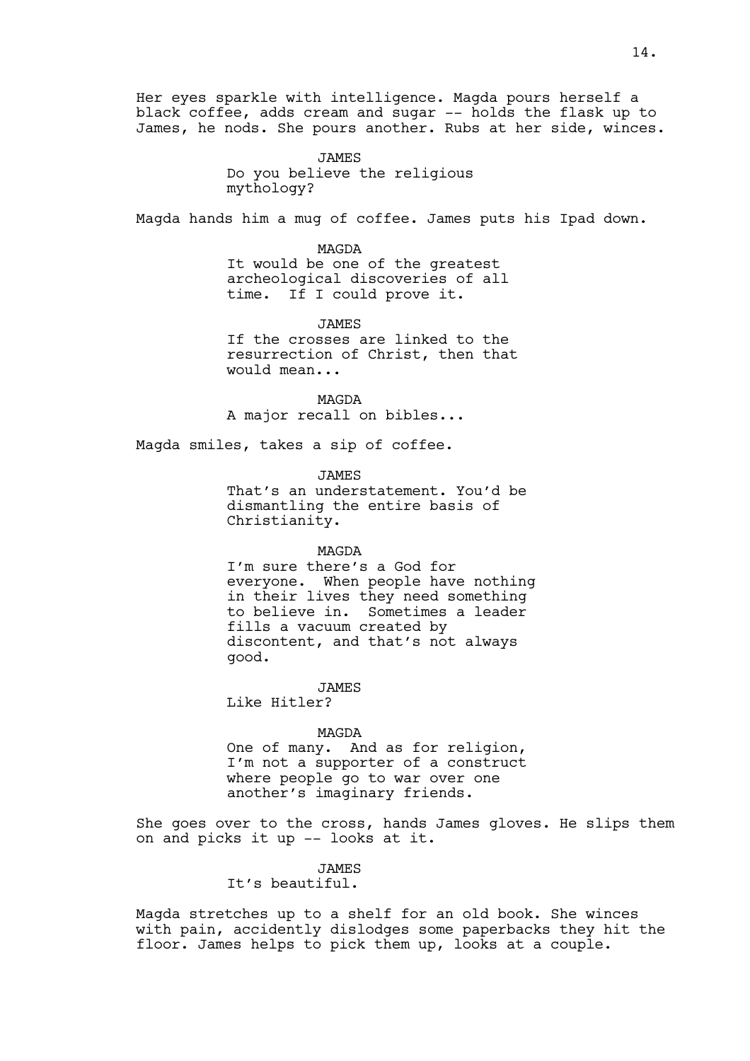Her eyes sparkle with intelligence. Magda pours herself a black coffee, adds cream and sugar -- holds the flask up to James, he nods. She pours another. Rubs at her side, winces.

JAMES
Do you believe the religious mythology?

Magda hands him a mug of coffee. James puts his Ipad down.

MAGDA
It would be one of the greatest archeological discoveries of all time. If I could prove it.

JAMES
If the crosses are linked to the resurrection of Christ, then that would mean...

MAGDA
A major recall on bibles...

Magda smiles, takes a sip of coffee.

JAMES
That's an understatement. You'd be dismantling the entire basis of Christianity.

MAGDA
I'm sure there's a God for everyone. When people have nothing in their lives they need something to believe in. Sometimes a leader fills a vacuum created by discontent, and that's not always good.

JAMES
Like Hitler?

MAGDA
One of many. And as for religion, I'm not a supporter of a construct where people go to war over one another's imaginary friends.

She goes over to the cross, hands James gloves. He slips them on and picks it up -- looks at it.

JAMES
It's beautiful.

Magda stretches up to a shelf for an old book. She winces with pain, accidently dislodges some paperbacks they hit the floor. James helps to pick them up, looks at a couple.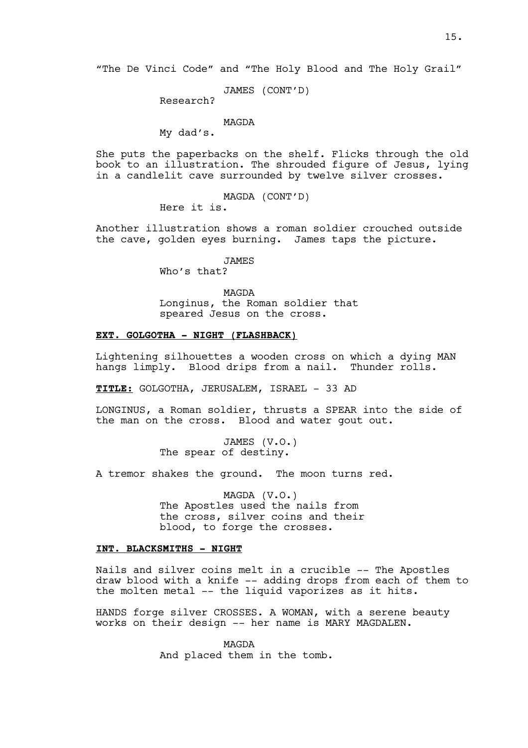"The De Vinci Code" and "The Holy Blood and The Holy Grail"

JAMES (CONT'D)
Research?

MAGDA
My dad's.

She puts the paperbacks on the shelf. Flicks through the old book to an illustration. The shrouded figure of Jesus, lying in a candlelit cave surrounded by twelve silver crosses.

MAGDA (CONT'D)
Here it is.

Another illustration shows a roman soldier crouched outside the cave, golden eyes burning. James taps the picture.

JAMES
Who's that?

MAGDA
Longinus, the Roman soldier that speared Jesus on the cross.

**EXT. GOLGOTHA - NIGHT (FLASHBACK)**

Lightening silhouettes a wooden cross on which a dying MAN hangs limply. Blood drips from a nail. Thunder rolls.

**TITLE:** GOLGOTHA, JERUSALEM, ISRAEL - 33 AD

LONGINUS, a Roman soldier, thrusts a SPEAR into the side of the man on the cross. Blood and water gout out.

JAMES (V.O.)
The spear of destiny.

A tremor shakes the ground. The moon turns red.

MAGDA (V.O.)
The Apostles used the nails from the cross, silver coins and their blood, to forge the crosses.

**INT. BLACKSMITHS - NIGHT**

Nails and silver coins melt in a crucible -- The Apostles draw blood with a knife -- adding drops from each of them to the molten metal -- the liquid vaporizes as it hits.

HANDS forge silver CROSSES. A WOMAN, with a serene beauty works on their design -- her name is MARY MAGDALEN.

MAGDA
And placed them in the tomb.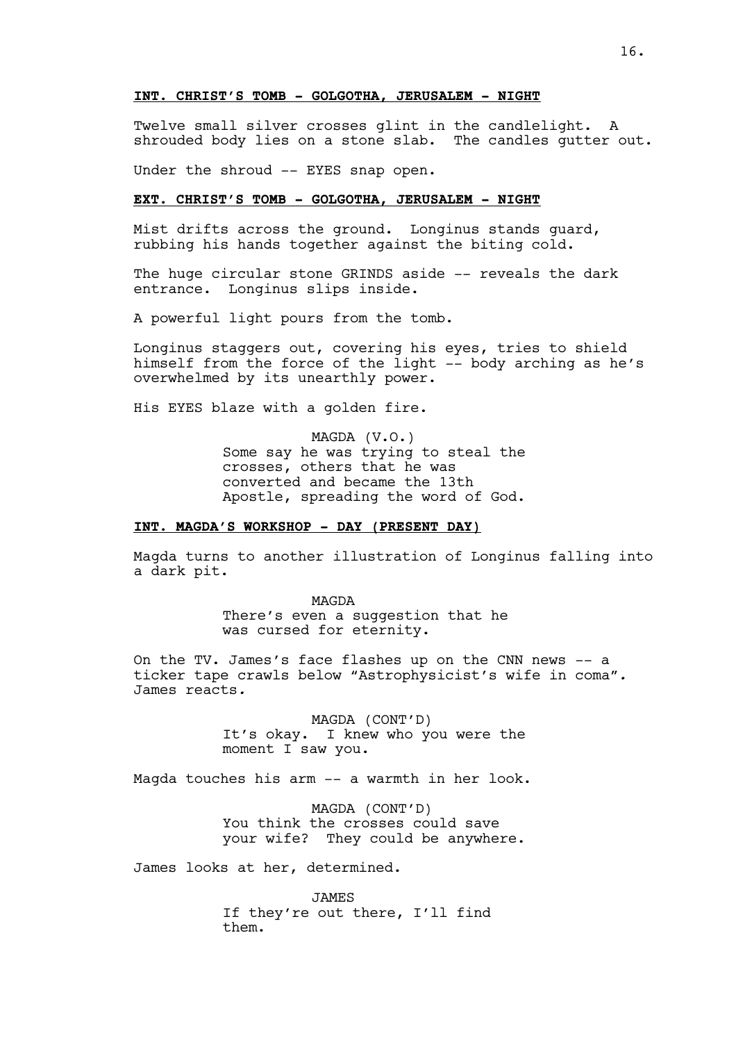**INT. CHRIST'S TOMB - GOLGOTHA, JERUSALEM - NIGHT**

Twelve small silver crosses glint in the candlelight. A shrouded body lies on a stone slab. The candles gutter out.

Under the shroud -- EYES snap open.

**EXT. CHRIST'S TOMB - GOLGOTHA, JERUSALEM - NIGHT**

Mist drifts across the ground. Longinus stands guard, rubbing his hands together against the biting cold.

The huge circular stone GRINDS aside -- reveals the dark entrance. Longinus slips inside.

A powerful light pours from the tomb.

Longinus staggers out, covering his eyes, tries to shield himself from the force of the light -- body arching as he's overwhelmed by its unearthly power.

His EYES blaze with a golden fire.

MAGDA (V.O.)
Some say he was trying to steal the crosses, others that he was converted and became the 13th Apostle, spreading the word of God.

**INT. MAGDA'S WORKSHOP - DAY (PRESENT DAY)**

Magda turns to another illustration of Longinus falling into a dark pit.

MAGDA
There's even a suggestion that he was cursed for eternity.

On the TV. James's face flashes up on the CNN news -- a ticker tape crawls below "Astrophysicist's wife in coma". James reacts.

MAGDA (CONT'D)
It's okay. I knew who you were the moment I saw you.

Magda touches his arm -- a warmth in her look.

MAGDA (CONT'D)
You think the crosses could save your wife? They could be anywhere.

James looks at her, determined.

JAMES
If they're out there, I'll find them.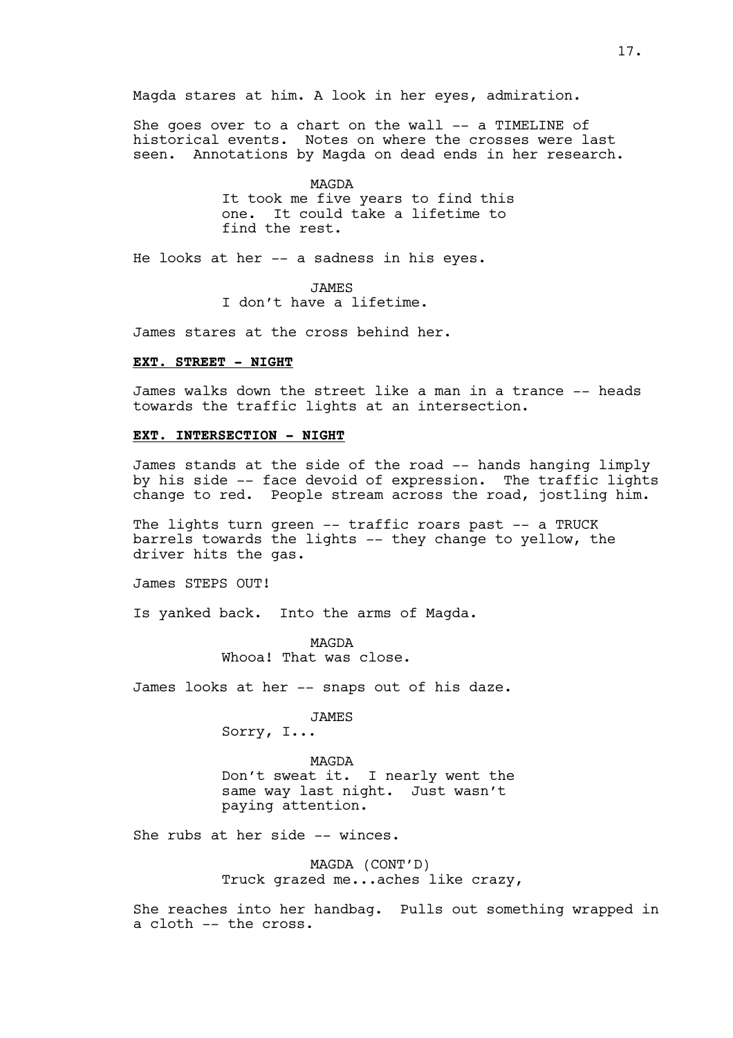Magda stares at him. A look in her eyes, admiration.

She goes over to a chart on the wall -- a TIMELINE of historical events. Notes on where the crosses were last seen. Annotations by Magda on dead ends in her research.

MAGDA
It took me five years to find this one. It could take a lifetime to find the rest.

He looks at her -- a sadness in his eyes.

JAMES
I don't have a lifetime.

James stares at the cross behind her.

**EXT. STREET - NIGHT**

James walks down the street like a man in a trance -- heads towards the traffic lights at an intersection.

**EXT. INTERSECTION - NIGHT**

James stands at the side of the road -- hands hanging limply by his side -- face devoid of expression. The traffic lights change to red. People stream across the road, jostling him.

The lights turn green -- traffic roars past -- a TRUCK barrels towards the lights -- they change to yellow, the driver hits the gas.

James STEPS OUT!

Is yanked back. Into the arms of Magda.

MAGDA
Whooa! That was close.

James looks at her -- snaps out of his daze.

JAMES
Sorry, I...

MAGDA
Don't sweat it. I nearly went the same way last night. Just wasn't paying attention.

She rubs at her side -- winces.

MAGDA (CONT'D)
Truck grazed me...aches like crazy,

She reaches into her handbag. Pulls out something wrapped in a cloth -- the cross.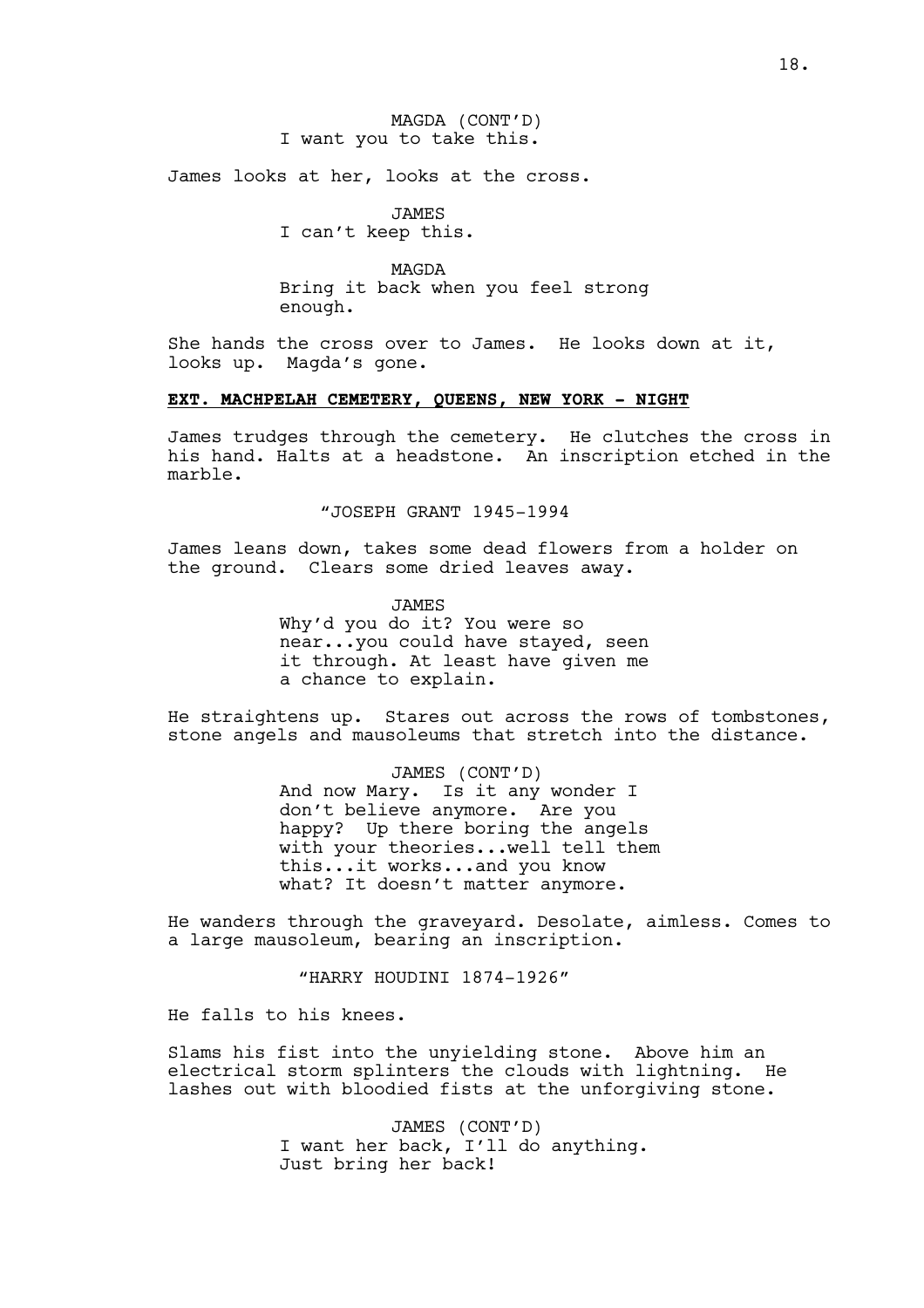MAGDA (CONT'D)
I want you to take this.

James looks at her, looks at the cross.

JAMES
I can't keep this.

MAGDA
Bring it back when you feel strong enough.

She hands the cross over to James. He looks down at it, looks up. Magda's gone.

**EXT. MACHPELAH CEMETERY, QUEENS, NEW YORK - NIGHT**

James trudges through the cemetery. He clutches the cross in his hand. Halts at a headstone. An inscription etched in the marble.

"JOSEPH GRANT 1945-1994

James leans down, takes some dead flowers from a holder on the ground. Clears some dried leaves away.

JAMES
Why'd you do it? You were so near...you could have stayed, seen it through. At least have given me a chance to explain.

He straightens up. Stares out across the rows of tombstones, stone angels and mausoleums that stretch into the distance.

JAMES (CONT'D)
And now Mary. Is it any wonder I don't believe anymore. Are you happy? Up there boring the angels with your theories...well tell them this...it works...and you know what? It doesn't matter anymore.

He wanders through the graveyard. Desolate, aimless. Comes to a large mausoleum, bearing an inscription.

"HARRY HOUDINI 1874-1926"

He falls to his knees.

Slams his fist into the unyielding stone. Above him an electrical storm splinters the clouds with lightning. He lashes out with bloodied fists at the unforgiving stone.

JAMES (CONT'D)
I want her back, I'll do anything. Just bring her back!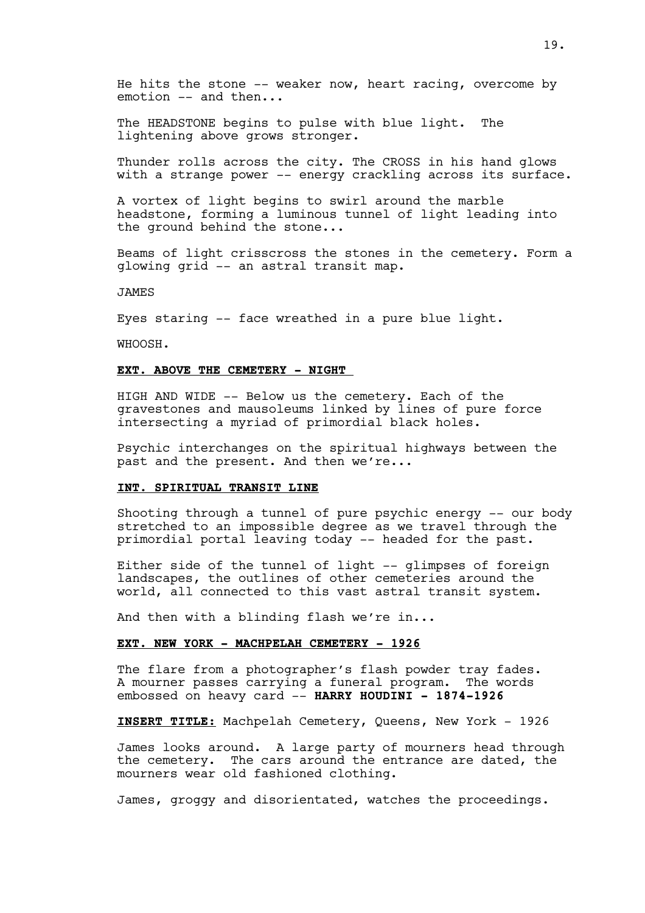He hits the stone -- weaker now, heart racing, overcome by emotion -- and then...

The HEADSTONE begins to pulse with blue light. The lightening above grows stronger.

Thunder rolls across the city. The CROSS in his hand glows with a strange power -- energy crackling across its surface.

A vortex of light begins to swirl around the marble headstone, forming a luminous tunnel of light leading into the ground behind the stone...

Beams of light crisscross the stones in the cemetery. Form a glowing grid -- an astral transit map.

JAMES

Eyes staring -- face wreathed in a pure blue light.

WHOOSH.

**EXT. ABOVE THE CEMETERY - NIGHT**

HIGH AND WIDE -- Below us the cemetery. Each of the gravestones and mausoleums linked by lines of pure force intersecting a myriad of primordial black holes.

Psychic interchanges on the spiritual highways between the past and the present. And then we're...

**INT. SPIRITUAL TRANSIT LINE**

Shooting through a tunnel of pure psychic energy -- our body stretched to an impossible degree as we travel through the primordial portal leaving today -- headed for the past.

Either side of the tunnel of light -- glimpses of foreign landscapes, the outlines of other cemeteries around the world, all connected to this vast astral transit system.

And then with a blinding flash we're in...

**EXT. NEW YORK - MACHPELAH CEMETERY - 1926**

The flare from a photographer's flash powder tray fades. A mourner passes carrying a funeral program. The words embossed on heavy card -- **HARRY HOUDINI - 1874-1926**

**INSERT TITLE:** Machpelah Cemetery, Queens, New York - 1926

James looks around. A large party of mourners head through the cemetery. The cars around the entrance are dated, the mourners wear old fashioned clothing.

James, groggy and disorientated, watches the proceedings.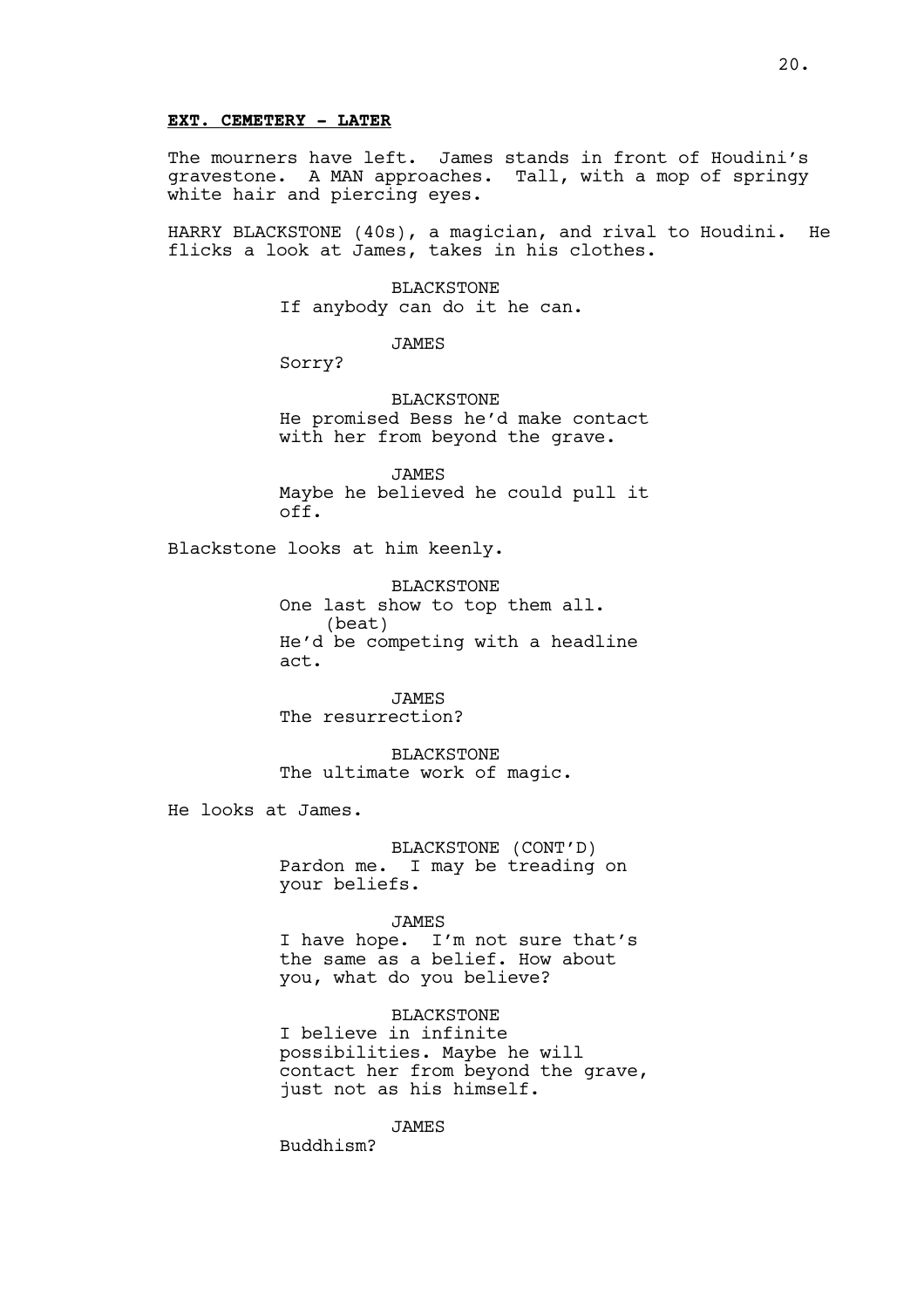**EXT. CEMETERY - LATER**

The mourners have left. James stands in front of Houdini's gravestone. A MAN approaches. Tall, with a mop of springy white hair and piercing eyes.

HARRY BLACKSTONE (40s), a magician, and rival to Houdini. He flicks a look at James, takes in his clothes.

BLACKSTONE
If anybody can do it he can.

JAMES
Sorry?

BLACKSTONE
He promised Bess he'd make contact with her from beyond the grave.

JAMES
Maybe he believed he could pull it off.

Blackstone looks at him keenly.

BLACKSTONE
One last show to top them all.
(beat)
He'd be competing with a headline act.

JAMES
The resurrection?

BLACKSTONE
The ultimate work of magic.

He looks at James.

BLACKSTONE (CONT'D)
Pardon me. I may be treading on your beliefs.

JAMES
I have hope. I'm not sure that's the same as a belief. How about you, what do you believe?

BLACKSTONE
I believe in infinite possibilities. Maybe he will contact her from beyond the grave, just not as his himself.

JAMES
Buddhism?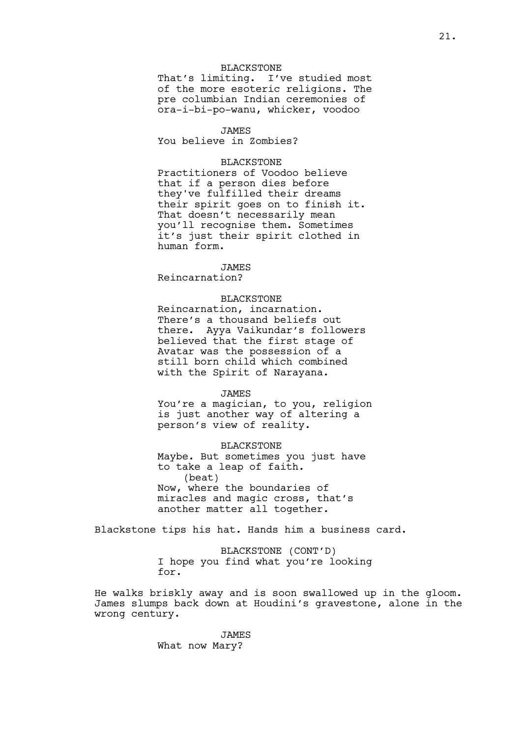BLACKSTONE
That's limiting. I've studied most of the more esoteric religions. The pre columbian Indian ceremonies of ora-i-bi-po-wanu, whicker, voodoo

JAMES
You believe in Zombies?

BLACKSTONE
Practitioners of Voodoo believe that if a person dies before they've fulfilled their dreams their spirit goes on to finish it. That doesn't necessarily mean you'll recognise them. Sometimes it's just their spirit clothed in human form.

JAMES
Reincarnation?

BLACKSTONE
Reincarnation, incarnation. There's a thousand beliefs out there. Ayya Vaikundar's followers believed that the first stage of Avatar was the possession of a still born child which combined with the Spirit of Narayana.

JAMES
You're a magician, to you, religion is just another way of altering a person's view of reality.

BLACKSTONE
Maybe. But sometimes you just have to take a leap of faith.
(beat)
Now, where the boundaries of miracles and magic cross, that's another matter all together.

Blackstone tips his hat. Hands him a business card.

BLACKSTONE (CONT'D)
I hope you find what you're looking for.

He walks briskly away and is soon swallowed up in the gloom. James slumps back down at Houdini's gravestone, alone in the wrong century.

JAMES
What now Mary?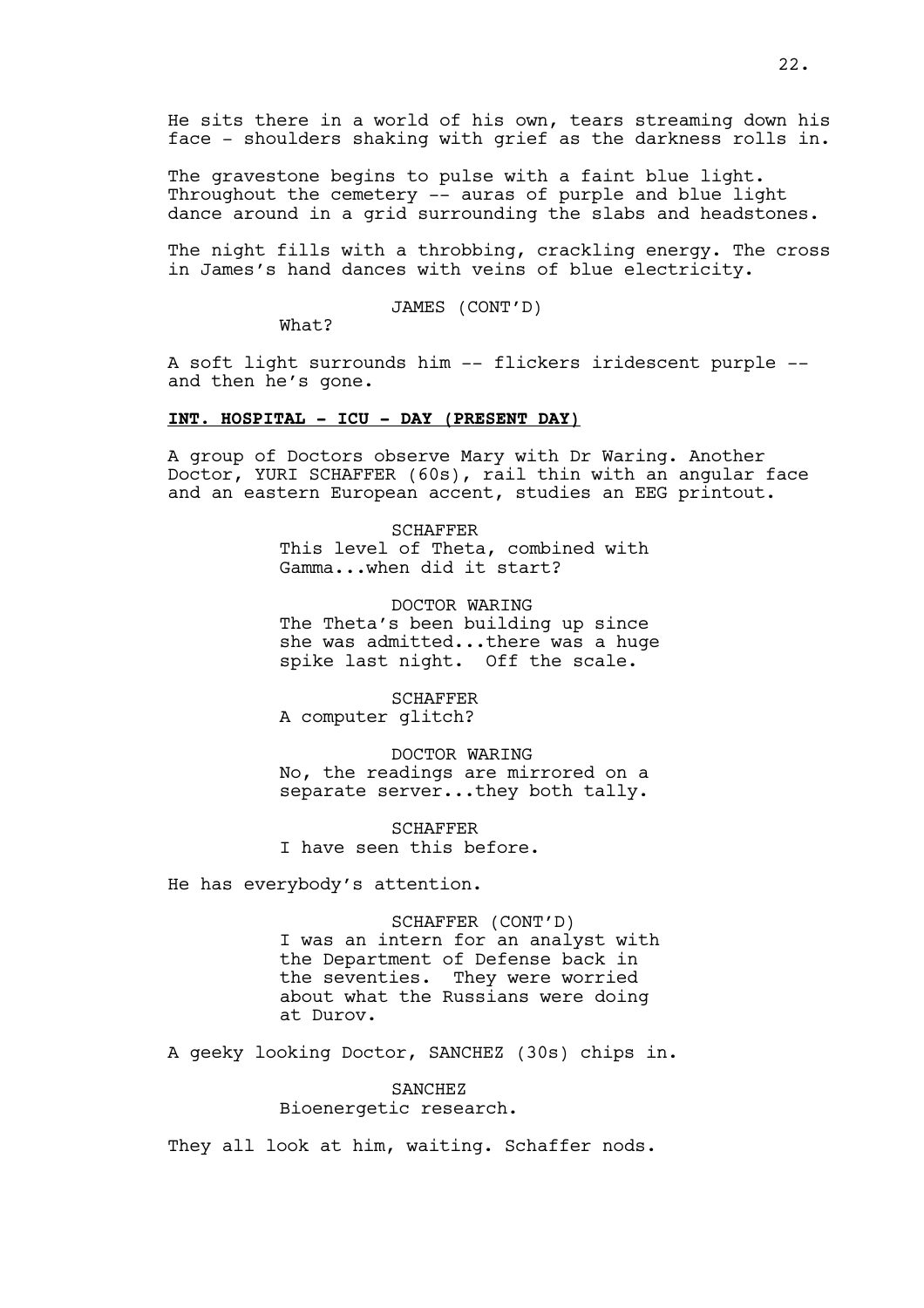He sits there in a world of his own, tears streaming down his face - shoulders shaking with grief as the darkness rolls in.

The gravestone begins to pulse with a faint blue light. Throughout the cemetery -- auras of purple and blue light dance around in a grid surrounding the slabs and headstones.

The night fills with a throbbing, crackling energy. The cross in James's hand dances with veins of blue electricity.

JAMES (CONT'D)
What?

A soft light surrounds him -- flickers iridescent purple -- and then he's gone.

**INT. HOSPITAL - ICU - DAY (PRESENT DAY)**

A group of Doctors observe Mary with Dr Waring. Another Doctor, YURI SCHAFFER (60s), rail thin with an angular face and an eastern European accent, studies an EEG printout.

SCHAFFER
This level of Theta, combined with Gamma...when did it start?

DOCTOR WARING
The Theta's been building up since she was admitted...there was a huge spike last night. Off the scale.

SCHAFFER
A computer glitch?

DOCTOR WARING
No, the readings are mirrored on a separate server...they both tally.

SCHAFFER
I have seen this before.

He has everybody's attention.

SCHAFFER (CONT'D)
I was an intern for an analyst with the Department of Defense back in the seventies. They were worried about what the Russians were doing at Durov.

A geeky looking Doctor, SANCHEZ (30s) chips in.

SANCHEZ
Bioenergetic research.

They all look at him, waiting. Schaffer nods.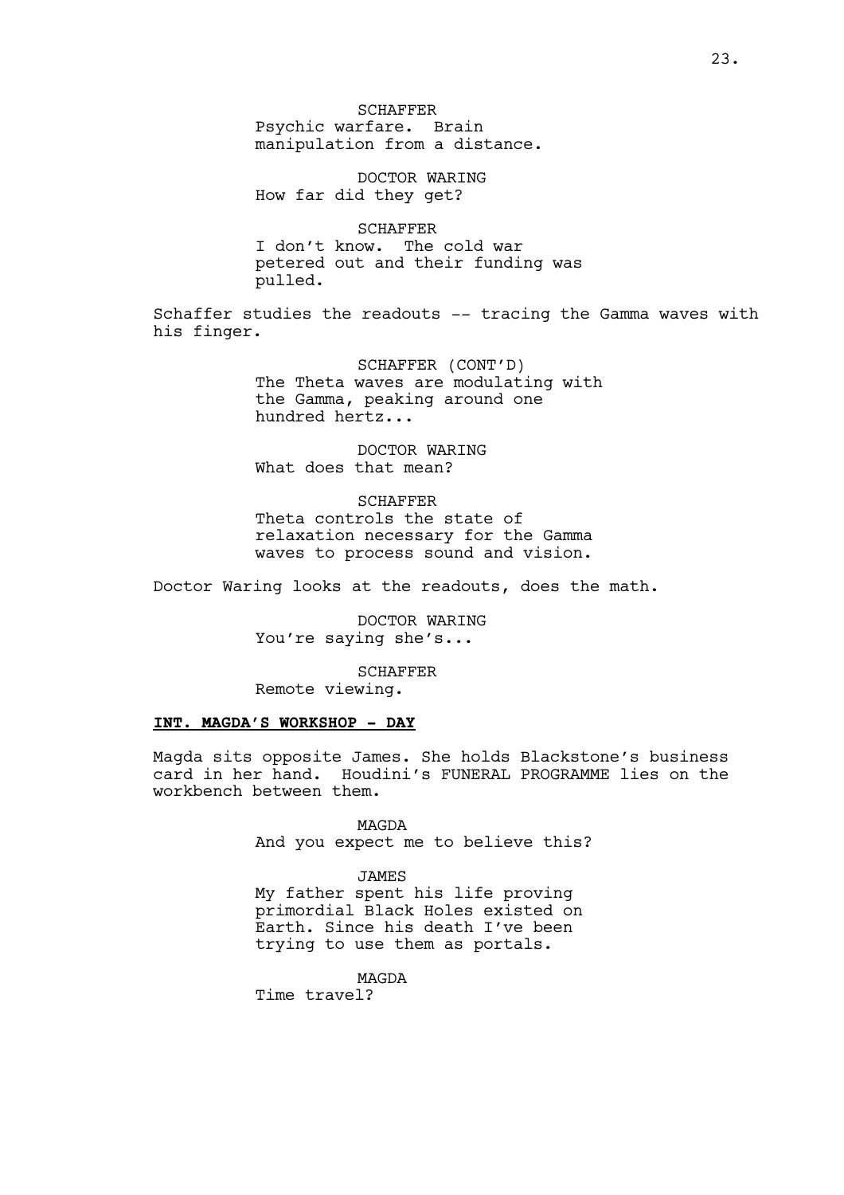SCHAFFER
Psychic warfare. Brain manipulation from a distance.

DOCTOR WARING
How far did they get?

SCHAFFER
I don't know. The cold war petered out and their funding was pulled.

Schaffer studies the readouts -- tracing the Gamma waves with his finger.

SCHAFFER (CONT'D)
The Theta waves are modulating with the Gamma, peaking around one hundred hertz...

DOCTOR WARING
What does that mean?

SCHAFFER
Theta controls the state of relaxation necessary for the Gamma waves to process sound and vision.

Doctor Waring looks at the readouts, does the math.

DOCTOR WARING
You're saying she's...

SCHAFFER
Remote viewing.

**INT. MAGDA'S WORKSHOP - DAY**

Magda sits opposite James. She holds Blackstone's business card in her hand. Houdini's FUNERAL PROGRAMME lies on the workbench between them.

MAGDA
And you expect me to believe this?

JAMES
My father spent his life proving primordial Black Holes existed on Earth. Since his death I've been trying to use them as portals.

MAGDA
Time travel?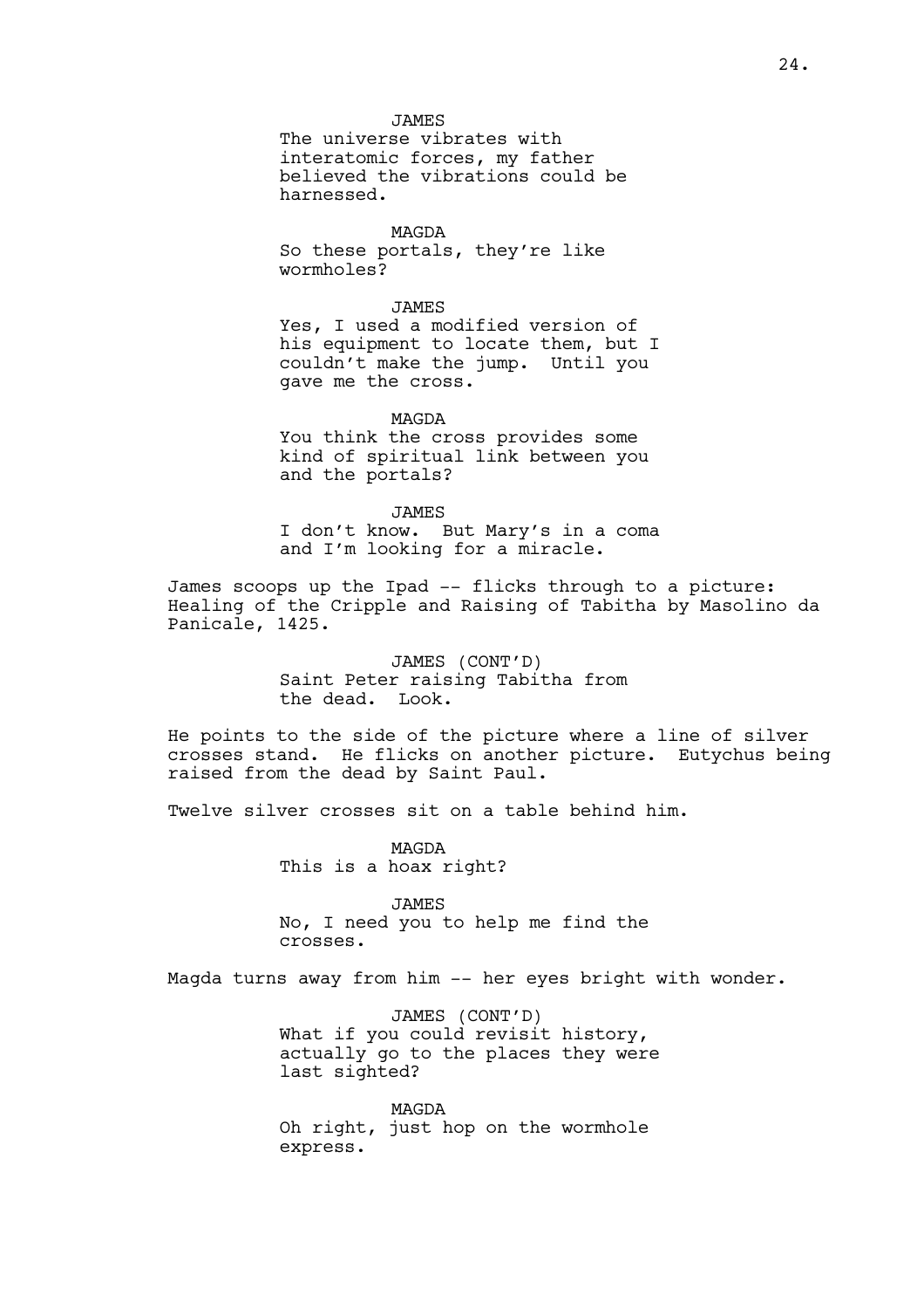JAMES
The universe vibrates with interatomic forces, my father believed the vibrations could be harnessed.

MAGDA
So these portals, they're like wormholes?

JAMES
Yes, I used a modified version of his equipment to locate them, but I couldn't make the jump.  Until you gave me the cross.

MAGDA
You think the cross provides some kind of spiritual link between you and the portals?

JAMES
I don't know.  But Mary's in a coma and I'm looking for a miracle.

James scoops up the Ipad -- flicks through to a picture: Healing of the Cripple and Raising of Tabitha by Masolino da Panicale, 1425.

JAMES (CONT'D)
Saint Peter raising Tabitha from the dead.  Look.

He points to the side of the picture where a line of silver crosses stand.  He flicks on another picture.  Eutychus being raised from the dead by Saint Paul.

Twelve silver crosses sit on a table behind him.

MAGDA
This is a hoax right?

JAMES
No, I need you to help me find the crosses.

Magda turns away from him -- her eyes bright with wonder.

JAMES (CONT'D)
What if you could revisit history, actually go to the places they were last sighted?

MAGDA
Oh right, just hop on the wormhole express.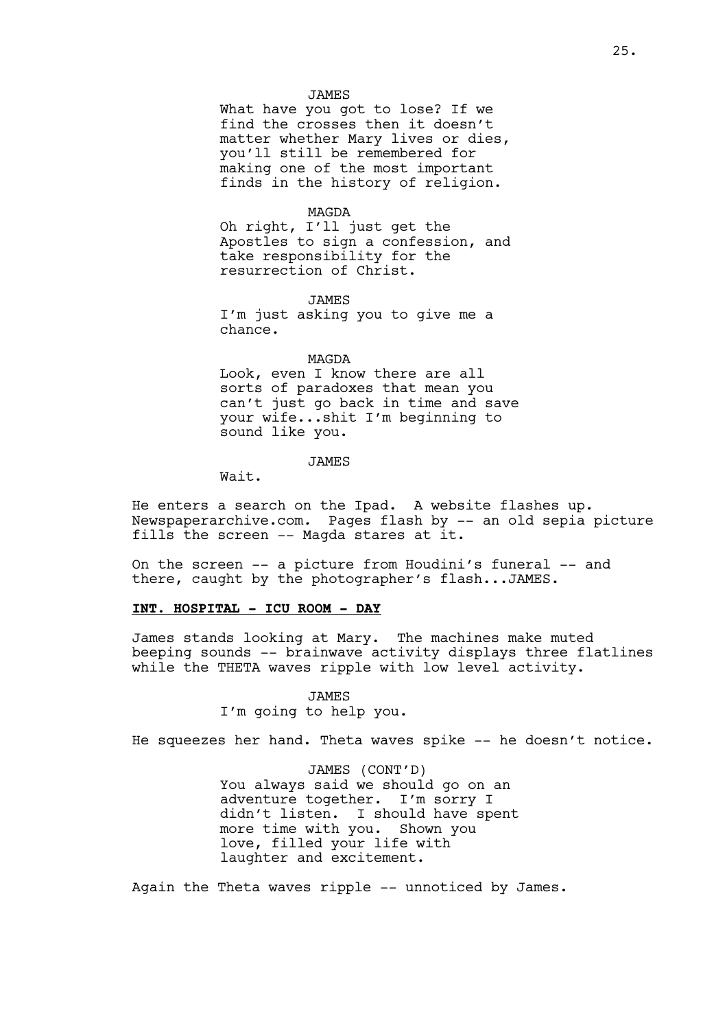JAMES

What have you got to lose? If we find the crosses then it doesn't matter whether Mary lives or dies, you'll still be remembered for making one of the most important finds in the history of religion.

MAGDA

Oh right, I'll just get the Apostles to sign a confession, and take responsibility for the resurrection of Christ.

JAMES

I'm just asking you to give me a chance.

MAGDA

Look, even I know there are all sorts of paradoxes that mean you can't just go back in time and save your wife...shit I'm beginning to sound like you.

JAMES

Wait.

He enters a search on the Ipad. A website flashes up. Newspaperarchive.com. Pages flash by -- an old sepia picture fills the screen -- Magda stares at it.

On the screen -- a picture from Houdini's funeral -- and there, caught by the photographer's flash...JAMES.

**INT. HOSPITAL - ICU ROOM - DAY**

James stands looking at Mary. The machines make muted beeping sounds -- brainwave activity displays three flatlines while the THETA waves ripple with low level activity.

JAMES

I'm going to help you.

He squeezes her hand. Theta waves spike -- he doesn't notice.

JAMES (CONT'D)

You always said we should go on an adventure together. I'm sorry I didn't listen. I should have spent more time with you. Shown you love, filled your life with laughter and excitement.

Again the Theta waves ripple -- unnoticed by James.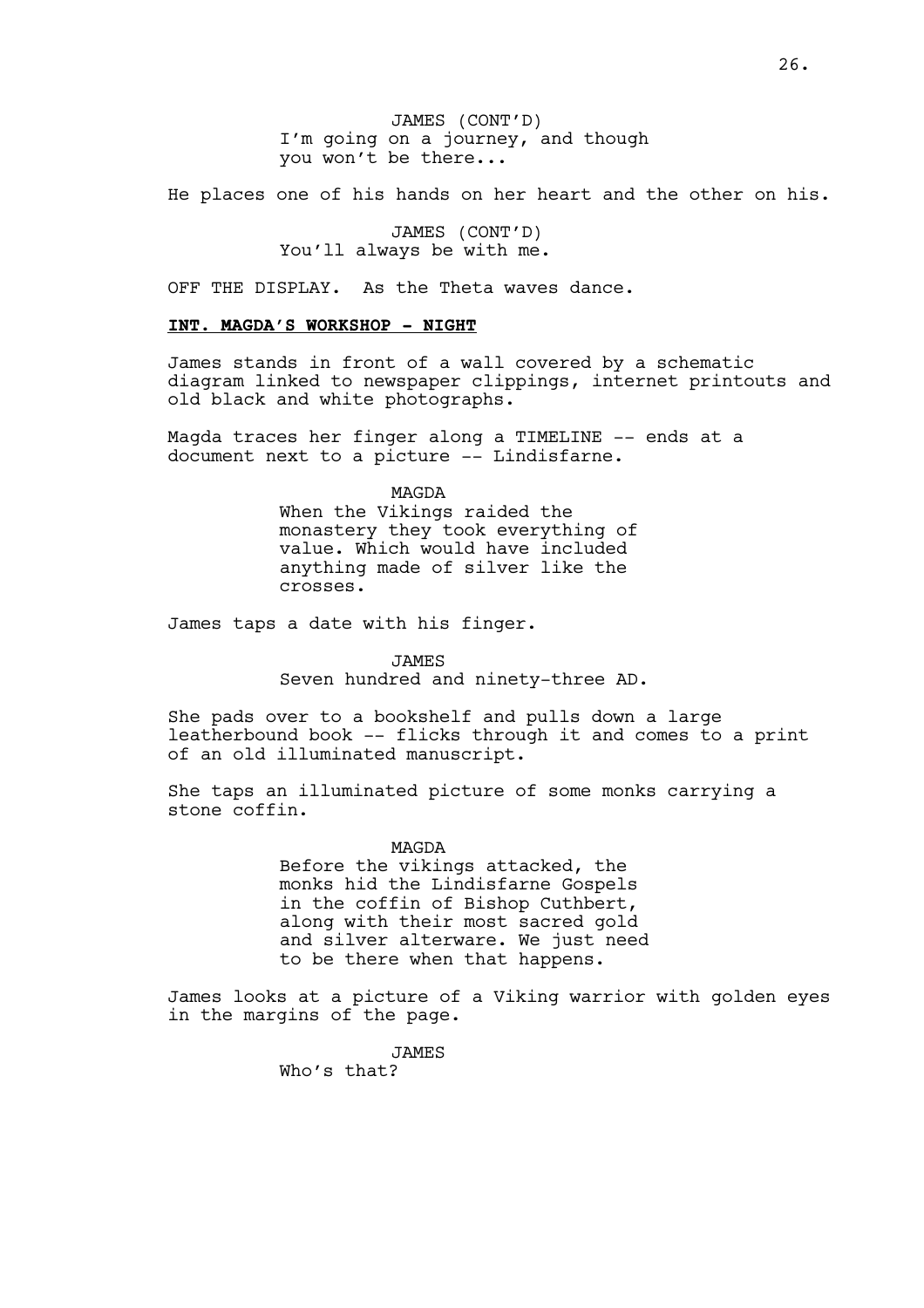JAMES (CONT'D)
I'm going on a journey, and though you won't be there...

He places one of his hands on her heart and the other on his.

JAMES (CONT'D)
You'll always be with me.

OFF THE DISPLAY. As the Theta waves dance.

**INT. MAGDA'S WORKSHOP - NIGHT**

James stands in front of a wall covered by a schematic diagram linked to newspaper clippings, internet printouts and old black and white photographs.

Magda traces her finger along a TIMELINE -- ends at a document next to a picture -- Lindisfarne.

MAGDA
When the Vikings raided the monastery they took everything of value. Which would have included anything made of silver like the crosses.

James taps a date with his finger.

JAMES
Seven hundred and ninety-three AD.

She pads over to a bookshelf and pulls down a large leatherbound book -- flicks through it and comes to a print of an old illuminated manuscript.

She taps an illuminated picture of some monks carrying a stone coffin.

MAGDA
Before the vikings attacked, the monks hid the Lindisfarne Gospels in the coffin of Bishop Cuthbert, along with their most sacred gold and silver alterware. We just need to be there when that happens.

James looks at a picture of a Viking warrior with golden eyes in the margins of the page.

JAMES
Who's that?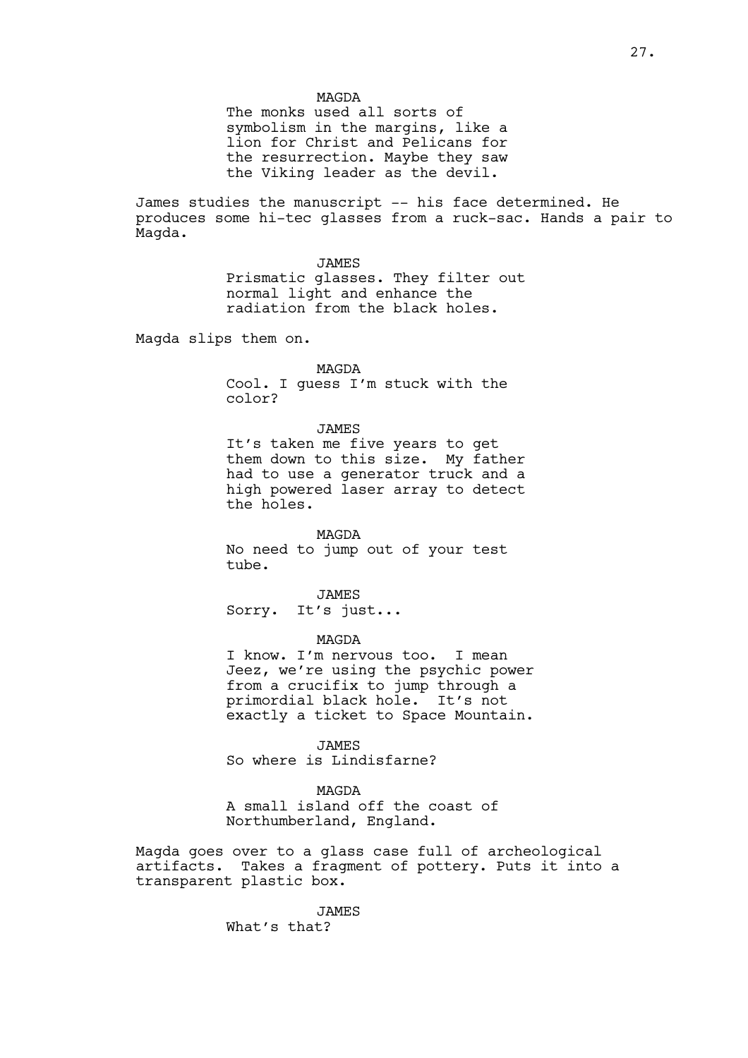MAGDA

The monks used all sorts of symbolism in the margins, like a lion for Christ and Pelicans for the resurrection. Maybe they saw the Viking leader as the devil.

James studies the manuscript -- his face determined. He produces some hi-tec glasses from a ruck-sac. Hands a pair to Magda.

JAMES

Prismatic glasses. They filter out normal light and enhance the radiation from the black holes.

Magda slips them on.

MAGDA

Cool. I guess I'm stuck with the color?

JAMES

It's taken me five years to get them down to this size. My father had to use a generator truck and a high powered laser array to detect the holes.

MAGDA

No need to jump out of your test tube.

JAMES

Sorry. It's just...

MAGDA

I know. I'm nervous too. I mean Jeez, we're using the psychic power from a crucifix to jump through a primordial black hole. It's not exactly a ticket to Space Mountain.

JAMES

So where is Lindisfarne?

MAGDA

A small island off the coast of Northumberland, England.

Magda goes over to a glass case full of archeological artifacts. Takes a fragment of pottery. Puts it into a transparent plastic box.

JAMES

What's that?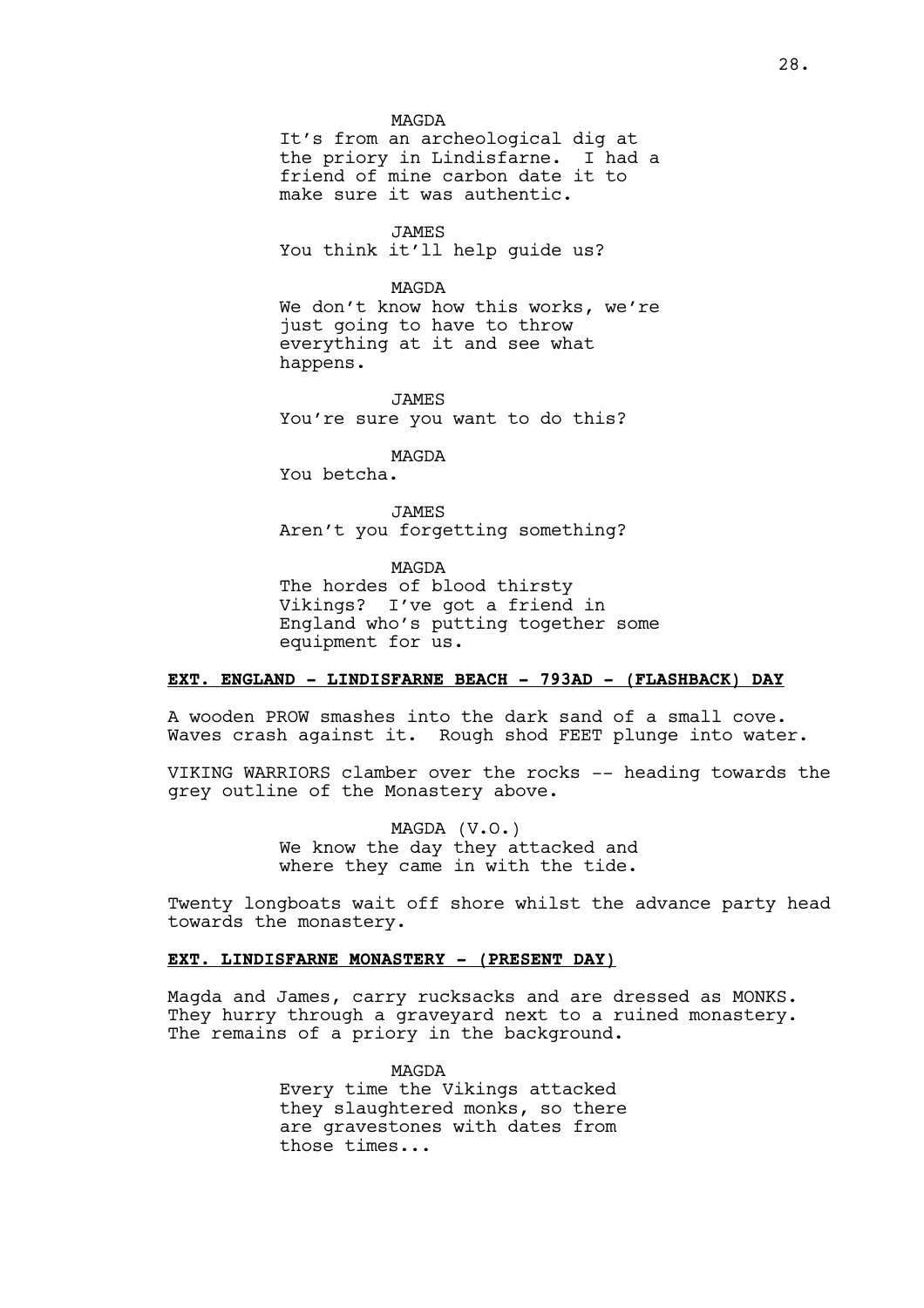MAGDA
It's from an archeological dig at the priory in Lindisfarne. I had a friend of mine carbon date it to make sure it was authentic.

JAMES
You think it'll help guide us?

MAGDA
We don't know how this works, we're just going to have to throw everything at it and see what happens.

JAMES
You're sure you want to do this?

MAGDA
You betcha.

JAMES
Aren't you forgetting something?

MAGDA
The hordes of blood thirsty Vikings? I've got a friend in England who's putting together some equipment for us.

**EXT. ENGLAND - LINDISFARNE BEACH - 793AD - (FLASHBACK) DAY**

A wooden PROW smashes into the dark sand of a small cove. Waves crash against it. Rough shod FEET plunge into water.

VIKING WARRIORS clamber over the rocks -- heading towards the grey outline of the Monastery above.

MAGDA (V.O.)
We know the day they attacked and where they came in with the tide.

Twenty longboats wait off shore whilst the advance party head towards the monastery.

**EXT. LINDISFARNE MONASTERY - (PRESENT DAY)**

Magda and James, carry rucksacks and are dressed as MONKS. They hurry through a graveyard next to a ruined monastery. The remains of a priory in the background.

MAGDA
Every time the Vikings attacked they slaughtered monks, so there are gravestones with dates from those times...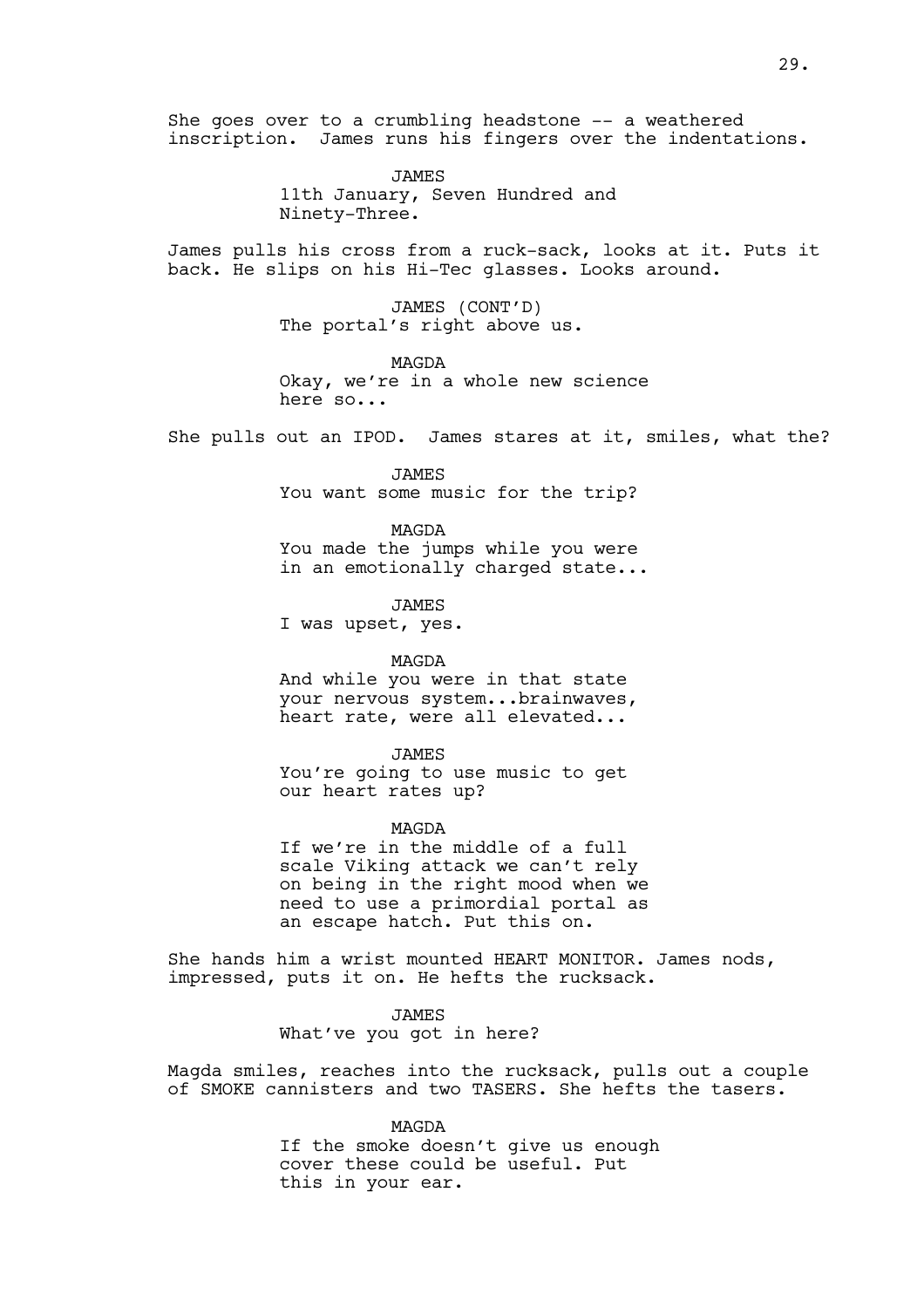She goes over to a crumbling headstone -- a weathered inscription. James runs his fingers over the indentations.

JAMES
11th January, Seven Hundred and Ninety-Three.

James pulls his cross from a ruck-sack, looks at it. Puts it back. He slips on his Hi-Tec glasses. Looks around.

JAMES (CONT'D)
The portal's right above us.

MAGDA
Okay, we're in a whole new science here so...

She pulls out an IPOD. James stares at it, smiles, what the?

JAMES
You want some music for the trip?

MAGDA
You made the jumps while you were in an emotionally charged state...

JAMES
I was upset, yes.

MAGDA
And while you were in that state your nervous system...brainwaves, heart rate, were all elevated...

JAMES
You're going to use music to get our heart rates up?

MAGDA
If we're in the middle of a full scale Viking attack we can't rely on being in the right mood when we need to use a primordial portal as an escape hatch. Put this on.

She hands him a wrist mounted HEART MONITOR. James nods, impressed, puts it on. He hefts the rucksack.

JAMES
What've you got in here?

Magda smiles, reaches into the rucksack, pulls out a couple of SMOKE cannisters and two TASERS. She hefts the tasers.

MAGDA
If the smoke doesn't give us enough cover these could be useful. Put this in your ear.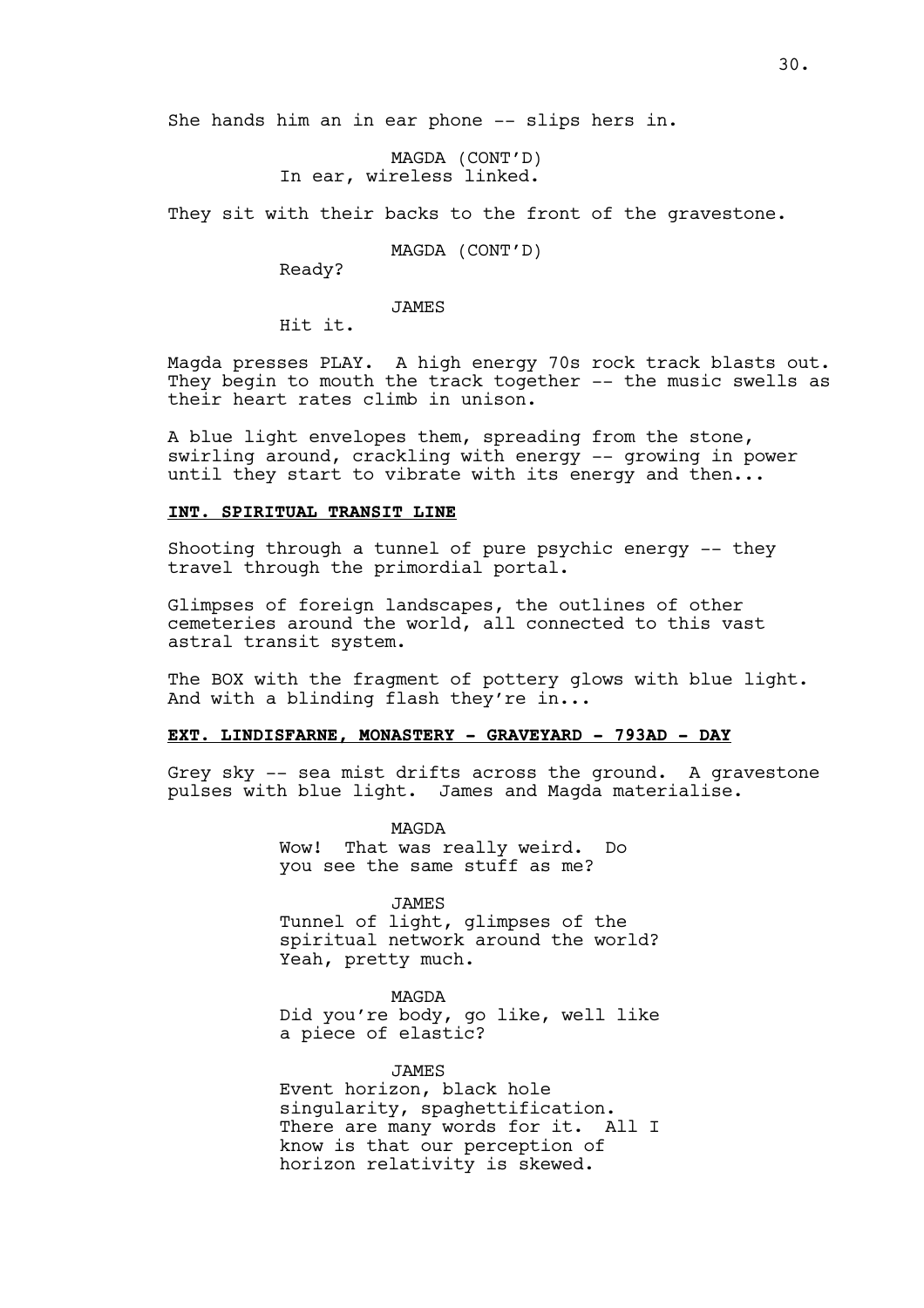She hands him an in ear phone -- slips hers in.

MAGDA (CONT'D)
In ear, wireless linked.

They sit with their backs to the front of the gravestone.

MAGDA (CONT'D)
Ready?

JAMES
Hit it.

Magda presses PLAY. A high energy 70s rock track blasts out. They begin to mouth the track together -- the music swells as their heart rates climb in unison.

A blue light envelopes them, spreading from the stone, swirling around, crackling with energy -- growing in power until they start to vibrate with its energy and then...

**INT. SPIRITUAL TRANSIT LINE**

Shooting through a tunnel of pure psychic energy -- they travel through the primordial portal.

Glimpses of foreign landscapes, the outlines of other cemeteries around the world, all connected to this vast astral transit system.

The BOX with the fragment of pottery glows with blue light. And with a blinding flash they're in...

**EXT. LINDISFARNE, MONASTERY - GRAVEYARD - 793AD - DAY**

Grey sky -- sea mist drifts across the ground. A gravestone pulses with blue light. James and Magda materialise.

MAGDA
Wow! That was really weird. Do you see the same stuff as me?

JAMES
Tunnel of light, glimpses of the spiritual network around the world? Yeah, pretty much.

MAGDA
Did you're body, go like, well like a piece of elastic?

JAMES
Event horizon, black hole singularity, spaghettification. There are many words for it. All I know is that our perception of horizon relativity is skewed.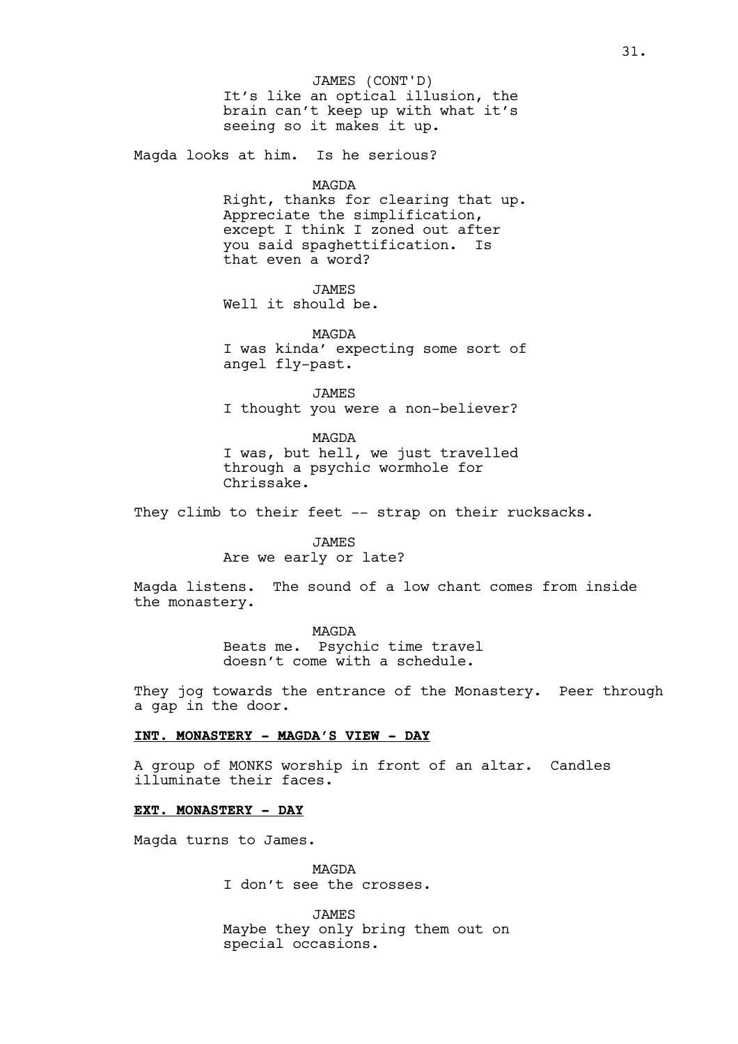JAMES (CONT'D)
It's like an optical illusion, the brain can't keep up with what it's seeing so it makes it up.

Magda looks at him. Is he serious?

MAGDA
Right, thanks for clearing that up. Appreciate the simplification, except I think I zoned out after you said spaghettification. Is that even a word?

JAMES
Well it should be.

MAGDA
I was kinda' expecting some sort of angel fly-past.

JAMES
I thought you were a non-believer?

MAGDA
I was, but hell, we just travelled through a psychic wormhole for Chrissake.

They climb to their feet -- strap on their rucksacks.

JAMES
Are we early or late?

Magda listens. The sound of a low chant comes from inside the monastery.

MAGDA
Beats me. Psychic time travel doesn't come with a schedule.

They jog towards the entrance of the Monastery. Peer through a gap in the door.

**INT. MONASTERY - MAGDA'S VIEW - DAY**

A group of MONKS worship in front of an altar. Candles illuminate their faces.

**EXT. MONASTERY - DAY**

Magda turns to James.

MAGDA
I don't see the crosses.

JAMES
Maybe they only bring them out on special occasions.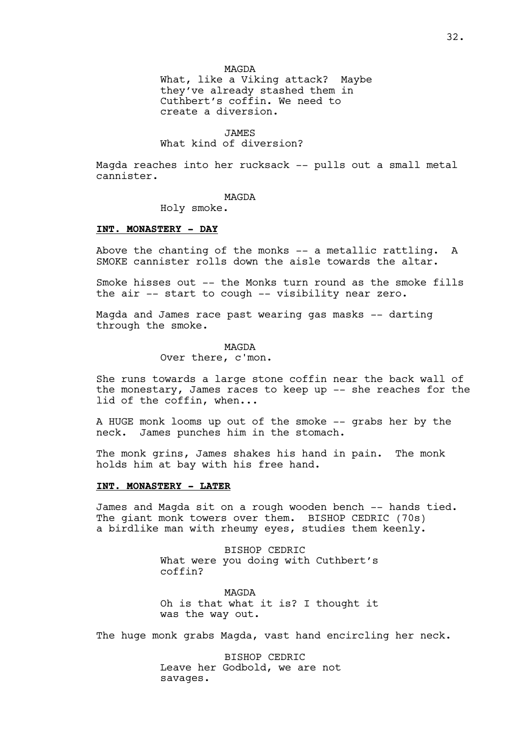MAGDA
What, like a Viking attack? Maybe they've already stashed them in Cuthbert's coffin. We need to create a diversion.

JAMES
What kind of diversion?

Magda reaches into her rucksack -- pulls out a small metal cannister.

MAGDA
Holy smoke.

**INT. MONASTERY - DAY**

Above the chanting of the monks -- a metallic rattling. A SMOKE cannister rolls down the aisle towards the altar.

Smoke hisses out -- the Monks turn round as the smoke fills the air -- start to cough -- visibility near zero.

Magda and James race past wearing gas masks -- darting through the smoke.

MAGDA
Over there, c'mon.

She runs towards a large stone coffin near the back wall of the monestary, James races to keep up -- she reaches for the lid of the coffin, when...

A HUGE monk looms up out of the smoke -- grabs her by the neck. James punches him in the stomach.

The monk grins, James shakes his hand in pain. The monk holds him at bay with his free hand.

**INT. MONASTERY - LATER**

James and Magda sit on a rough wooden bench -- hands tied. The giant monk towers over them. BISHOP CEDRIC (70s) a birdlike man with rheumy eyes, studies them keenly.

BISHOP CEDRIC
What were you doing with Cuthbert's coffin?

MAGDA
Oh is that what it is? I thought it was the way out.

The huge monk grabs Magda, vast hand encircling her neck.

BISHOP CEDRIC
Leave her Godbold, we are not savages.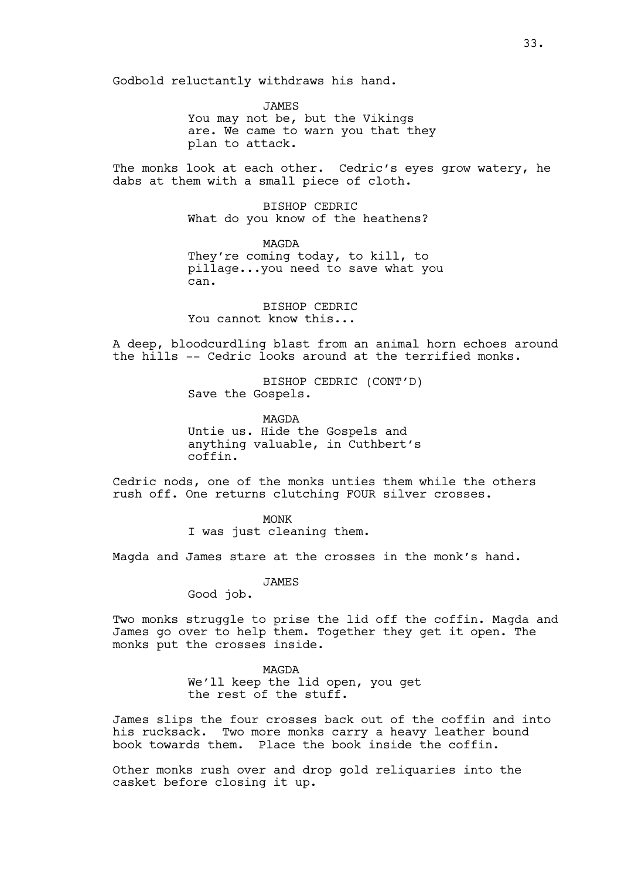Godbold reluctantly withdraws his hand.

JAMES
You may not be, but the Vikings are. We came to warn you that they plan to attack.

The monks look at each other. Cedric's eyes grow watery, he dabs at them with a small piece of cloth.

BISHOP CEDRIC
What do you know of the heathens?

MAGDA
They're coming today, to kill, to pillage...you need to save what you can.

BISHOP CEDRIC
You cannot know this...

A deep, bloodcurdling blast from an animal horn echoes around the hills -- Cedric looks around at the terrified monks.

BISHOP CEDRIC (CONT'D)
Save the Gospels.

MAGDA
Untie us. Hide the Gospels and anything valuable, in Cuthbert's coffin.

Cedric nods, one of the monks unties them while the others rush off. One returns clutching FOUR silver crosses.

MONK
I was just cleaning them.

Magda and James stare at the crosses in the monk's hand.

JAMES
Good job.

Two monks struggle to prise the lid off the coffin. Magda and James go over to help them. Together they get it open. The monks put the crosses inside.

MAGDA
We'll keep the lid open, you get the rest of the stuff.

James slips the four crosses back out of the coffin and into his rucksack. Two more monks carry a heavy leather bound book towards them. Place the book inside the coffin.

Other monks rush over and drop gold reliquaries into the casket before closing it up.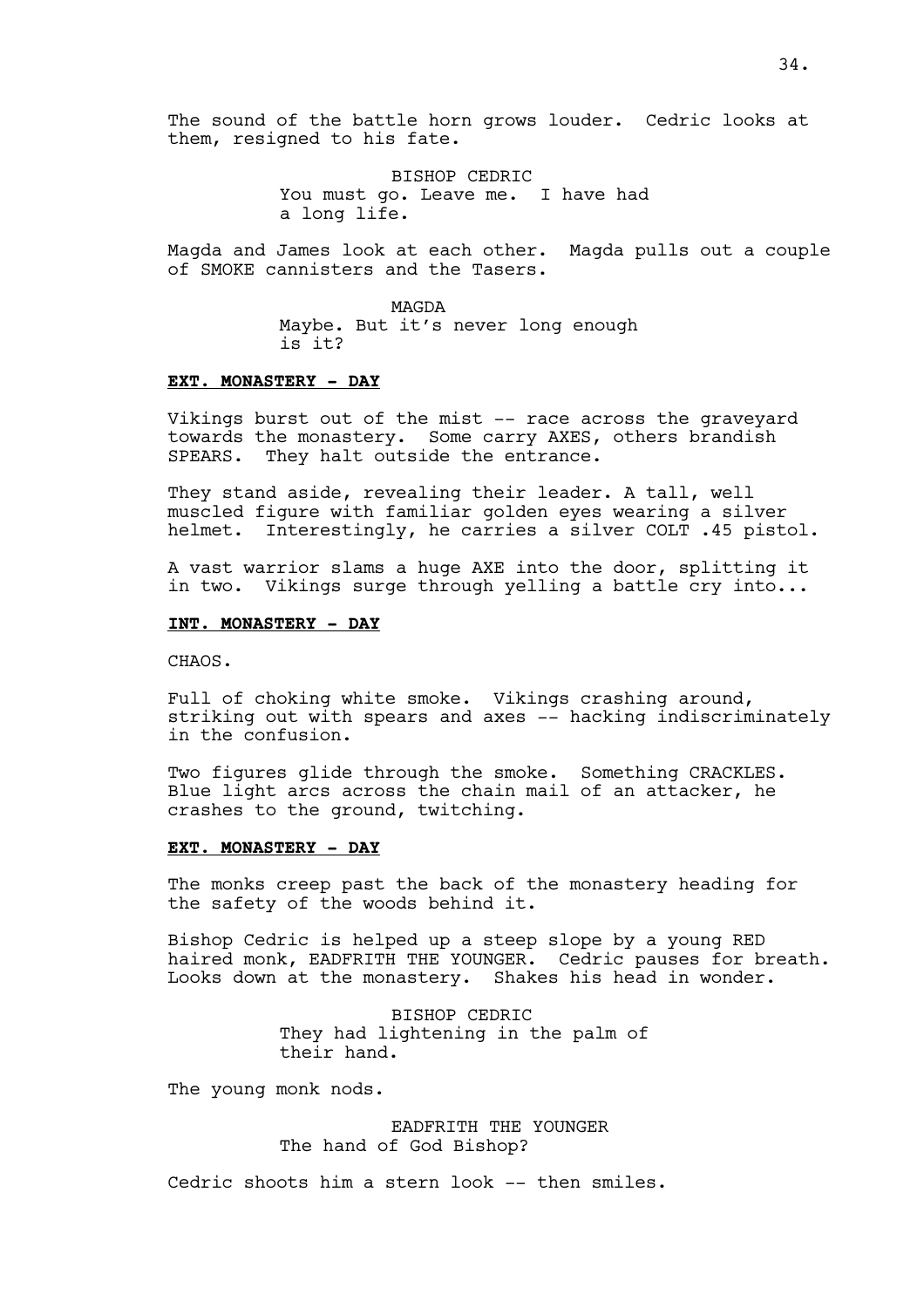The sound of the battle horn grows louder. Cedric looks at them, resigned to his fate.

BISHOP CEDRIC
You must go. Leave me. I have had a long life.

Magda and James look at each other. Magda pulls out a couple of SMOKE cannisters and the Tasers.

MAGDA
Maybe. But it's never long enough is it?

**EXT. MONASTERY - DAY**

Vikings burst out of the mist -- race across the graveyard towards the monastery. Some carry AXES, others brandish SPEARS. They halt outside the entrance.

They stand aside, revealing their leader. A tall, well muscled figure with familiar golden eyes wearing a silver helmet. Interestingly, he carries a silver COLT .45 pistol.

A vast warrior slams a huge AXE into the door, splitting it in two. Vikings surge through yelling a battle cry into...

**INT. MONASTERY - DAY**

CHAOS.

Full of choking white smoke. Vikings crashing around, striking out with spears and axes -- hacking indiscriminately in the confusion.

Two figures glide through the smoke. Something CRACKLES. Blue light arcs across the chain mail of an attacker, he crashes to the ground, twitching.

**EXT. MONASTERY - DAY**

The monks creep past the back of the monastery heading for the safety of the woods behind it.

Bishop Cedric is helped up a steep slope by a young RED haired monk, EADFRITH THE YOUNGER. Cedric pauses for breath. Looks down at the monastery. Shakes his head in wonder.

BISHOP CEDRIC
They had lightening in the palm of their hand.

The young monk nods.

EADFRITH THE YOUNGER
The hand of God Bishop?

Cedric shoots him a stern look -- then smiles.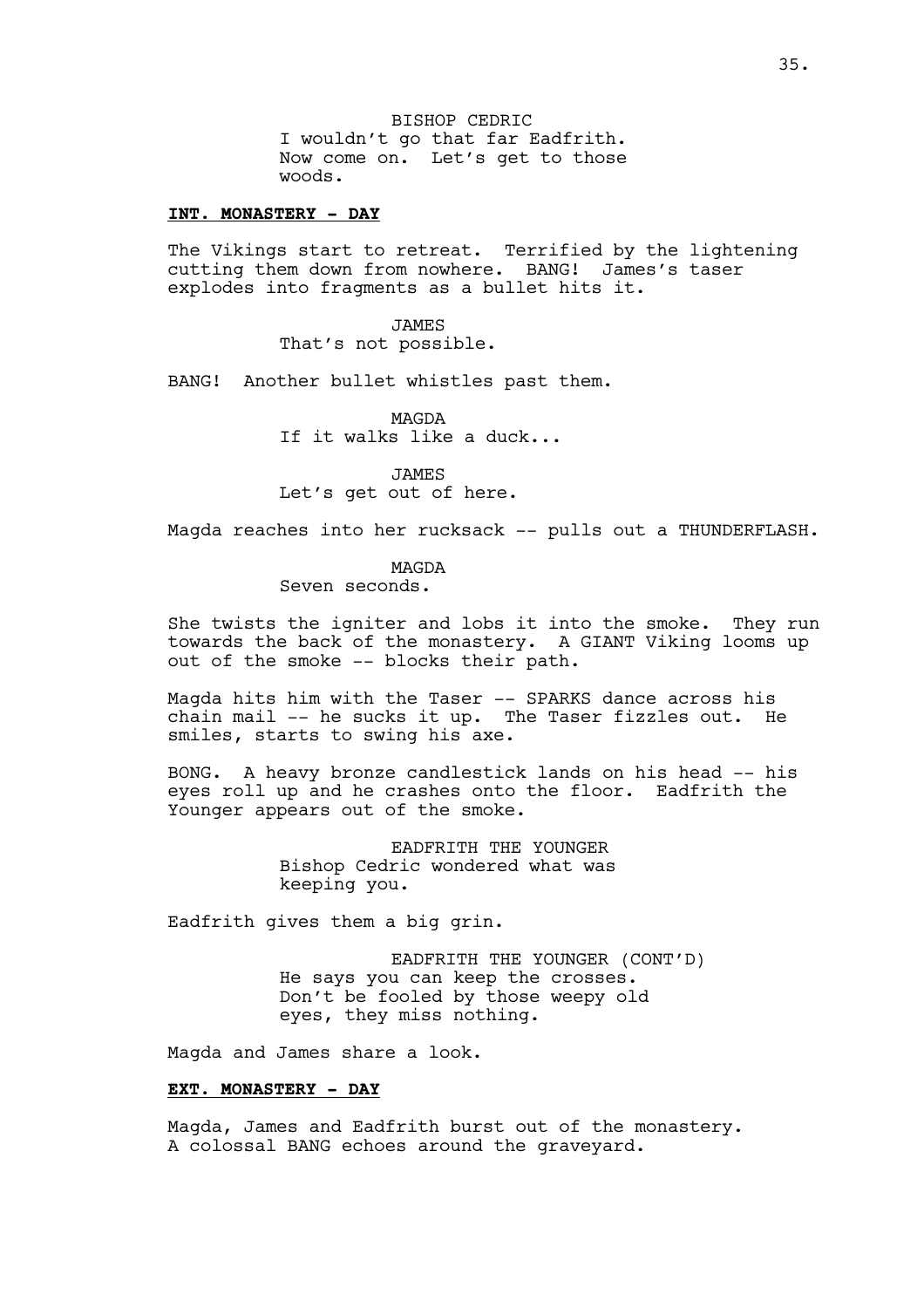BISHOP CEDRIC
I wouldn't go that far Eadfrith. Now come on. Let's get to those woods.

**INT. MONASTERY - DAY**

The Vikings start to retreat. Terrified by the lightening cutting them down from nowhere. BANG! James's taser explodes into fragments as a bullet hits it.

JAMES
That's not possible.

BANG! Another bullet whistles past them.

MAGDA
If it walks like a duck...

JAMES
Let's get out of here.

Magda reaches into her rucksack -- pulls out a THUNDERFLASH.

MAGDA
Seven seconds.

She twists the igniter and lobs it into the smoke. They run towards the back of the monastery. A GIANT Viking looms up out of the smoke -- blocks their path.

Magda hits him with the Taser -- SPARKS dance across his chain mail -- he sucks it up. The Taser fizzles out. He smiles, starts to swing his axe.

BONG. A heavy bronze candlestick lands on his head -- his eyes roll up and he crashes onto the floor. Eadfrith the Younger appears out of the smoke.

EADFRITH THE YOUNGER
Bishop Cedric wondered what was keeping you.

Eadfrith gives them a big grin.

EADFRITH THE YOUNGER (CONT'D)
He says you can keep the crosses. Don't be fooled by those weepy old eyes, they miss nothing.

Magda and James share a look.

**EXT. MONASTERY - DAY**

Magda, James and Eadfrith burst out of the monastery. A colossal BANG echoes around the graveyard.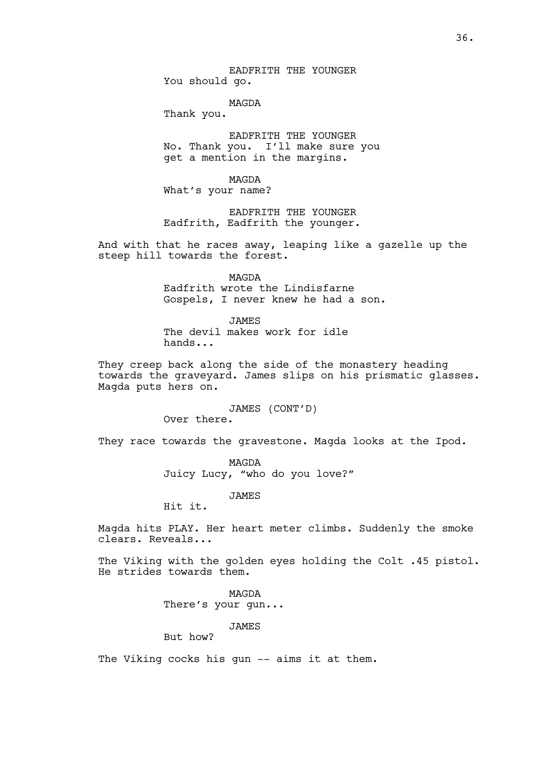EADFRITH THE YOUNGER
You should go.

MAGDA
Thank you.

EADFRITH THE YOUNGER
No. Thank you. I'll make sure you get a mention in the margins.

MAGDA
What's your name?

EADFRITH THE YOUNGER
Eadfrith, Eadfrith the younger.

And with that he races away, leaping like a gazelle up the steep hill towards the forest.

MAGDA
Eadfrith wrote the Lindisfarne Gospels, I never knew he had a son.

JAMES
The devil makes work for idle hands...

They creep back along the side of the monastery heading towards the graveyard. James slips on his prismatic glasses. Magda puts hers on.

JAMES (CONT'D)
Over there.

They race towards the gravestone. Magda looks at the Ipod.

MAGDA
Juicy Lucy, "who do you love?"

JAMES
Hit it.

Magda hits PLAY. Her heart meter climbs. Suddenly the smoke clears. Reveals...

The Viking with the golden eyes holding the Colt .45 pistol. He strides towards them.

MAGDA
There's your gun...

JAMES
But how?

The Viking cocks his gun -- aims it at them.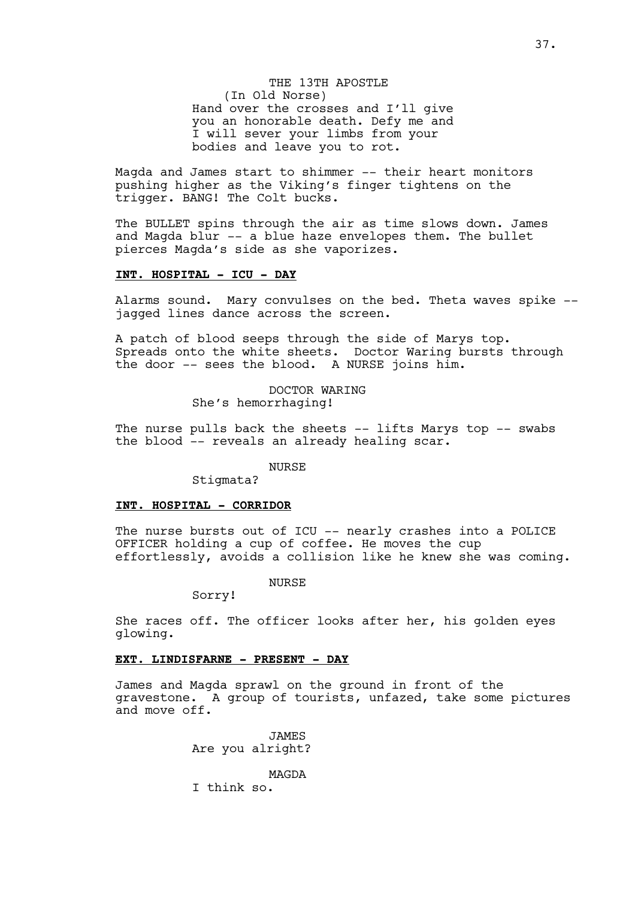THE 13TH APOSTLE
(In Old Norse)
Hand over the crosses and I'll give you an honorable death. Defy me and I will sever your limbs from your bodies and leave you to rot.

Magda and James start to shimmer -- their heart monitors pushing higher as the Viking's finger tightens on the trigger. BANG! The Colt bucks.

The BULLET spins through the air as time slows down. James and Magda blur -- a blue haze envelopes them. The bullet pierces Magda's side as she vaporizes.

**INT. HOSPITAL - ICU - DAY**

Alarms sound. Mary convulses on the bed. Theta waves spike -- jagged lines dance across the screen.

A patch of blood seeps through the side of Marys top. Spreads onto the white sheets. Doctor Waring bursts through the door -- sees the blood. A NURSE joins him.

DOCTOR WARING
She's hemorrhaging!

The nurse pulls back the sheets -- lifts Marys top -- swabs the blood -- reveals an already healing scar.

NURSE
Stigmata?

**INT. HOSPITAL - CORRIDOR**

The nurse bursts out of ICU -- nearly crashes into a POLICE OFFICER holding a cup of coffee. He moves the cup effortlessly, avoids a collision like he knew she was coming.

NURSE
Sorry!

She races off. The officer looks after her, his golden eyes glowing.

**EXT. LINDISFARNE - PRESENT - DAY**

James and Magda sprawl on the ground in front of the gravestone. A group of tourists, unfazed, take some pictures and move off.

JAMES
Are you alright?

MAGDA
I think so.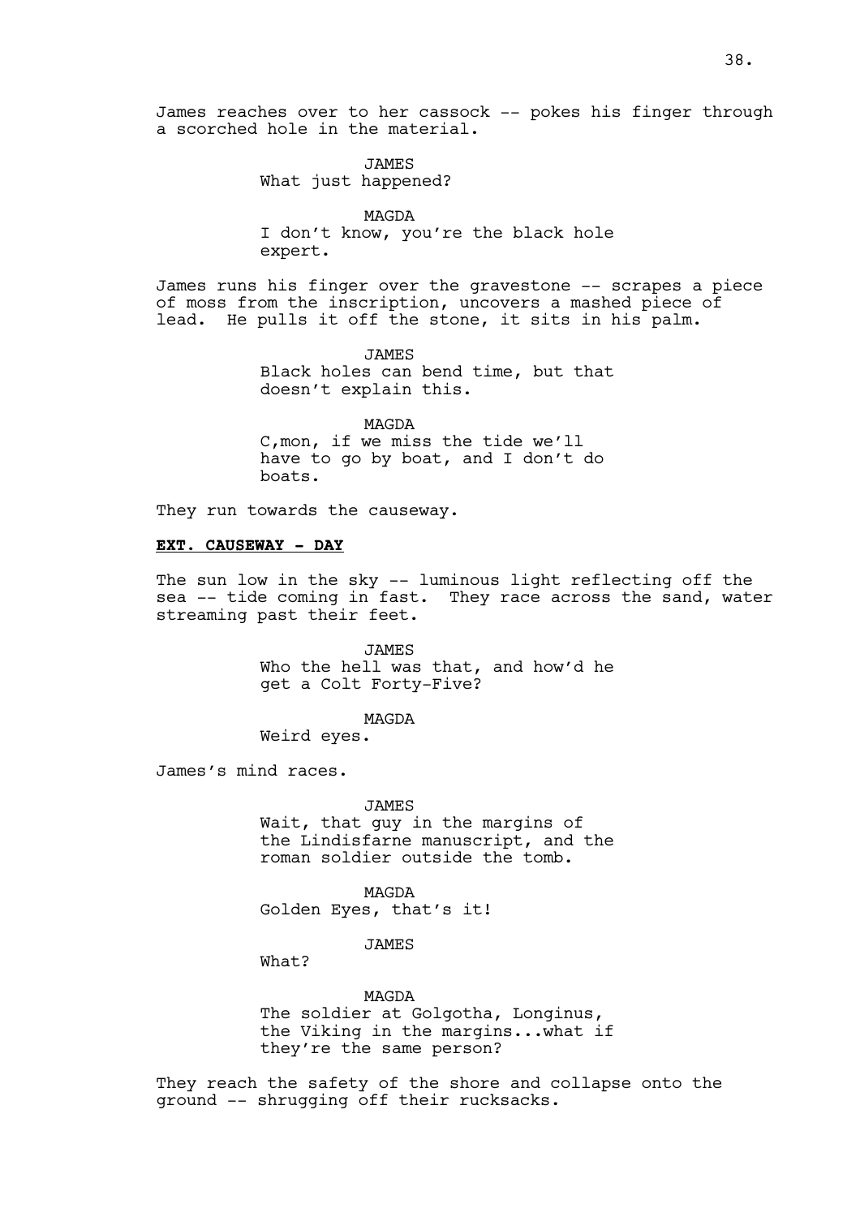James reaches over to her cassock -- pokes his finger through a scorched hole in the material.

JAMES
What just happened?

MAGDA
I don't know, you're the black hole expert.

James runs his finger over the gravestone -- scrapes a piece of moss from the inscription, uncovers a mashed piece of lead. He pulls it off the stone, it sits in his palm.

JAMES
Black holes can bend time, but that doesn't explain this.

MAGDA
C,mon, if we miss the tide we'll have to go by boat, and I don't do boats.

They run towards the causeway.

**EXT. CAUSEWAY - DAY**

The sun low in the sky -- luminous light reflecting off the sea -- tide coming in fast. They race across the sand, water streaming past their feet.

JAMES
Who the hell was that, and how'd he get a Colt Forty-Five?

MAGDA
Weird eyes.

James's mind races.

JAMES
Wait, that guy in the margins of the Lindisfarne manuscript, and the roman soldier outside the tomb.

MAGDA
Golden Eyes, that's it!

JAMES
What?

MAGDA
The soldier at Golgotha, Longinus, the Viking in the margins...what if they're the same person?

They reach the safety of the shore and collapse onto the ground -- shrugging off their rucksacks.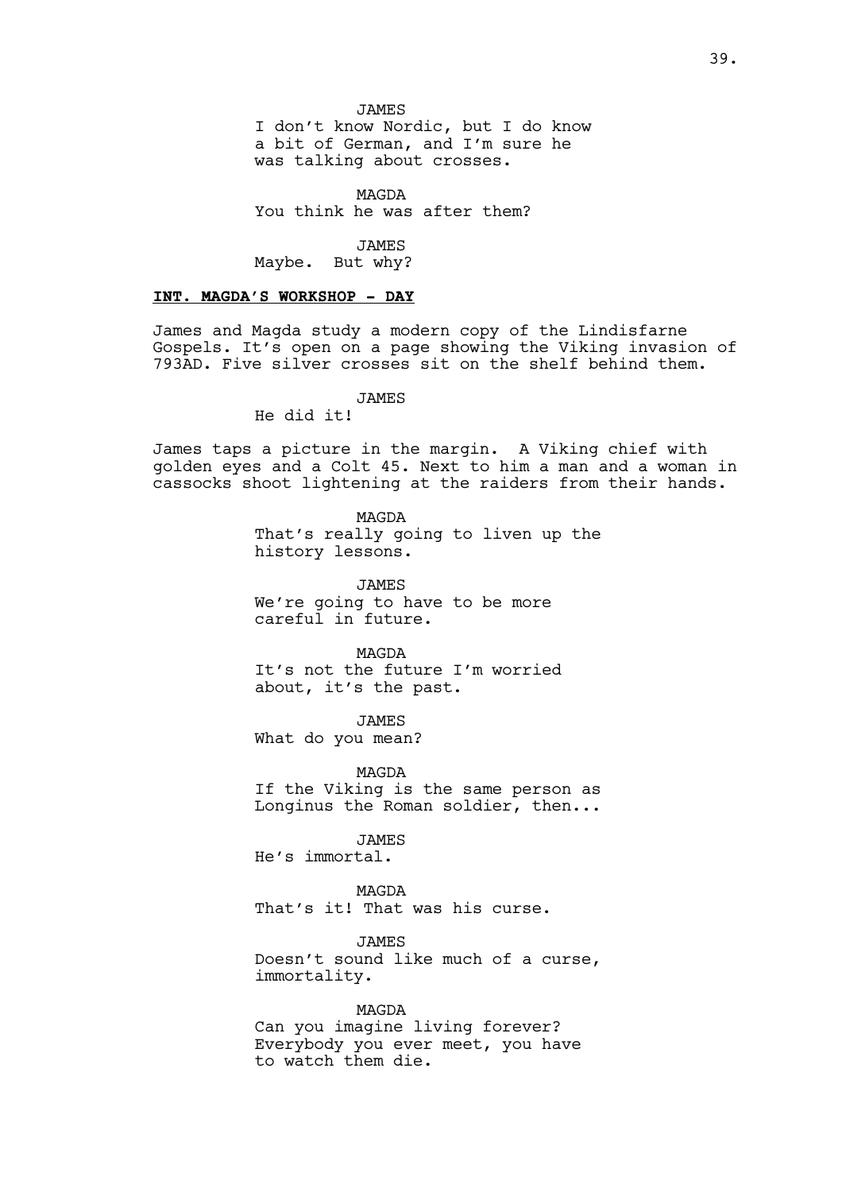JAMES
I don't know Nordic, but I do know a bit of German, and I'm sure he was talking about crosses.

MAGDA
You think he was after them?

JAMES
Maybe. But why?

**INT. MAGDA'S WORKSHOP - DAY**

James and Magda study a modern copy of the Lindisfarne Gospels. It's open on a page showing the Viking invasion of 793AD. Five silver crosses sit on the shelf behind them.

JAMES
He did it!

James taps a picture in the margin. A Viking chief with golden eyes and a Colt 45. Next to him a man and a woman in cassocks shoot lightening at the raiders from their hands.

MAGDA
That's really going to liven up the history lessons.

JAMES
We're going to have to be more careful in future.

MAGDA
It's not the future I'm worried about, it's the past.

JAMES
What do you mean?

MAGDA
If the Viking is the same person as Longinus the Roman soldier, then...

JAMES
He's immortal.

MAGDA
That's it! That was his curse.

JAMES
Doesn't sound like much of a curse, immortality.

MAGDA
Can you imagine living forever? Everybody you ever meet, you have to watch them die.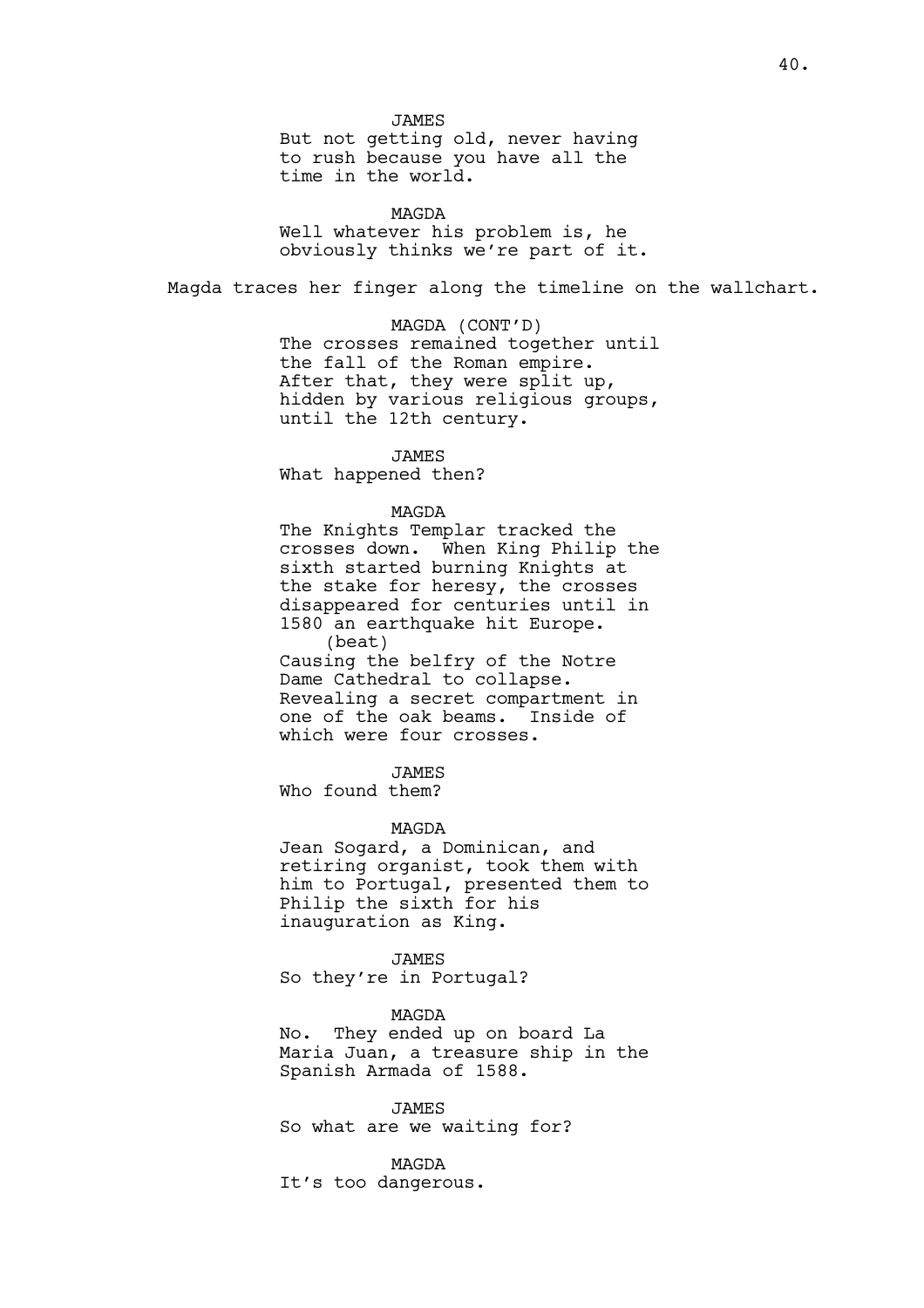JAMES

But not getting old, never having to rush because you have all the time in the world.

MAGDA

Well whatever his problem is, he obviously thinks we're part of it.

Magda traces her finger along the timeline on the wallchart.

MAGDA (CONT'D)

The crosses remained together until the fall of the Roman empire. After that, they were split up, hidden by various religious groups, until the 12th century.

JAMES

What happened then?

MAGDA

The Knights Templar tracked the crosses down. When King Philip the sixth started burning Knights at the stake for heresy, the crosses disappeared for centuries until in 1580 an earthquake hit Europe.

(beat)

Causing the belfry of the Notre Dame Cathedral to collapse. Revealing a secret compartment in one of the oak beams. Inside of which were four crosses.

JAMES

Who found them?

MAGDA

Jean Sogard, a Dominican, and retiring organist, took them with him to Portugal, presented them to Philip the sixth for his inauguration as King.

JAMES

So they're in Portugal?

MAGDA

No. They ended up on board La Maria Juan, a treasure ship in the Spanish Armada of 1588.

JAMES

So what are we waiting for?

MAGDA

It's too dangerous.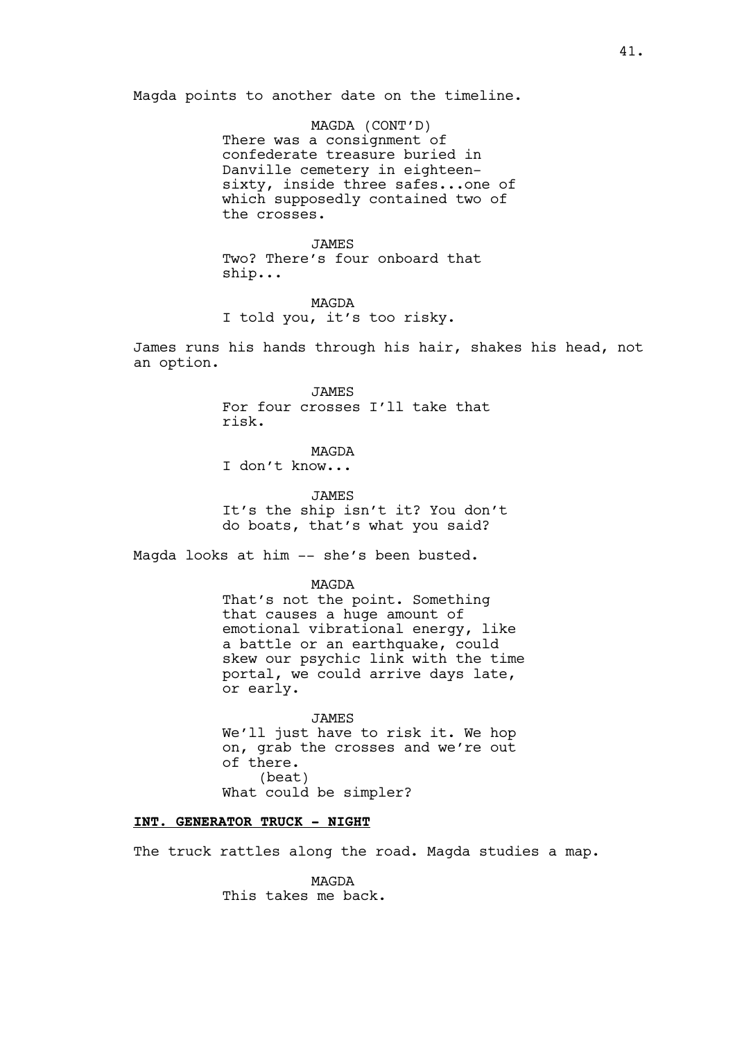Magda points to another date on the timeline.

MAGDA (CONT'D)
There was a consignment of confederate treasure buried in Danville cemetery in eighteen-sixty, inside three safes...one of which supposedly contained two of the crosses.

JAMES
Two? There's four onboard that ship...

MAGDA
I told you, it's too risky.

James runs his hands through his hair, shakes his head, not an option.

JAMES
For four crosses I'll take that risk.

MAGDA
I don't know...

JAMES
It's the ship isn't it? You don't do boats, that's what you said?

Magda looks at him -- she's been busted.

MAGDA
That's not the point. Something that causes a huge amount of emotional vibrational energy, like a battle or an earthquake, could skew our psychic link with the time portal, we could arrive days late, or early.

JAMES
We'll just have to risk it. We hop on, grab the crosses and we're out of there.
(beat)
What could be simpler?

**INT. GENERATOR TRUCK - NIGHT**

The truck rattles along the road. Magda studies a map.

MAGDA
This takes me back.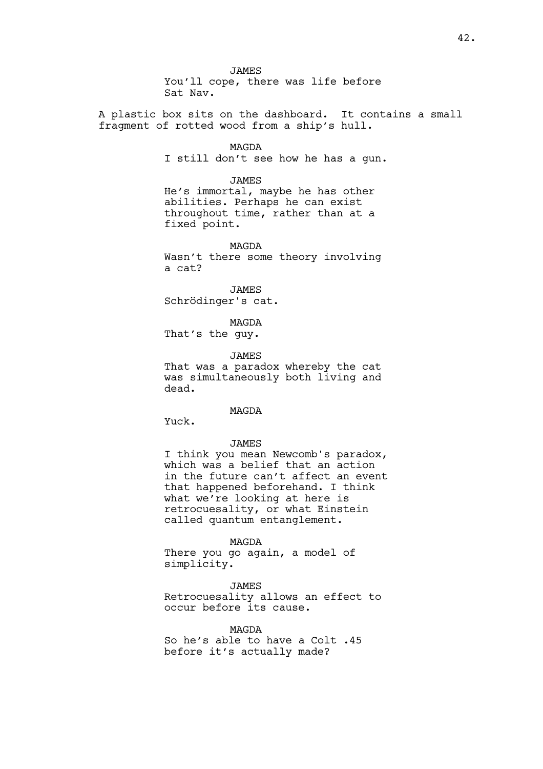JAMES
You'll cope, there was life before Sat Nav.

A plastic box sits on the dashboard. It contains a small fragment of rotted wood from a ship's hull.

MAGDA
I still don't see how he has a gun.

JAMES
He's immortal, maybe he has other abilities. Perhaps he can exist throughout time, rather than at a fixed point.

MAGDA
Wasn't there some theory involving a cat?

JAMES
Schrödinger's cat.

MAGDA
That's the guy.

JAMES
That was a paradox whereby the cat was simultaneously both living and dead.

MAGDA
Yuck.

JAMES
I think you mean Newcomb's paradox, which was a belief that an action in the future can't affect an event that happened beforehand. I think what we're looking at here is retrocuesality, or what Einstein called quantum entanglement.

MAGDA
There you go again, a model of simplicity.

JAMES
Retrocuesality allows an effect to occur before its cause.

MAGDA
So he's able to have a Colt .45 before it's actually made?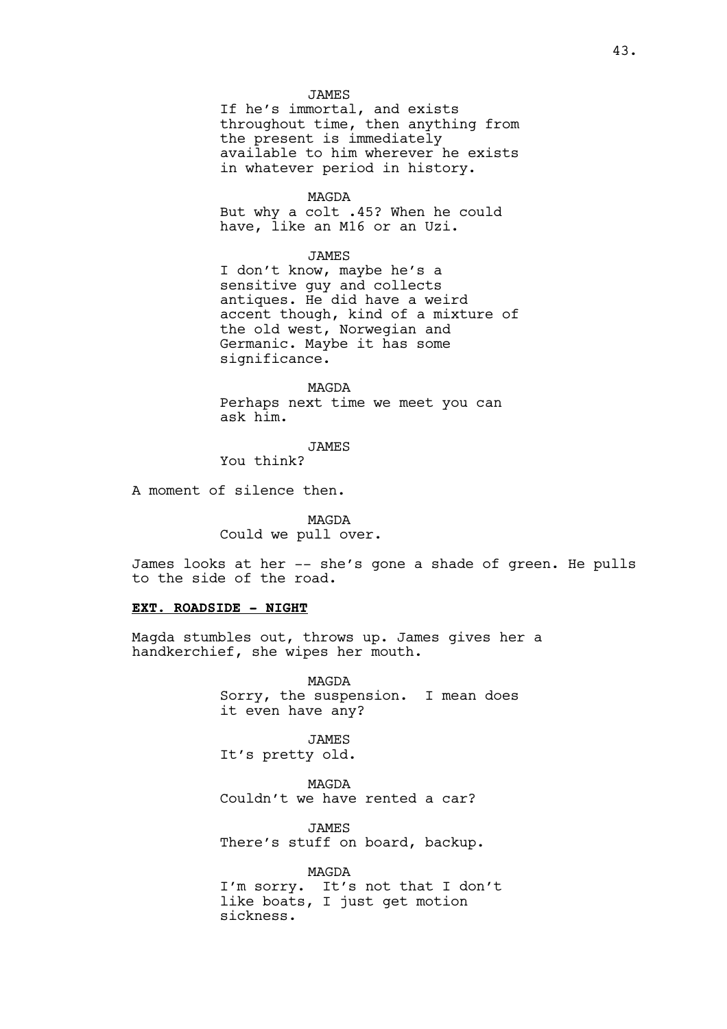JAMES

If he's immortal, and exists throughout time, then anything from the present is immediately available to him wherever he exists in whatever period in history.

MAGDA

But why a colt .45? When he could have, like an M16 or an Uzi.

JAMES

I don't know, maybe he's a sensitive guy and collects antiques. He did have a weird accent though, kind of a mixture of the old west, Norwegian and Germanic. Maybe it has some significance.

MAGDA

Perhaps next time we meet you can ask him.

JAMES

You think?

A moment of silence then.

MAGDA

Could we pull over.

James looks at her -- she's gone a shade of green. He pulls to the side of the road.

**EXT. ROADSIDE - NIGHT**

Magda stumbles out, throws up. James gives her a handkerchief, she wipes her mouth.

MAGDA

Sorry, the suspension. I mean does it even have any?

JAMES

It's pretty old.

MAGDA

Couldn't we have rented a car?

JAMES

There's stuff on board, backup.

MAGDA

I'm sorry. It's not that I don't like boats, I just get motion sickness.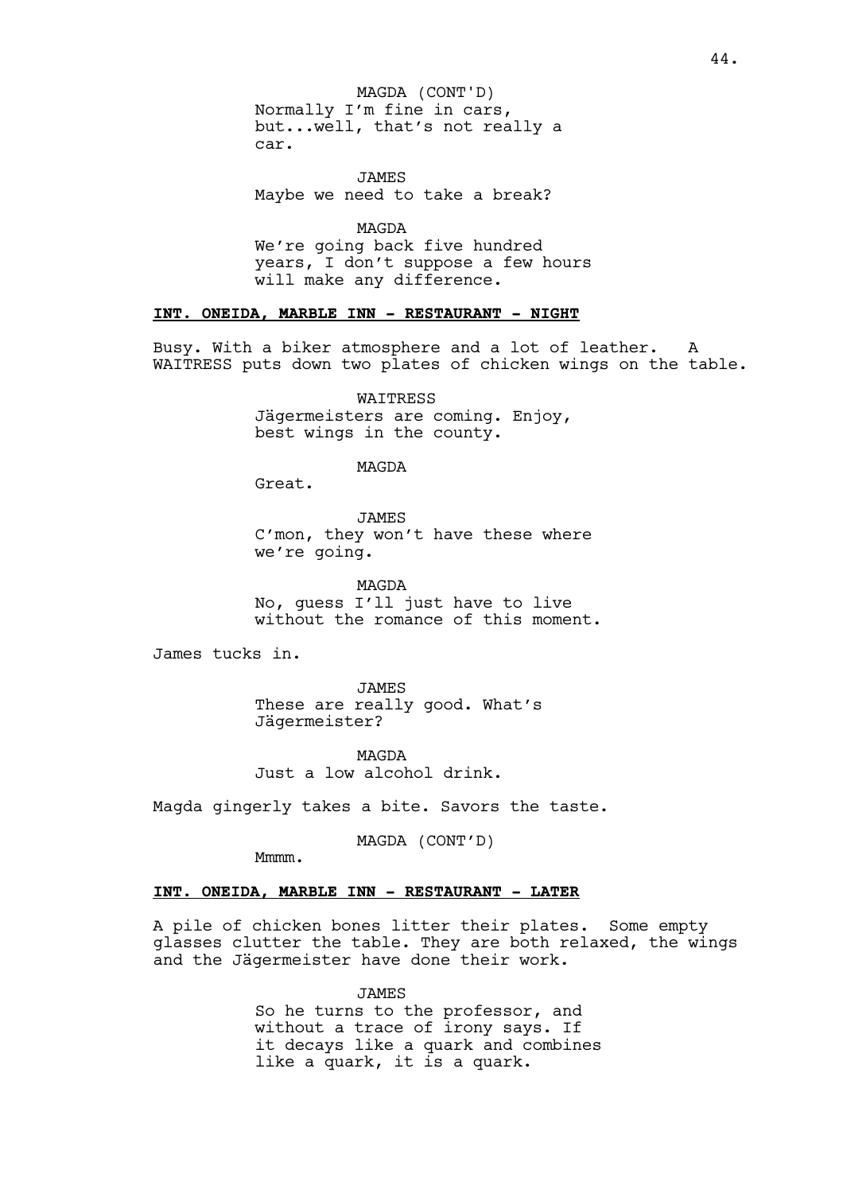MAGDA (CONT'D)
Normally I'm fine in cars, but...well, that's not really a car.

JAMES
Maybe we need to take a break?

MAGDA
We're going back five hundred years, I don't suppose a few hours will make any difference.

**INT. ONEIDA, MARBLE INN - RESTAURANT - NIGHT**

Busy. With a biker atmosphere and a lot of leather. A WAITRESS puts down two plates of chicken wings on the table.

WAITRESS
Jägermeisters are coming. Enjoy, best wings in the county.

MAGDA
Great.

JAMES
C'mon, they won't have these where we're going.

MAGDA
No, guess I'll just have to live without the romance of this moment.

James tucks in.

JAMES
These are really good. What's Jägermeister?

MAGDA
Just a low alcohol drink.

Magda gingerly takes a bite. Savors the taste.

MAGDA (CONT'D)
Mmmm.

**INT. ONEIDA, MARBLE INN - RESTAURANT - LATER**

A pile of chicken bones litter their plates. Some empty glasses clutter the table. They are both relaxed, the wings and the Jägermeister have done their work.

JAMES
So he turns to the professor, and without a trace of irony says. If it decays like a quark and combines like a quark, it is a quark.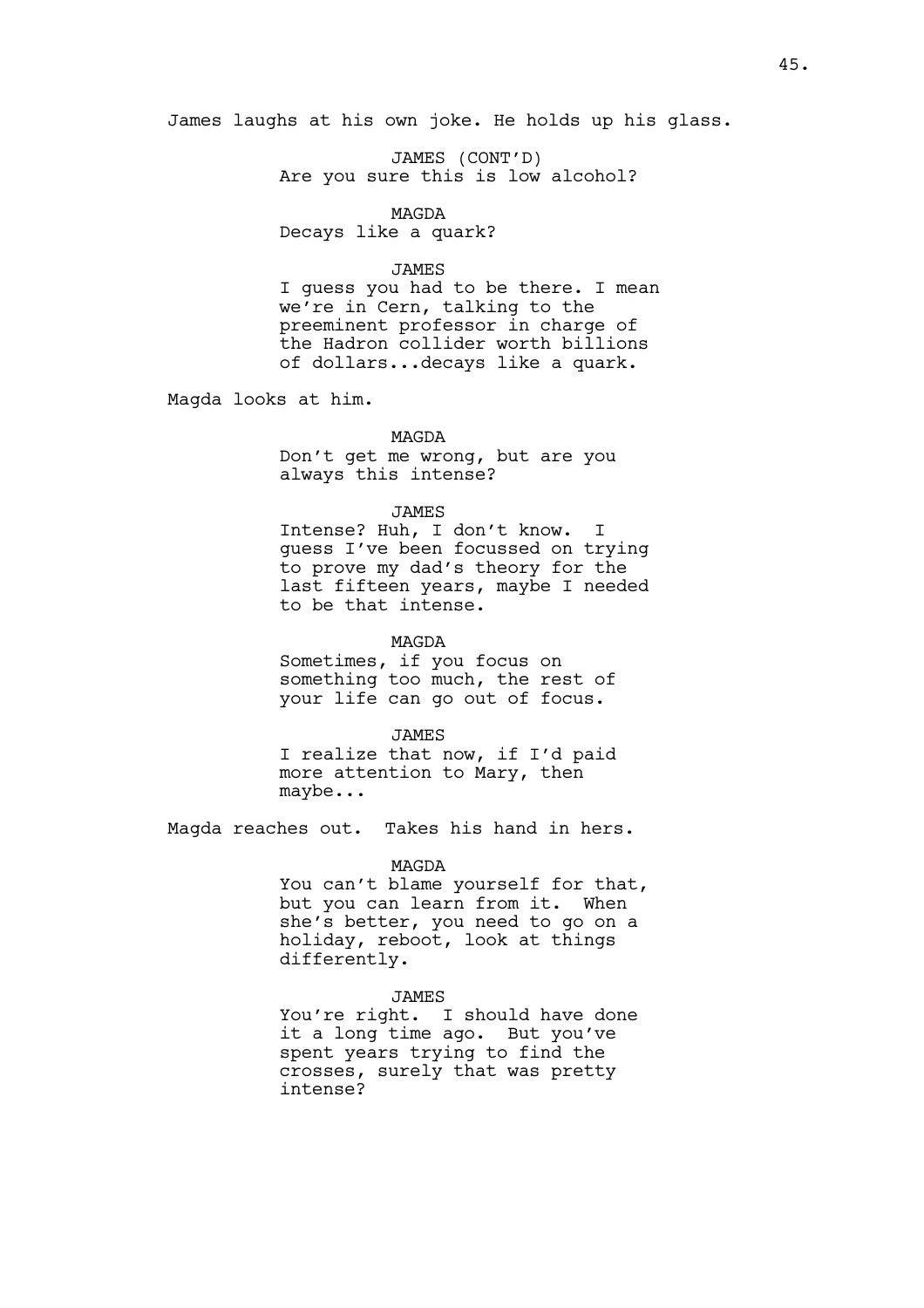James laughs at his own joke. He holds up his glass.

JAMES (CONT'D)
Are you sure this is low alcohol?

MAGDA
Decays like a quark?

JAMES
I guess you had to be there. I mean we're in Cern, talking to the preeminent professor in charge of the Hadron collider worth billions of dollars...decays like a quark.

Magda looks at him.

MAGDA
Don't get me wrong, but are you always this intense?

JAMES
Intense? Huh, I don't know. I guess I've been focussed on trying to prove my dad's theory for the last fifteen years, maybe I needed to be that intense.

MAGDA
Sometimes, if you focus on something too much, the rest of your life can go out of focus.

JAMES
I realize that now, if I'd paid more attention to Mary, then maybe...

Magda reaches out. Takes his hand in hers.

MAGDA
You can't blame yourself for that, but you can learn from it. When she's better, you need to go on a holiday, reboot, look at things differently.

JAMES
You're right. I should have done it a long time ago. But you've spent years trying to find the crosses, surely that was pretty intense?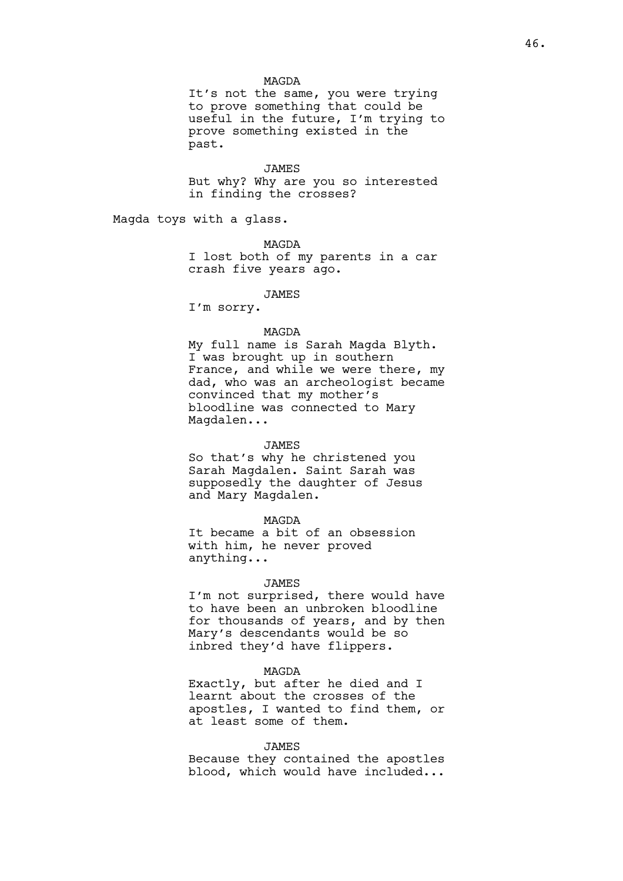MAGDA

It's not the same, you were trying to prove something that could be useful in the future, I'm trying to prove something existed in the past.

JAMES

But why? Why are you so interested in finding the crosses?

Magda toys with a glass.

MAGDA

I lost both of my parents in a car crash five years ago.

JAMES

I'm sorry.

MAGDA

My full name is Sarah Magda Blyth. I was brought up in southern France, and while we were there, my dad, who was an archeologist became convinced that my mother's bloodline was connected to Mary Magdalen...

JAMES

So that's why he christened you Sarah Magdalen. Saint Sarah was supposedly the daughter of Jesus and Mary Magdalen.

MAGDA

It became a bit of an obsession with him, he never proved anything...

JAMES

I'm not surprised, there would have to have been an unbroken bloodline for thousands of years, and by then Mary's descendants would be so inbred they'd have flippers.

MAGDA

Exactly, but after he died and I learnt about the crosses of the apostles, I wanted to find them, or at least some of them.

JAMES

Because they contained the apostles blood, which would have included...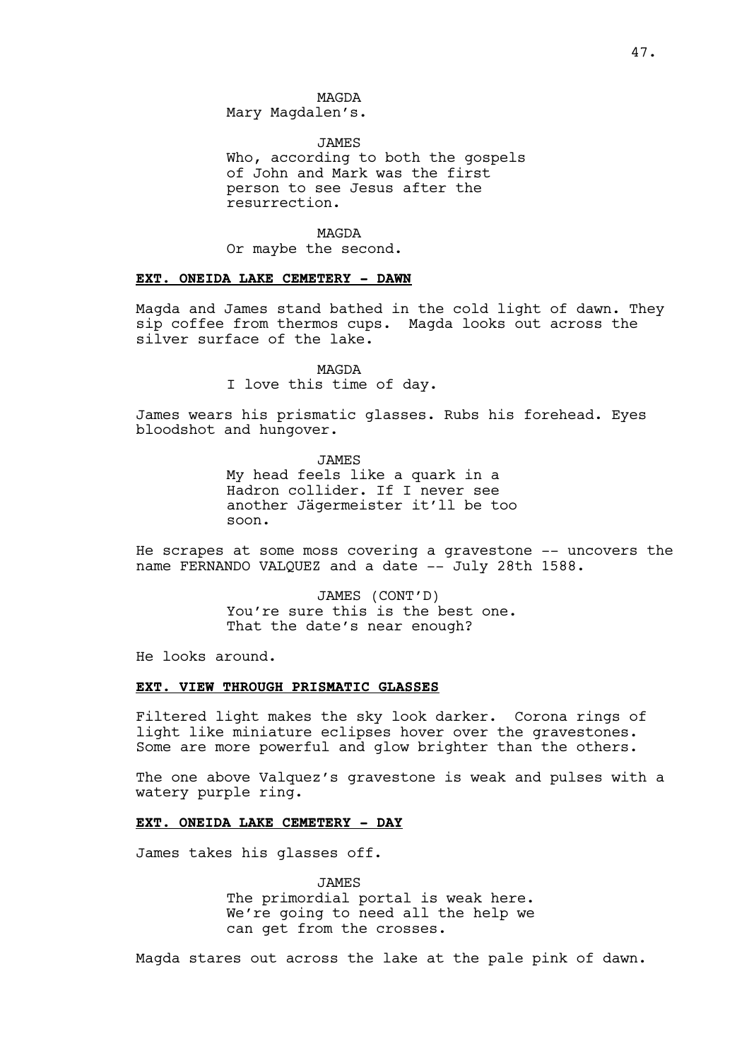MAGDA

Mary Magdalen's.

JAMES

Who, according to both the gospels of John and Mark was the first person to see Jesus after the resurrection.

MAGDA

Or maybe the second.

**EXT. ONEIDA LAKE CEMETERY - DAWN**

Magda and James stand bathed in the cold light of dawn. They sip coffee from thermos cups. Magda looks out across the silver surface of the lake.

MAGDA

I love this time of day.

James wears his prismatic glasses. Rubs his forehead. Eyes bloodshot and hungover.

JAMES

My head feels like a quark in a Hadron collider. If I never see another Jägermeister it'll be too soon.

He scrapes at some moss covering a gravestone -- uncovers the name FERNANDO VALQUEZ and a date -- July 28th 1588.

JAMES (CONT'D)

You're sure this is the best one. That the date's near enough?

He looks around.

**EXT. VIEW THROUGH PRISMATIC GLASSES**

Filtered light makes the sky look darker. Corona rings of light like miniature eclipses hover over the gravestones. Some are more powerful and glow brighter than the others.

The one above Valquez's gravestone is weak and pulses with a watery purple ring.

**EXT. ONEIDA LAKE CEMETERY - DAY**

James takes his glasses off.

JAMES

The primordial portal is weak here. We're going to need all the help we can get from the crosses.

Magda stares out across the lake at the pale pink of dawn.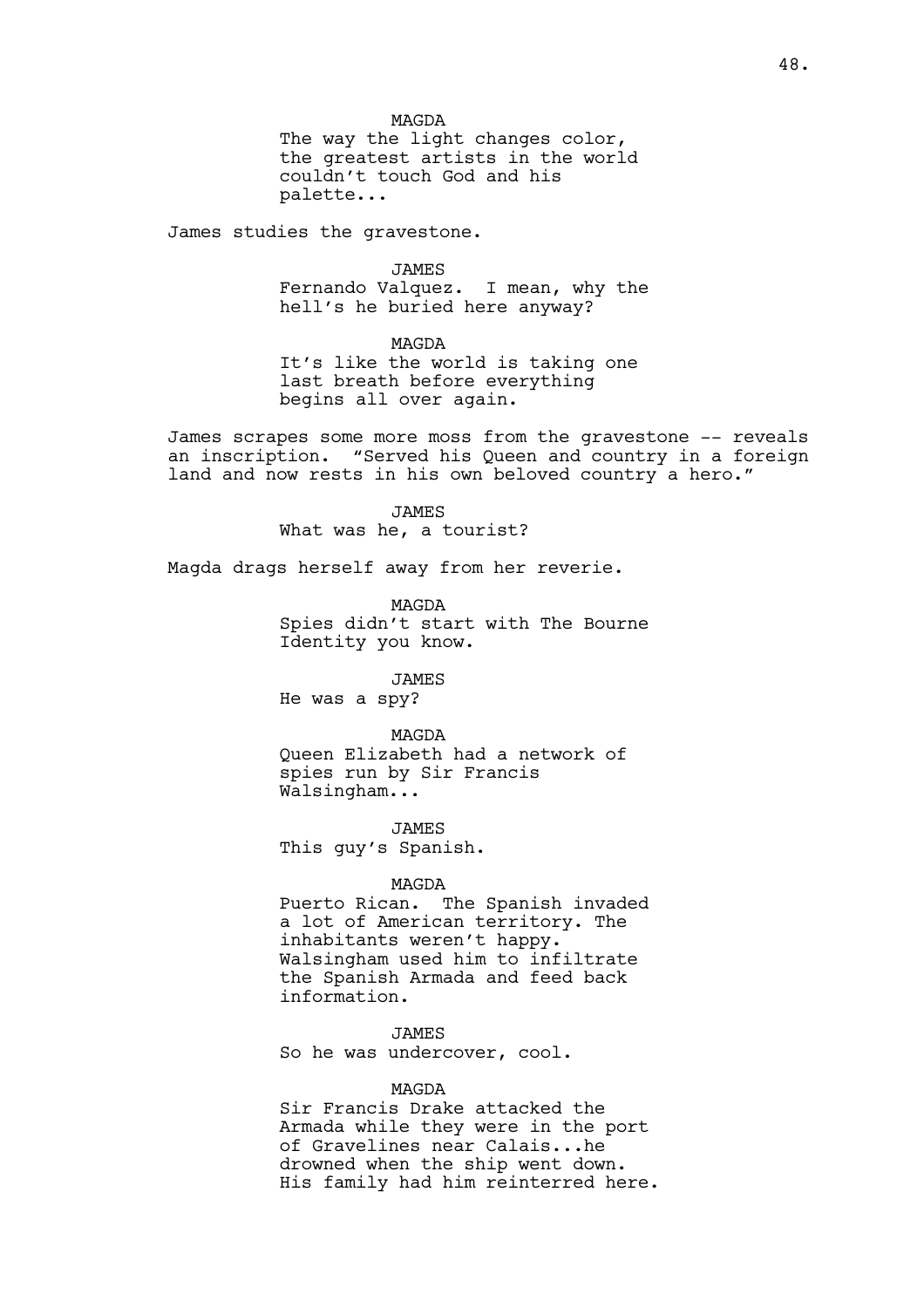MAGDA
The way the light changes color, the greatest artists in the world couldn't touch God and his palette...

James studies the gravestone.

JAMES
Fernando Valquez.  I mean, why the hell's he buried here anyway?

MAGDA
It's like the world is taking one last breath before everything begins all over again.

James scrapes some more moss from the gravestone -- reveals an inscription.  "Served his Queen and country in a foreign land and now rests in his own beloved country a hero."

JAMES
What was he, a tourist?

Magda drags herself away from her reverie.

MAGDA
Spies didn't start with The Bourne Identity you know.

JAMES
He was a spy?

MAGDA
Queen Elizabeth had a network of spies run by Sir Francis Walsingham...

JAMES
This guy's Spanish.

MAGDA
Puerto Rican.  The Spanish invaded a lot of American territory. The inhabitants weren't happy. Walsingham used him to infiltrate the Spanish Armada and feed back information.

JAMES
So he was undercover, cool.

MAGDA
Sir Francis Drake attacked the Armada while they were in the port of Gravelines near Calais...he drowned when the ship went down. His family had him reinterred here.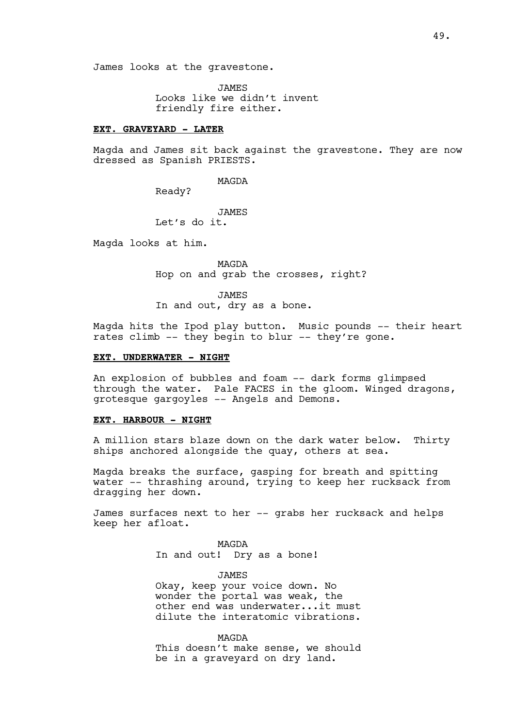James looks at the gravestone.

JAMES
Looks like we didn't invent friendly fire either.

**EXT. GRAVEYARD - LATER**

Magda and James sit back against the gravestone. They are now dressed as Spanish PRIESTS.

MAGDA
Ready?

JAMES
Let's do it.

Magda looks at him.

MAGDA
Hop on and grab the crosses, right?

JAMES
In and out, dry as a bone.

Magda hits the Ipod play button. Music pounds -- their heart rates climb -- they begin to blur -- they're gone.

**EXT. UNDERWATER - NIGHT**

An explosion of bubbles and foam -- dark forms glimpsed through the water. Pale FACES in the gloom. Winged dragons, grotesque gargoyles -- Angels and Demons.

**EXT. HARBOUR - NIGHT**

A million stars blaze down on the dark water below. Thirty ships anchored alongside the quay, others at sea.

Magda breaks the surface, gasping for breath and spitting water -- thrashing around, trying to keep her rucksack from dragging her down.

James surfaces next to her -- grabs her rucksack and helps keep her afloat.

MAGDA
In and out! Dry as a bone!

JAMES
Okay, keep your voice down. No wonder the portal was weak, the other end was underwater...it must dilute the interatomic vibrations.

MAGDA
This doesn't make sense, we should be in a graveyard on dry land.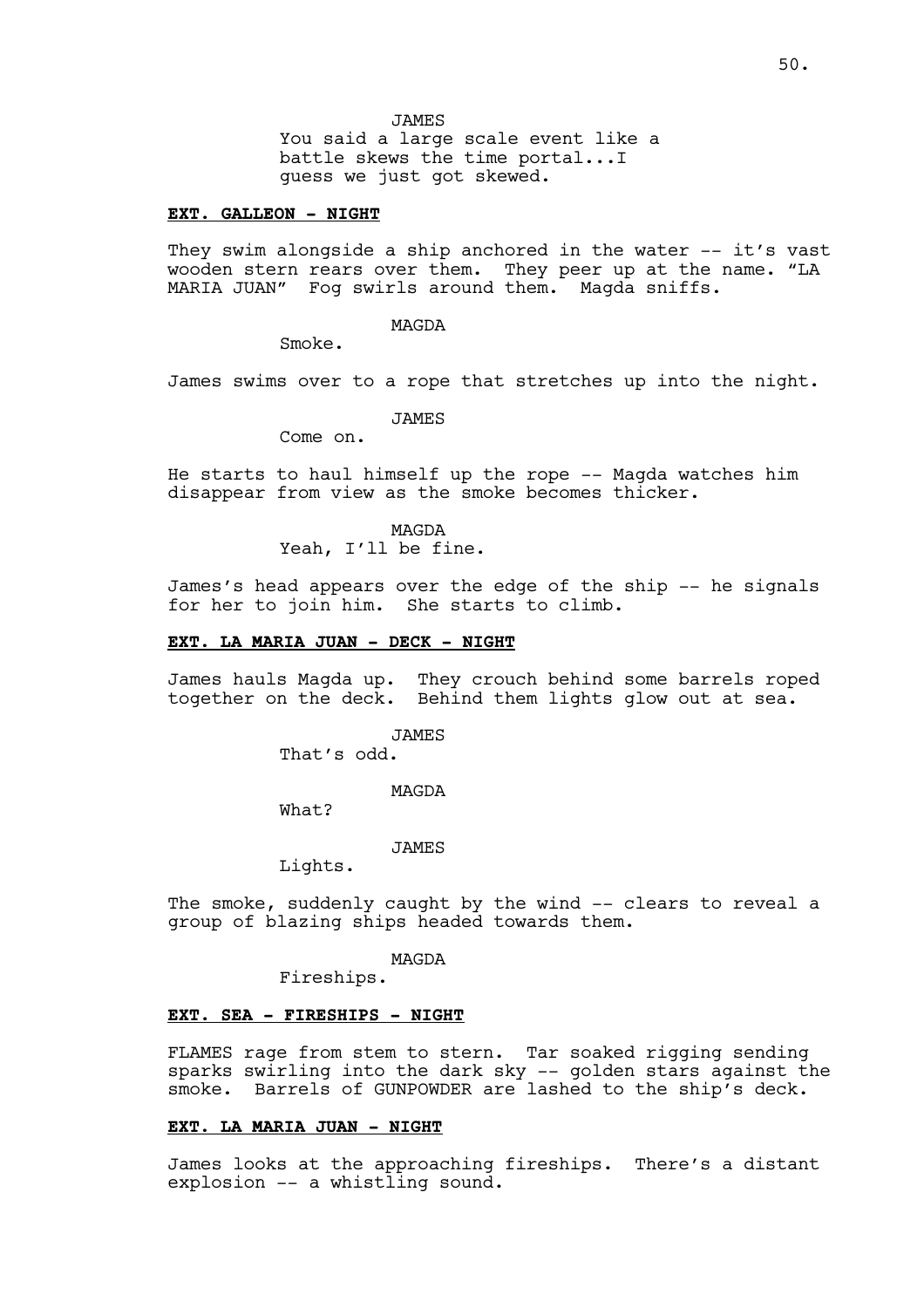JAMES

You said a large scale event like a battle skews the time portal...I guess we just got skewed.

**EXT. GALLEON - NIGHT**

They swim alongside a ship anchored in the water -- it's vast wooden stern rears over them. They peer up at the name. "LA MARIA JUAN" Fog swirls around them. Magda sniffs.

MAGDA

Smoke.

James swims over to a rope that stretches up into the night.

JAMES

Come on.

He starts to haul himself up the rope -- Magda watches him disappear from view as the smoke becomes thicker.

MAGDA

Yeah, I'll be fine.

James's head appears over the edge of the ship -- he signals for her to join him. She starts to climb.

**EXT. LA MARIA JUAN - DECK - NIGHT**

James hauls Magda up. They crouch behind some barrels roped together on the deck. Behind them lights glow out at sea.

JAMES

That's odd.

MAGDA

What?

JAMES

Lights.

The smoke, suddenly caught by the wind -- clears to reveal a group of blazing ships headed towards them.

MAGDA

Fireships.

**EXT. SEA - FIRESHIPS - NIGHT**

FLAMES rage from stem to stern. Tar soaked rigging sending sparks swirling into the dark sky -- golden stars against the smoke. Barrels of GUNPOWDER are lashed to the ship's deck.

**EXT. LA MARIA JUAN - NIGHT**

James looks at the approaching fireships. There's a distant explosion -- a whistling sound.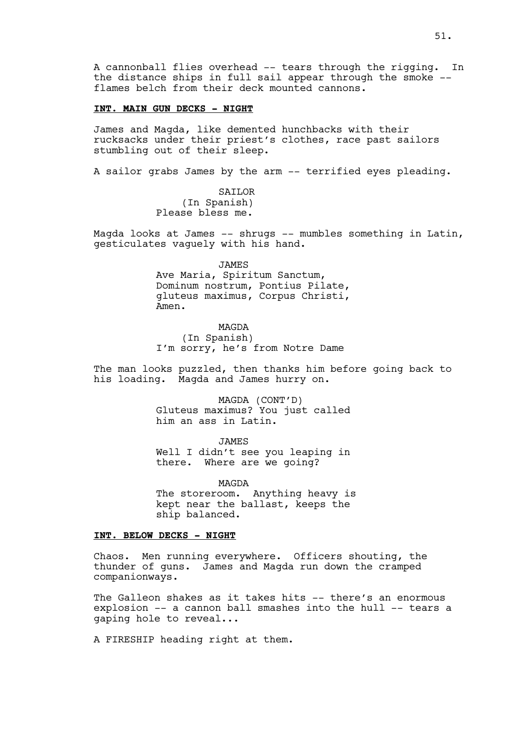A cannonball flies overhead -- tears through the rigging. In the distance ships in full sail appear through the smoke -- flames belch from their deck mounted cannons.

**INT. MAIN GUN DECKS - NIGHT**

James and Magda, like demented hunchbacks with their rucksacks under their priest's clothes, race past sailors stumbling out of their sleep.

A sailor grabs James by the arm -- terrified eyes pleading.

SAILOR
(In Spanish)
Please bless me.

Magda looks at James -- shrugs -- mumbles something in Latin, gesticulates vaguely with his hand.

JAMES
Ave Maria, Spiritum Sanctum, Dominum nostrum, Pontius Pilate, gluteus maximus, Corpus Christi, Amen.

MAGDA
(In Spanish)
I'm sorry, he's from Notre Dame

The man looks puzzled, then thanks him before going back to his loading. Magda and James hurry on.

MAGDA (CONT'D)
Gluteus maximus? You just called him an ass in Latin.

JAMES
Well I didn't see you leaping in there. Where are we going?

MAGDA
The storeroom. Anything heavy is kept near the ballast, keeps the ship balanced.

**INT. BELOW DECKS - NIGHT**

Chaos. Men running everywhere. Officers shouting, the thunder of guns. James and Magda run down the cramped companionways.

The Galleon shakes as it takes hits -- there's an enormous explosion -- a cannon ball smashes into the hull -- tears a gaping hole to reveal...

A FIRESHIP heading right at them.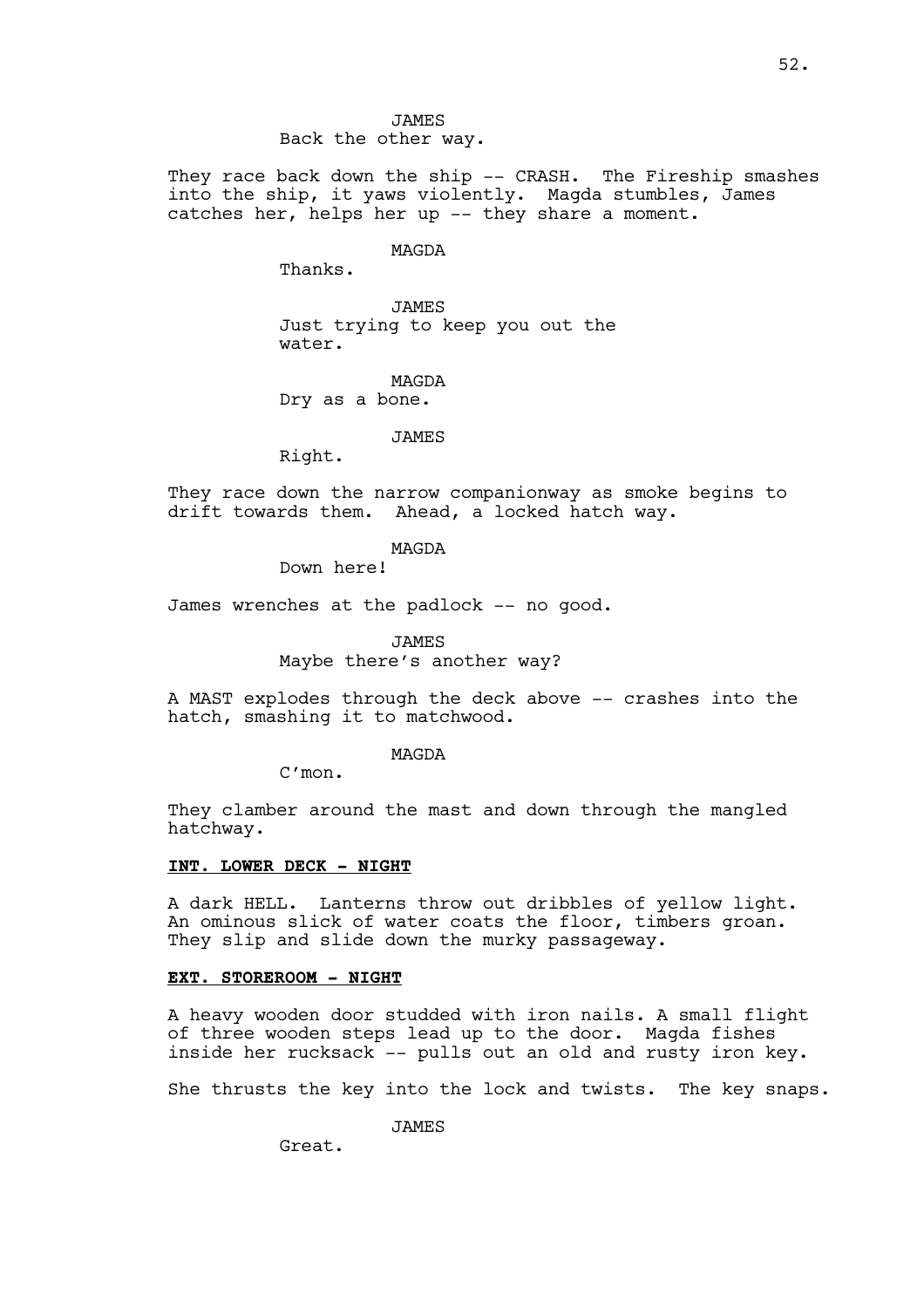JAMES
Back the other way.

They race back down the ship -- CRASH. The Fireship smashes into the ship, it yaws violently. Magda stumbles, James catches her, helps her up -- they share a moment.

MAGDA
Thanks.

JAMES
Just trying to keep you out the water.

MAGDA
Dry as a bone.

JAMES
Right.

They race down the narrow companionway as smoke begins to drift towards them. Ahead, a locked hatch way.

MAGDA
Down here!

James wrenches at the padlock -- no good.

JAMES
Maybe there's another way?

A MAST explodes through the deck above -- crashes into the hatch, smashing it to matchwood.

MAGDA
C'mon.

They clamber around the mast and down through the mangled hatchway.

**INT. LOWER DECK - NIGHT**

A dark HELL. Lanterns throw out dribbles of yellow light. An ominous slick of water coats the floor, timbers groan. They slip and slide down the murky passageway.

**EXT. STOREROOM - NIGHT**

A heavy wooden door studded with iron nails. A small flight of three wooden steps lead up to the door. Magda fishes inside her rucksack -- pulls out an old and rusty iron key.

She thrusts the key into the lock and twists. The key snaps.

JAMES
Great.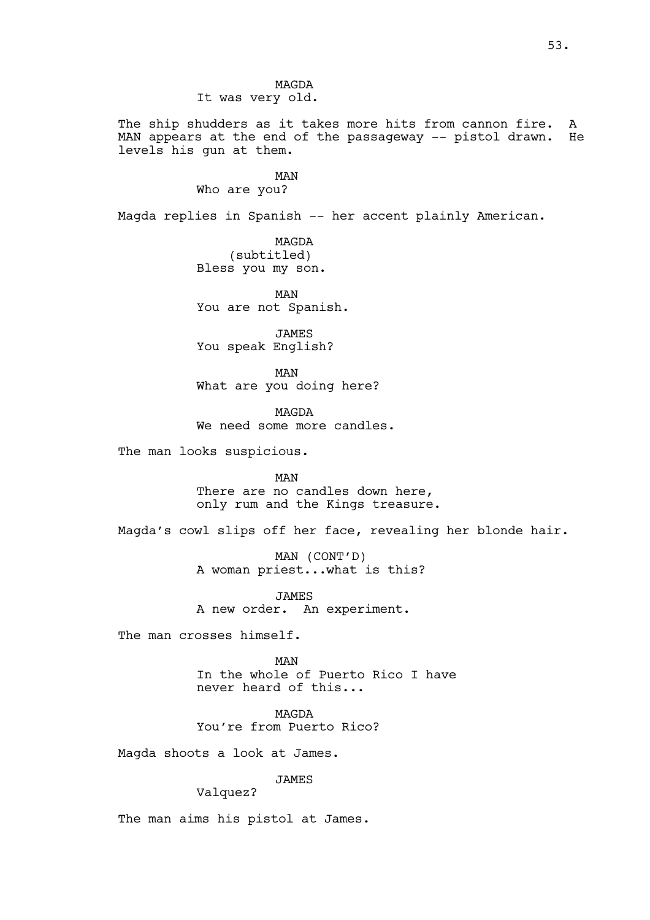MAGDA
It was very old.

The ship shudders as it takes more hits from cannon fire. A MAN appears at the end of the passageway -- pistol drawn. He levels his gun at them.

MAN
Who are you?

Magda replies in Spanish -- her accent plainly American.

MAGDA
(subtitled)
Bless you my son.

MAN
You are not Spanish.

JAMES
You speak English?

MAN
What are you doing here?

MAGDA
We need some more candles.

The man looks suspicious.

MAN
There are no candles down here, only rum and the Kings treasure.

Magda's cowl slips off her face, revealing her blonde hair.

MAN (CONT'D)
A woman priest...what is this?

JAMES
A new order. An experiment.

The man crosses himself.

MAN
In the whole of Puerto Rico I have never heard of this...

MAGDA
You're from Puerto Rico?

Magda shoots a look at James.

JAMES
Valquez?

The man aims his pistol at James.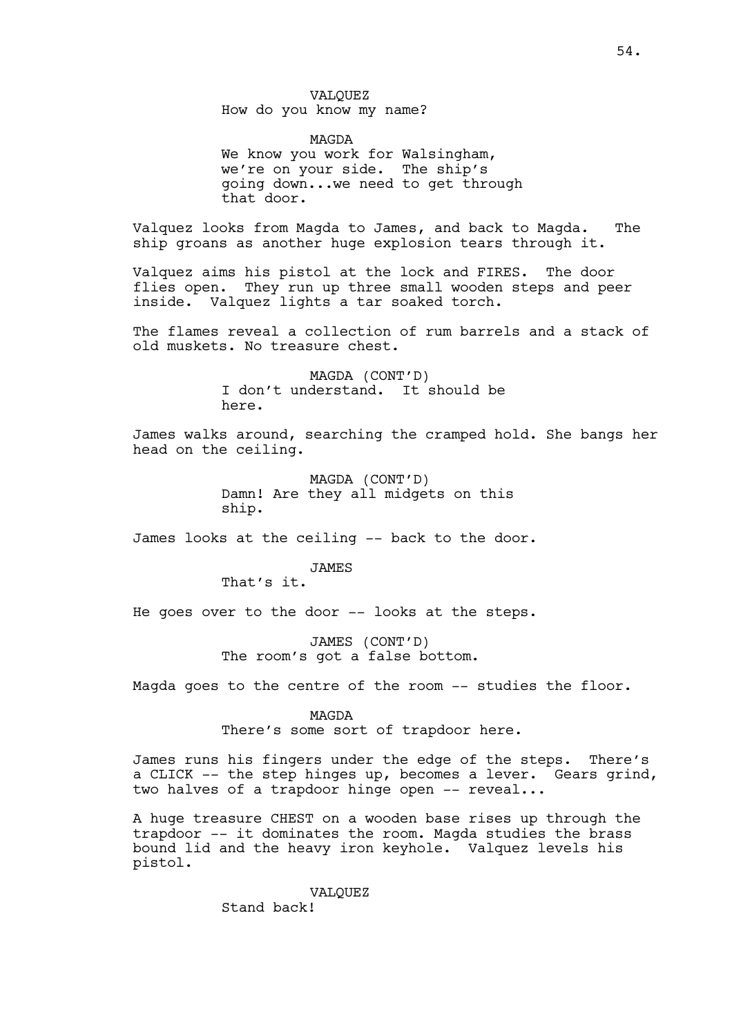VALQUEZ
How do you know my name?

MAGDA
We know you work for Walsingham, we're on your side. The ship's going down...we need to get through that door.

Valquez looks from Magda to James, and back to Magda. The ship groans as another huge explosion tears through it.

Valquez aims his pistol at the lock and FIRES. The door flies open. They run up three small wooden steps and peer inside. Valquez lights a tar soaked torch.

The flames reveal a collection of rum barrels and a stack of old muskets. No treasure chest.

MAGDA (CONT'D)
I don't understand. It should be here.

James walks around, searching the cramped hold. She bangs her head on the ceiling.

MAGDA (CONT'D)
Damn! Are they all midgets on this ship.

James looks at the ceiling -- back to the door.

JAMES
That's it.

He goes over to the door -- looks at the steps.

JAMES (CONT'D)
The room's got a false bottom.

Magda goes to the centre of the room -- studies the floor.

MAGDA
There's some sort of trapdoor here.

James runs his fingers under the edge of the steps. There's a CLICK -- the step hinges up, becomes a lever. Gears grind, two halves of a trapdoor hinge open -- reveal...

A huge treasure CHEST on a wooden base rises up through the trapdoor -- it dominates the room. Magda studies the brass bound lid and the heavy iron keyhole. Valquez levels his pistol.

VALQUEZ
Stand back!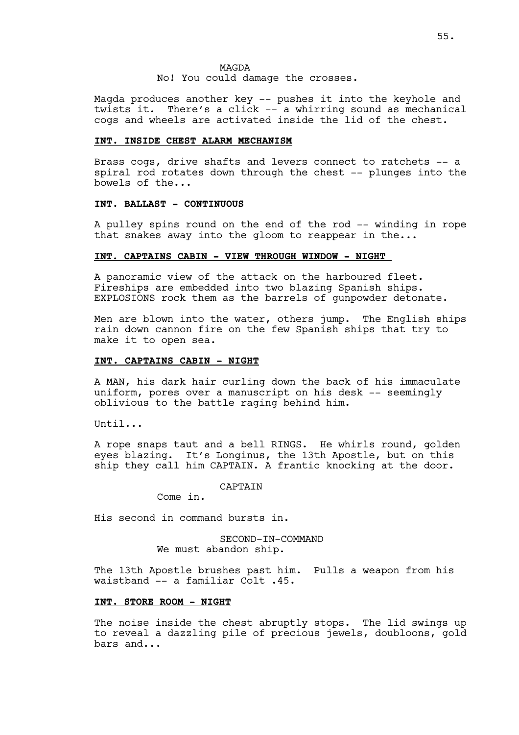MAGDA

No! You could damage the crosses.

Magda produces another key -- pushes it into the keyhole and twists it. There's a click -- a whirring sound as mechanical cogs and wheels are activated inside the lid of the chest.

**INT. INSIDE CHEST ALARM MECHANISM**

Brass cogs, drive shafts and levers connect to ratchets -- a spiral rod rotates down through the chest -- plunges into the bowels of the...

**INT. BALLAST - CONTINUOUS**

A pulley spins round on the end of the rod -- winding in rope that snakes away into the gloom to reappear in the...

**INT. CAPTAINS CABIN - VIEW THROUGH WINDOW - NIGHT**

A panoramic view of the attack on the harboured fleet. Fireships are embedded into two blazing Spanish ships. EXPLOSIONS rock them as the barrels of gunpowder detonate.

Men are blown into the water, others jump. The English ships rain down cannon fire on the few Spanish ships that try to make it to open sea.

**INT. CAPTAINS CABIN - NIGHT**

A MAN, his dark hair curling down the back of his immaculate uniform, pores over a manuscript on his desk -- seemingly oblivious to the battle raging behind him.

Until...

A rope snaps taut and a bell RINGS. He whirls round, golden eyes blazing. It's Longinus, the 13th Apostle, but on this ship they call him CAPTAIN. A frantic knocking at the door.

CAPTAIN

Come in.

His second in command bursts in.

SECOND-IN-COMMAND

We must abandon ship.

The 13th Apostle brushes past him. Pulls a weapon from his waistband -- a familiar Colt .45.

**INT. STORE ROOM - NIGHT**

The noise inside the chest abruptly stops. The lid swings up to reveal a dazzling pile of precious jewels, doubloons, gold bars and...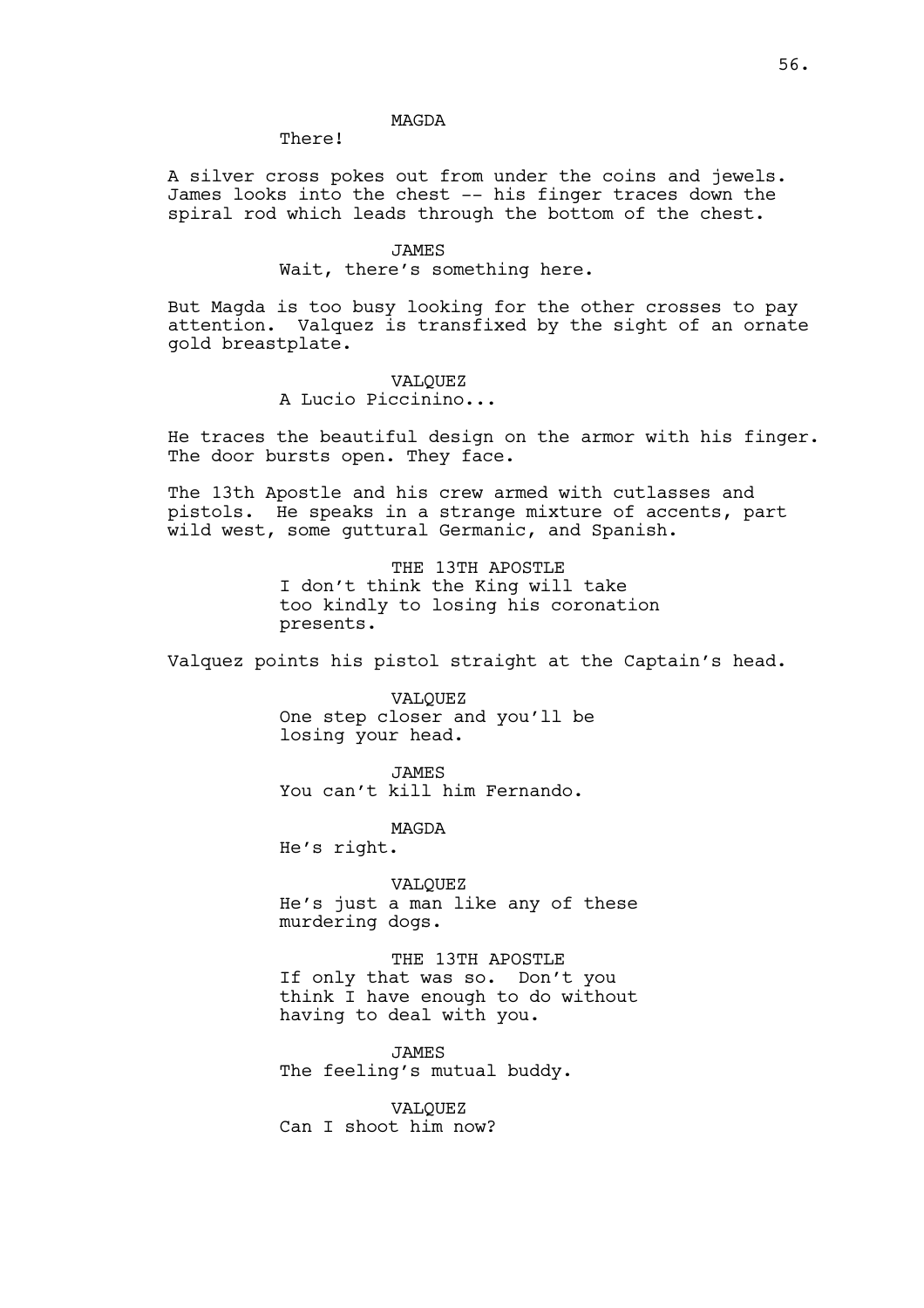MAGDA

There!

A silver cross pokes out from under the coins and jewels. James looks into the chest -- his finger traces down the spiral rod which leads through the bottom of the chest.

JAMES

Wait, there's something here.

But Magda is too busy looking for the other crosses to pay attention. Valquez is transfixed by the sight of an ornate gold breastplate.

VALQUEZ

A Lucio Piccinino...

He traces the beautiful design on the armor with his finger. The door bursts open. They face.

The 13th Apostle and his crew armed with cutlasses and pistols. He speaks in a strange mixture of accents, part wild west, some guttural Germanic, and Spanish.

THE 13TH APOSTLE

I don't think the King will take too kindly to losing his coronation presents.

Valquez points his pistol straight at the Captain's head.

VALQUEZ

One step closer and you'll be losing your head.

JAMES

You can't kill him Fernando.

MAGDA

He's right.

VALQUEZ

He's just a man like any of these murdering dogs.

THE 13TH APOSTLE

If only that was so. Don't you think I have enough to do without having to deal with you.

JAMES

The feeling's mutual buddy.

VALQUEZ

Can I shoot him now?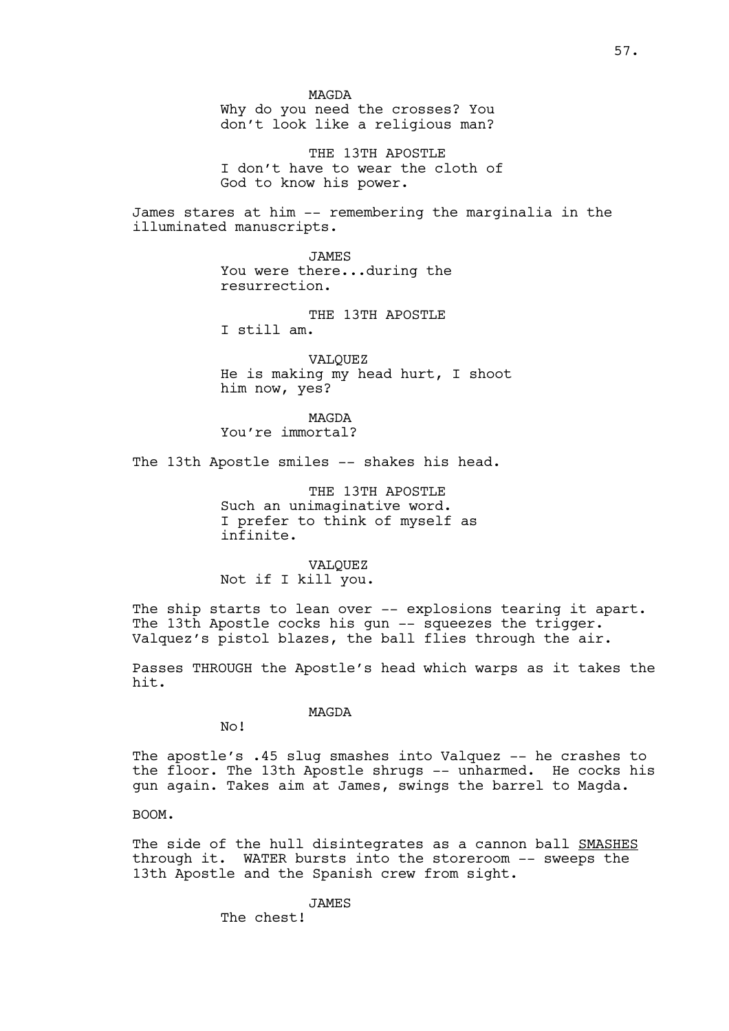MAGDA
Why do you need the crosses? You don't look like a religious man?

THE 13TH APOSTLE
I don't have to wear the cloth of God to know his power.

James stares at him -- remembering the marginalia in the illuminated manuscripts.

JAMES
You were there...during the resurrection.

THE 13TH APOSTLE
I still am.

VALQUEZ
He is making my head hurt, I shoot him now, yes?

MAGDA
You're immortal?

The 13th Apostle smiles -- shakes his head.

THE 13TH APOSTLE
Such an unimaginative word. I prefer to think of myself as infinite.

VALQUEZ
Not if I kill you.

The ship starts to lean over -- explosions tearing it apart. The 13th Apostle cocks his gun -- squeezes the trigger. Valquez's pistol blazes, the ball flies through the air.

Passes THROUGH the Apostle's head which warps as it takes the hit.

MAGDA
No!

The apostle's .45 slug smashes into Valquez -- he crashes to the floor. The 13th Apostle shrugs -- unharmed. He cocks his gun again. Takes aim at James, swings the barrel to Magda.

BOOM.

The side of the hull disintegrates as a cannon ball <u>SMASHES</u> through it. WATER bursts into the storeroom -- sweeps the 13th Apostle and the Spanish crew from sight.

JAMES
The chest!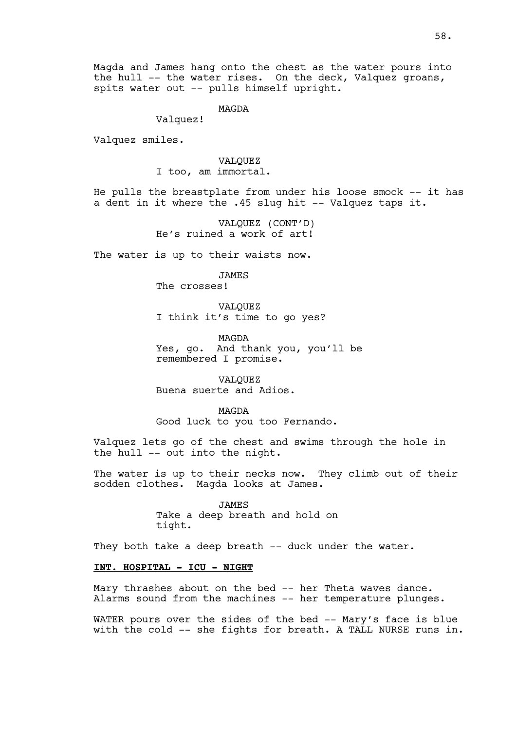Magda and James hang onto the chest as the water pours into the hull -- the water rises. On the deck, Valquez groans, spits water out -- pulls himself upright.

MAGDA
Valquez!

Valquez smiles.

VALQUEZ
I too, am immortal.

He pulls the breastplate from under his loose smock -- it has a dent in it where the .45 slug hit -- Valquez taps it.

VALQUEZ (CONT'D)
He's ruined a work of art!

The water is up to their waists now.

JAMES
The crosses!

VALQUEZ
I think it's time to go yes?

MAGDA
Yes, go. And thank you, you'll be remembered I promise.

VALQUEZ
Buena suerte and Adios.

MAGDA
Good luck to you too Fernando.

Valquez lets go of the chest and swims through the hole in the hull -- out into the night.

The water is up to their necks now. They climb out of their sodden clothes. Magda looks at James.

JAMES
Take a deep breath and hold on tight.

They both take a deep breath -- duck under the water.

**INT. HOSPITAL - ICU - NIGHT**

Mary thrashes about on the bed -- her Theta waves dance. Alarms sound from the machines -- her temperature plunges.

WATER pours over the sides of the bed -- Mary's face is blue with the cold -- she fights for breath. A TALL NURSE runs in.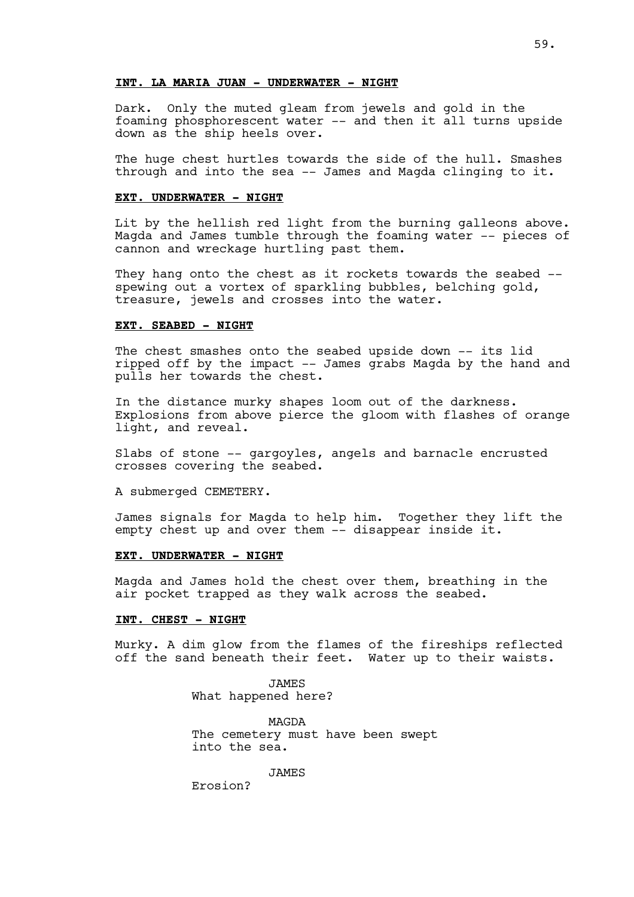**INT. LA MARIA JUAN - UNDERWATER - NIGHT**

Dark. Only the muted gleam from jewels and gold in the foaming phosphorescent water -- and then it all turns upside down as the ship heels over.

The huge chest hurtles towards the side of the hull. Smashes through and into the sea -- James and Magda clinging to it.

**EXT. UNDERWATER - NIGHT**

Lit by the hellish red light from the burning galleons above. Magda and James tumble through the foaming water -- pieces of cannon and wreckage hurtling past them.

They hang onto the chest as it rockets towards the seabed -- spewing out a vortex of sparkling bubbles, belching gold, treasure, jewels and crosses into the water.

**EXT. SEABED - NIGHT**

The chest smashes onto the seabed upside down -- its lid ripped off by the impact -- James grabs Magda by the hand and pulls her towards the chest.

In the distance murky shapes loom out of the darkness. Explosions from above pierce the gloom with flashes of orange light, and reveal.

Slabs of stone -- gargoyles, angels and barnacle encrusted crosses covering the seabed.

A submerged CEMETERY.

James signals for Magda to help him. Together they lift the empty chest up and over them -- disappear inside it.

**EXT. UNDERWATER - NIGHT**

Magda and James hold the chest over them, breathing in the air pocket trapped as they walk across the seabed.

**INT. CHEST - NIGHT**

Murky. A dim glow from the flames of the fireships reflected off the sand beneath their feet. Water up to their waists.

JAMES
What happened here?

MAGDA
The cemetery must have been swept into the sea.

JAMES
Erosion?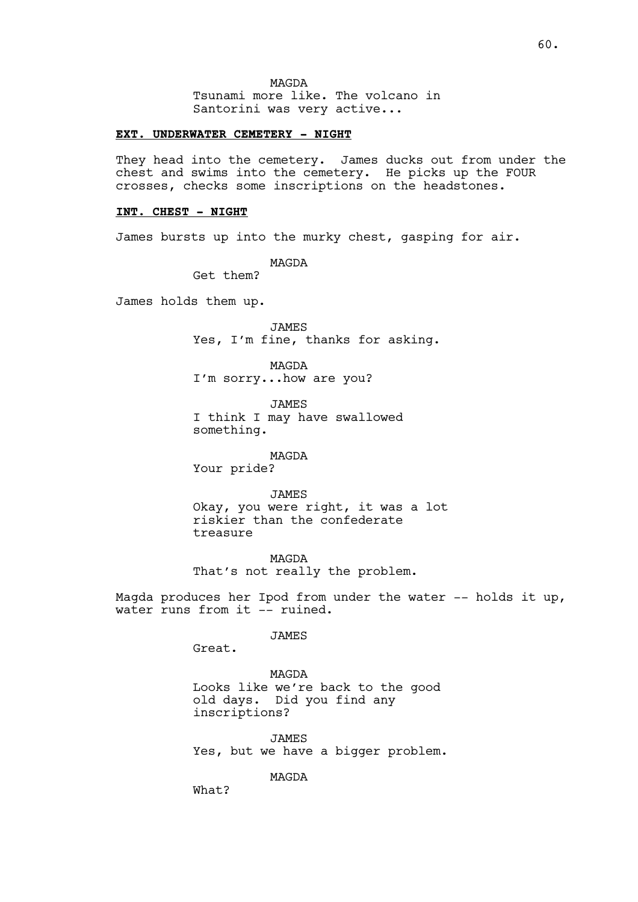MAGDA

Tsunami more like. The volcano in Santorini was very active...

**EXT. UNDERWATER CEMETERY - NIGHT**

They head into the cemetery. James ducks out from under the chest and swims into the cemetery. He picks up the FOUR crosses, checks some inscriptions on the headstones.

**INT. CHEST - NIGHT**

James bursts up into the murky chest, gasping for air.

MAGDA

Get them?

James holds them up.

JAMES

Yes, I'm fine, thanks for asking.

MAGDA

I'm sorry...how are you?

JAMES

I think I may have swallowed something.

MAGDA

Your pride?

JAMES

Okay, you were right, it was a lot riskier than the confederate treasure

MAGDA

That's not really the problem.

Magda produces her Ipod from under the water -- holds it up, water runs from it -- ruined.

JAMES

Great.

MAGDA

Looks like we're back to the good old days. Did you find any inscriptions?

JAMES

Yes, but we have a bigger problem.

MAGDA

What?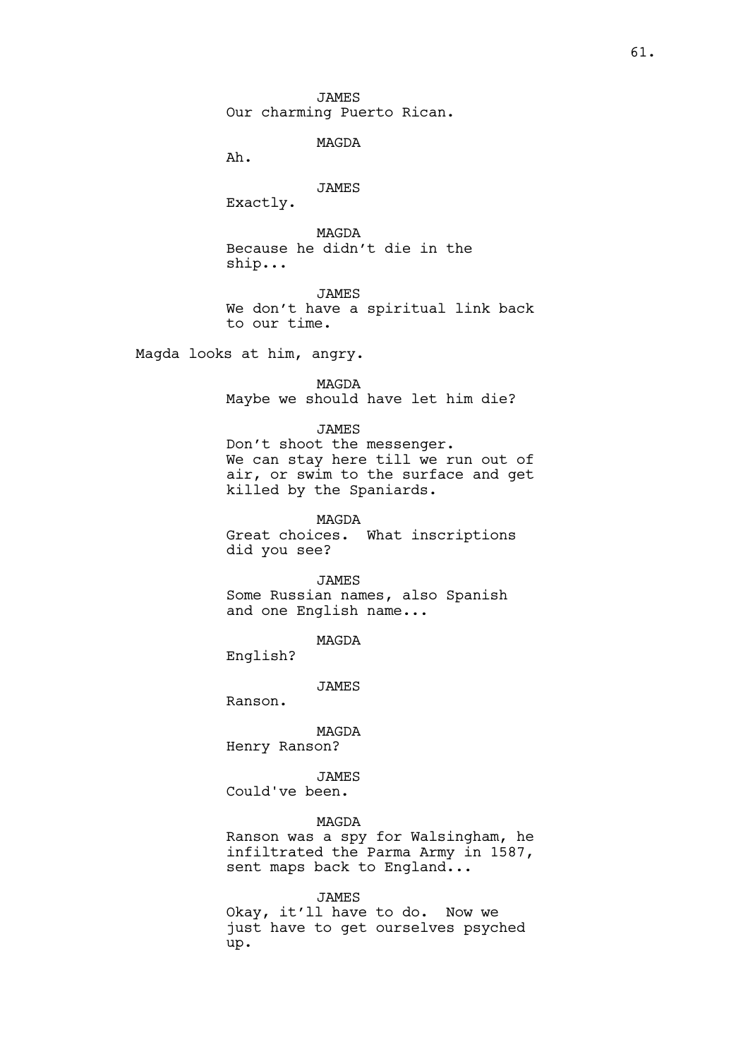JAMES
Our charming Puerto Rican.

MAGDA
Ah.

JAMES
Exactly.

MAGDA
Because he didn't die in the ship...

JAMES
We don't have a spiritual link back to our time.

Magda looks at him, angry.

MAGDA
Maybe we should have let him die?

JAMES
Don't shoot the messenger. We can stay here till we run out of air, or swim to the surface and get killed by the Spaniards.

MAGDA
Great choices. What inscriptions did you see?

JAMES
Some Russian names, also Spanish and one English name...

MAGDA
English?

JAMES
Ranson.

MAGDA
Henry Ranson?

JAMES
Could've been.

MAGDA
Ranson was a spy for Walsingham, he infiltrated the Parma Army in 1587, sent maps back to England...

JAMES
Okay, it'll have to do. Now we just have to get ourselves psyched up.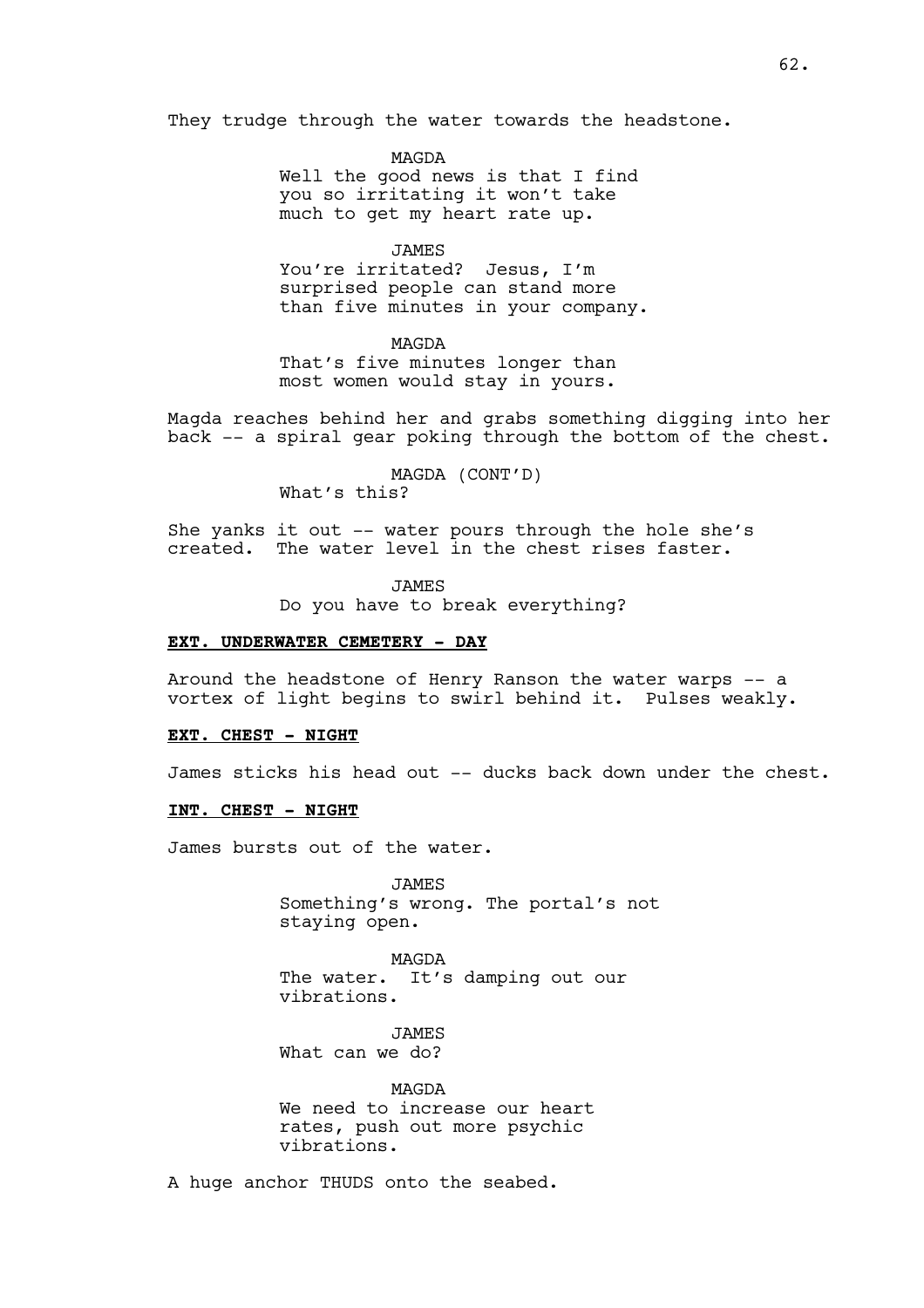They trudge through the water towards the headstone.

MAGDA
Well the good news is that I find you so irritating it won't take much to get my heart rate up.

JAMES
You're irritated? Jesus, I'm surprised people can stand more than five minutes in your company.

MAGDA
That's five minutes longer than most women would stay in yours.

Magda reaches behind her and grabs something digging into her back -- a spiral gear poking through the bottom of the chest.

MAGDA (CONT'D)
What's this?

She yanks it out -- water pours through the hole she's created. The water level in the chest rises faster.

JAMES
Do you have to break everything?

**EXT. UNDERWATER CEMETERY - DAY**

Around the headstone of Henry Ranson the water warps -- a vortex of light begins to swirl behind it. Pulses weakly.

**EXT. CHEST - NIGHT**

James sticks his head out -- ducks back down under the chest.

**INT. CHEST - NIGHT**

James bursts out of the water.

JAMES
Something's wrong. The portal's not staying open.

MAGDA
The water. It's damping out our vibrations.

JAMES
What can we do?

MAGDA
We need to increase our heart rates, push out more psychic vibrations.

A huge anchor THUDS onto the seabed.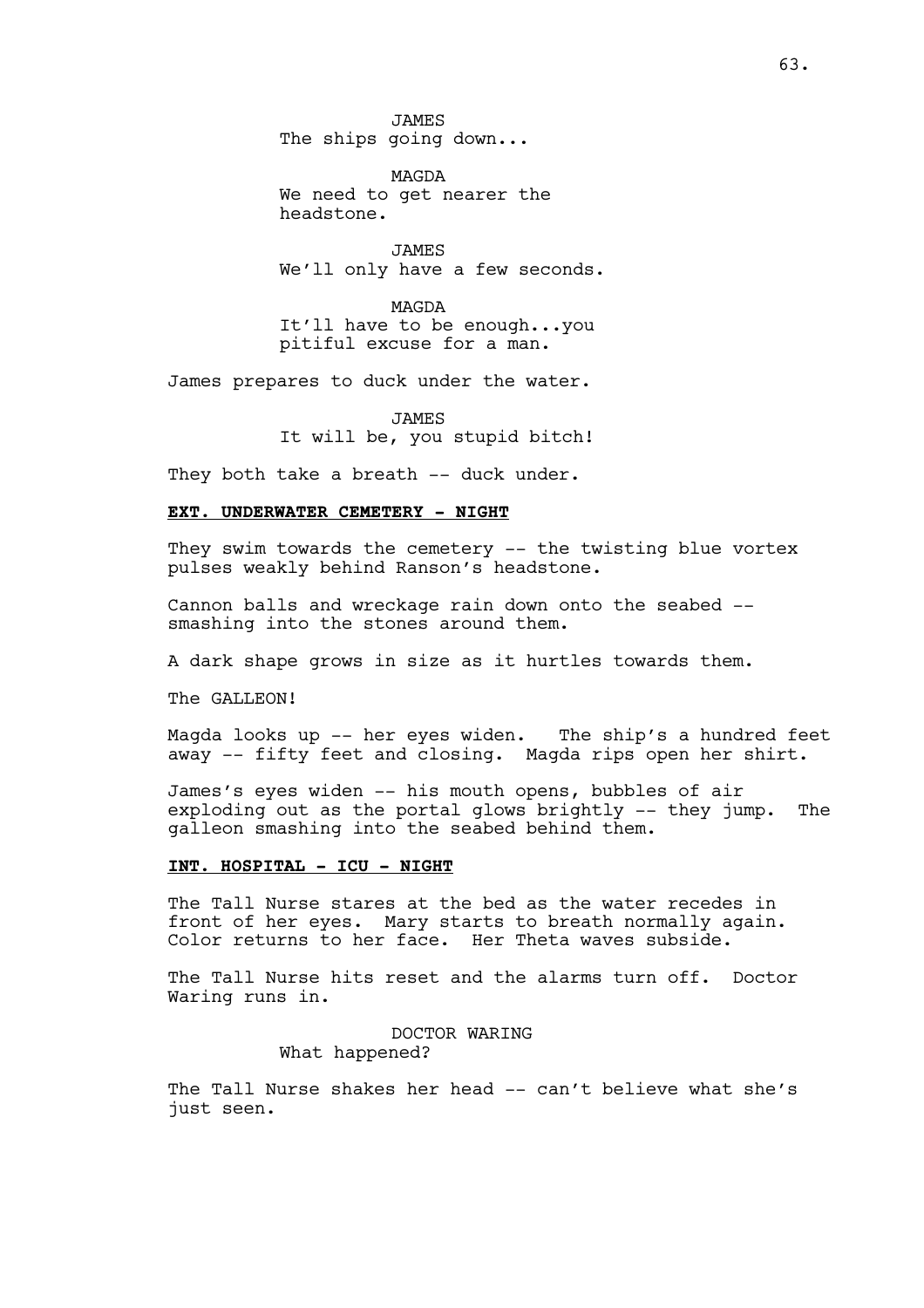JAMES
The ships going down...

MAGDA
We need to get nearer the headstone.

JAMES
We'll only have a few seconds.

MAGDA
It'll have to be enough...you pitiful excuse for a man.

James prepares to duck under the water.

JAMES
It will be, you stupid bitch!

They both take a breath -- duck under.

**EXT. UNDERWATER CEMETERY - NIGHT**

They swim towards the cemetery -- the twisting blue vortex pulses weakly behind Ranson's headstone.

Cannon balls and wreckage rain down onto the seabed -- smashing into the stones around them.

A dark shape grows in size as it hurtles towards them.

The GALLEON!

Magda looks up -- her eyes widen. The ship's a hundred feet away -- fifty feet and closing. Magda rips open her shirt.

James's eyes widen -- his mouth opens, bubbles of air exploding out as the portal glows brightly -- they jump. The galleon smashing into the seabed behind them.

**INT. HOSPITAL - ICU - NIGHT**

The Tall Nurse stares at the bed as the water recedes in front of her eyes. Mary starts to breath normally again. Color returns to her face. Her Theta waves subside.

The Tall Nurse hits reset and the alarms turn off. Doctor Waring runs in.

DOCTOR WARING
What happened?

The Tall Nurse shakes her head -- can't believe what she's just seen.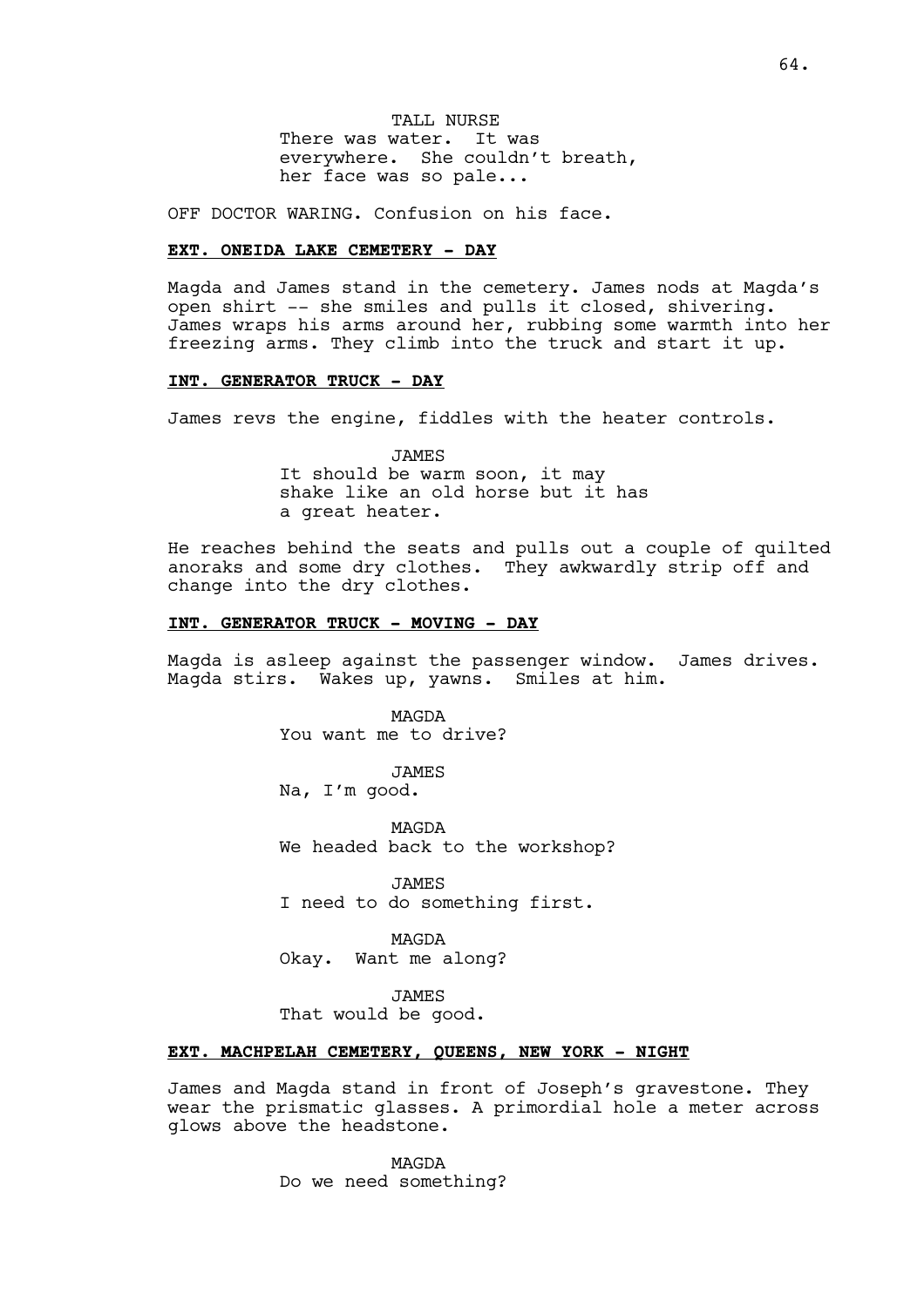TALL NURSE
There was water. It was everywhere. She couldn't breath, her face was so pale...

OFF DOCTOR WARING. Confusion on his face.

**EXT. ONEIDA LAKE CEMETERY - DAY**

Magda and James stand in the cemetery. James nods at Magda's open shirt -- she smiles and pulls it closed, shivering. James wraps his arms around her, rubbing some warmth into her freezing arms. They climb into the truck and start it up.

**INT. GENERATOR TRUCK - DAY**

James revs the engine, fiddles with the heater controls.

JAMES
It should be warm soon, it may shake like an old horse but it has a great heater.

He reaches behind the seats and pulls out a couple of quilted anoraks and some dry clothes. They awkwardly strip off and change into the dry clothes.

**INT. GENERATOR TRUCK - MOVING - DAY**

Magda is asleep against the passenger window. James drives. Magda stirs. Wakes up, yawns. Smiles at him.

MAGDA
You want me to drive?

JAMES
Na, I'm good.

MAGDA
We headed back to the workshop?

JAMES
I need to do something first.

MAGDA
Okay. Want me along?

JAMES
That would be good.

**EXT. MACHPELAH CEMETERY, QUEENS, NEW YORK - NIGHT**

James and Magda stand in front of Joseph's gravestone. They wear the prismatic glasses. A primordial hole a meter across glows above the headstone.

MAGDA
Do we need something?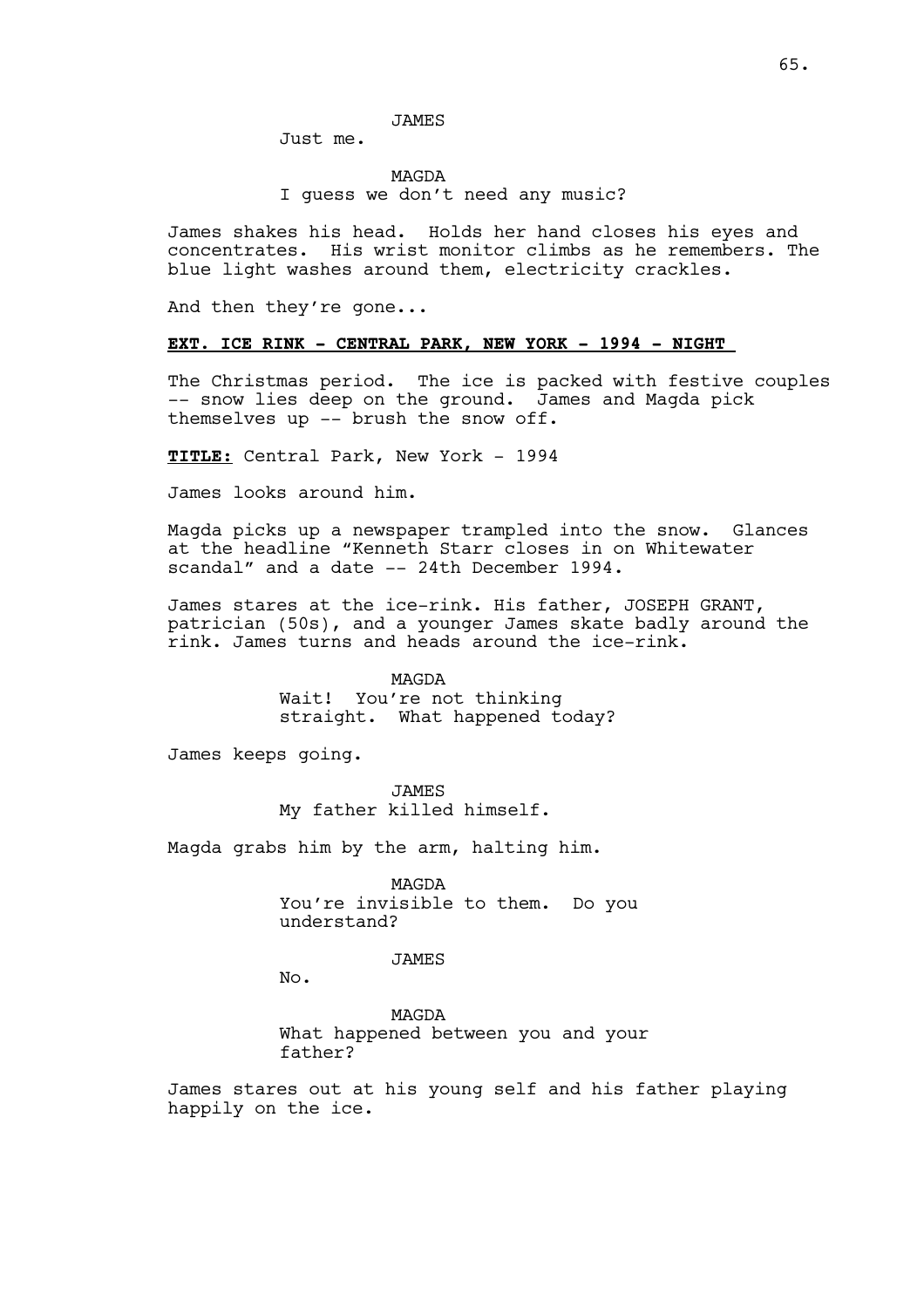JAMES

Just me.

MAGDA

I guess we don't need any music?

James shakes his head. Holds her hand closes his eyes and concentrates. His wrist monitor climbs as he remembers. The blue light washes around them, electricity crackles.

And then they're gone...

**EXT. ICE RINK - CENTRAL PARK, NEW YORK - 1994 - NIGHT**

The Christmas period. The ice is packed with festive couples -- snow lies deep on the ground. James and Magda pick themselves up -- brush the snow off.

**TITLE:** Central Park, New York - 1994

James looks around him.

Magda picks up a newspaper trampled into the snow. Glances at the headline "Kenneth Starr closes in on Whitewater scandal" and a date -- 24th December 1994.

James stares at the ice-rink. His father, JOSEPH GRANT, patrician (50s), and a younger James skate badly around the rink. James turns and heads around the ice-rink.

MAGDA

Wait! You're not thinking straight. What happened today?

James keeps going.

JAMES

My father killed himself.

Magda grabs him by the arm, halting him.

MAGDA

You're invisible to them. Do you understand?

JAMES

No.

MAGDA

What happened between you and your father?

James stares out at his young self and his father playing happily on the ice.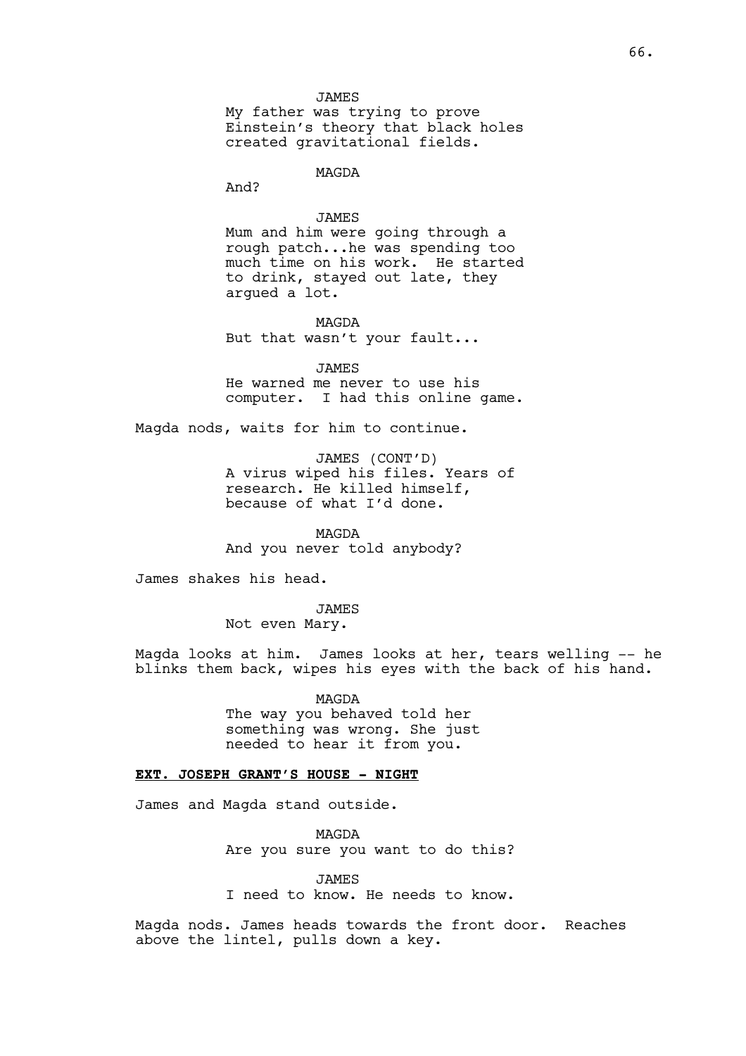JAMES

My father was trying to prove Einstein's theory that black holes created gravitational fields.

MAGDA

And?

JAMES

Mum and him were going through a rough patch...he was spending too much time on his work. He started to drink, stayed out late, they argued a lot.

MAGDA

But that wasn't your fault...

JAMES

He warned me never to use his computer. I had this online game.

Magda nods, waits for him to continue.

JAMES (CONT'D)

A virus wiped his files. Years of research. He killed himself, because of what I'd done.

MAGDA

And you never told anybody?

James shakes his head.

JAMES

Not even Mary.

Magda looks at him. James looks at her, tears welling -- he blinks them back, wipes his eyes with the back of his hand.

MAGDA

The way you behaved told her something was wrong. She just needed to hear it from you.

**EXT. JOSEPH GRANT'S HOUSE - NIGHT**

James and Magda stand outside.

MAGDA

Are you sure you want to do this?

JAMES

I need to know. He needs to know.

Magda nods. James heads towards the front door. Reaches above the lintel, pulls down a key.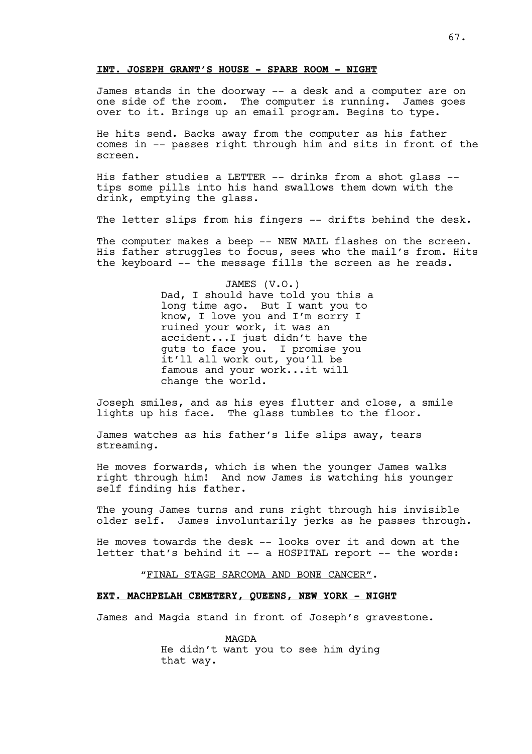**INT. JOSEPH GRANT'S HOUSE - SPARE ROOM - NIGHT**

James stands in the doorway -- a desk and a computer are on one side of the room. The computer is running. James goes over to it. Brings up an email program. Begins to type.

He hits send. Backs away from the computer as his father comes in -- passes right through him and sits in front of the screen.

His father studies a LETTER -- drinks from a shot glass -- tips some pills into his hand swallows them down with the drink, emptying the glass.

The letter slips from his fingers -- drifts behind the desk.

The computer makes a beep -- NEW MAIL flashes on the screen. His father struggles to focus, sees who the mail's from. Hits the keyboard -- the message fills the screen as he reads.

JAMES (V.O.)
Dad, I should have told you this a long time ago. But I want you to know, I love you and I'm sorry I ruined your work, it was an accident...I just didn't have the guts to face you. I promise you it'll all work out, you'll be famous and your work...it will change the world.

Joseph smiles, and as his eyes flutter and close, a smile lights up his face. The glass tumbles to the floor.

James watches as his father's life slips away, tears streaming.

He moves forwards, which is when the younger James walks right through him! And now James is watching his younger self finding his father.

The young James turns and runs right through his invisible older self. James involuntarily jerks as he passes through.

He moves towards the desk -- looks over it and down at the letter that's behind it -- a HOSPITAL report -- the words:

"FINAL STAGE SARCOMA AND BONE CANCER".

**EXT. MACHPELAH CEMETERY, QUEENS, NEW YORK - NIGHT**

James and Magda stand in front of Joseph's gravestone.

MAGDA
He didn't want you to see him dying that way.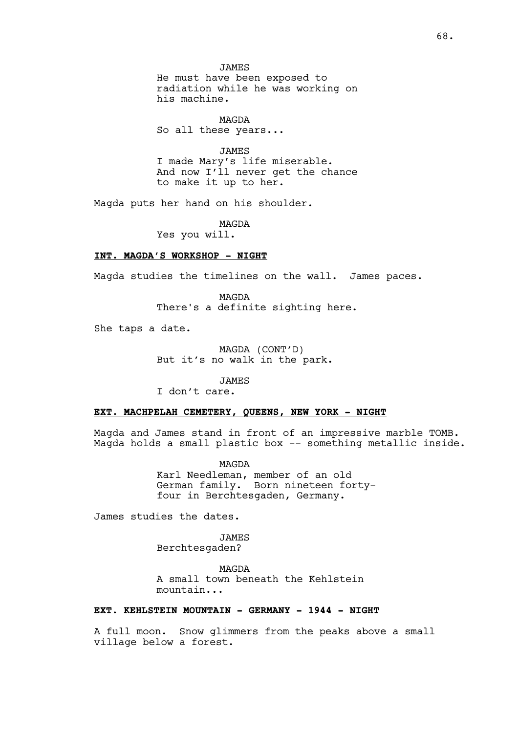JAMES
He must have been exposed to radiation while he was working on his machine.

MAGDA
So all these years...

JAMES
I made Mary's life miserable. And now I'll never get the chance to make it up to her.

Magda puts her hand on his shoulder.

MAGDA
Yes you will.

**INT. MAGDA'S WORKSHOP - NIGHT**

Magda studies the timelines on the wall. James paces.

MAGDA
There's a definite sighting here.

She taps a date.

MAGDA (CONT'D)
But it's no walk in the park.

JAMES
I don't care.

**EXT. MACHPELAH CEMETERY, QUEENS, NEW YORK - NIGHT**

Magda and James stand in front of an impressive marble TOMB. Magda holds a small plastic box -- something metallic inside.

MAGDA
Karl Needleman, member of an old German family. Born nineteen forty-four in Berchtesgaden, Germany.

James studies the dates.

JAMES
Berchtesgaden?

MAGDA
A small town beneath the Kehlstein mountain...

**EXT. KEHLSTEIN MOUNTAIN - GERMANY - 1944 - NIGHT**

A full moon. Snow glimmers from the peaks above a small village below a forest.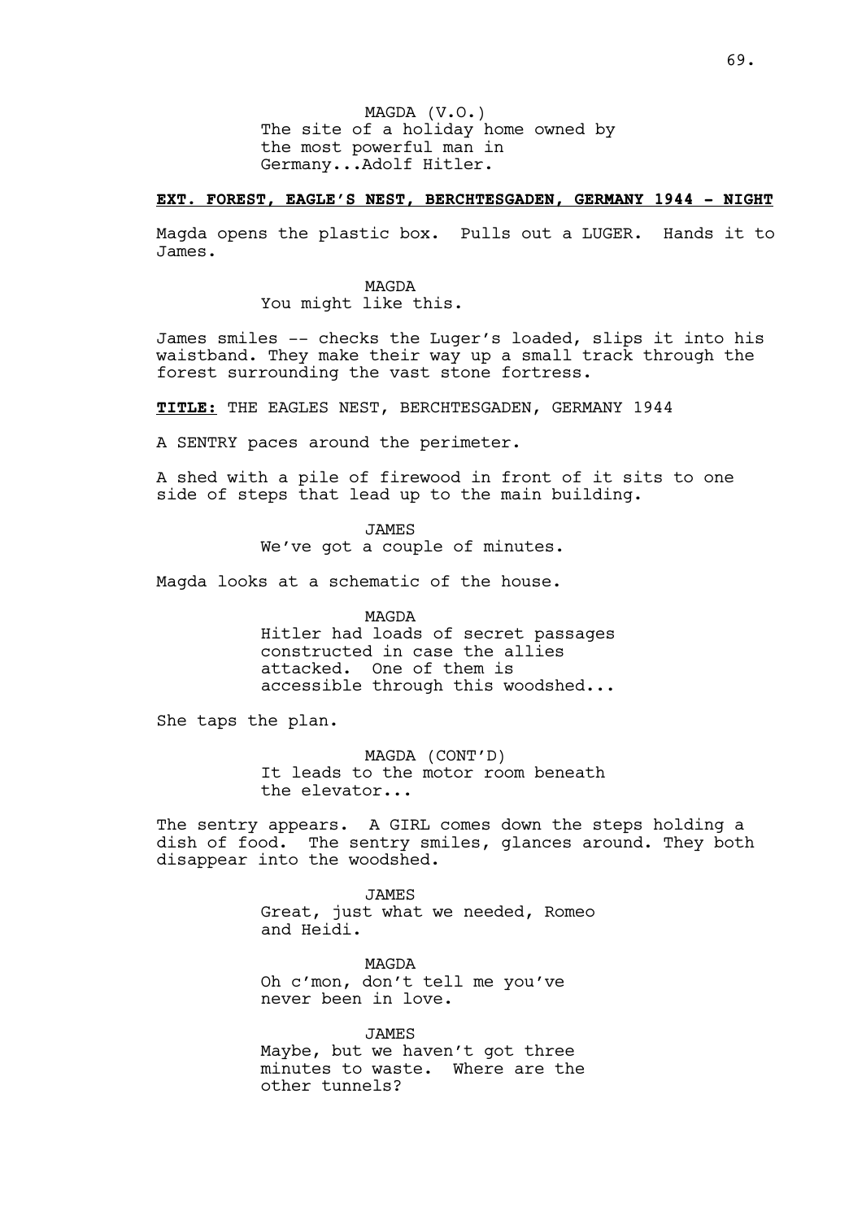MAGDA (V.O.)
The site of a holiday home owned by the most powerful man in Germany...Adolf Hitler.

**EXT. FOREST, EAGLE'S NEST, BERCHTESGADEN, GERMANY 1944 - NIGHT**

Magda opens the plastic box. Pulls out a LUGER. Hands it to James.

MAGDA
You might like this.

James smiles -- checks the Luger's loaded, slips it into his waistband. They make their way up a small track through the forest surrounding the vast stone fortress.

**TITLE:** THE EAGLES NEST, BERCHTESGADEN, GERMANY 1944

A SENTRY paces around the perimeter.

A shed with a pile of firewood in front of it sits to one side of steps that lead up to the main building.

JAMES
We've got a couple of minutes.

Magda looks at a schematic of the house.

MAGDA
Hitler had loads of secret passages constructed in case the allies attacked. One of them is accessible through this woodshed...

She taps the plan.

MAGDA (CONT'D)
It leads to the motor room beneath the elevator...

The sentry appears. A GIRL comes down the steps holding a dish of food. The sentry smiles, glances around. They both disappear into the woodshed.

JAMES
Great, just what we needed, Romeo and Heidi.

MAGDA
Oh c'mon, don't tell me you've never been in love.

JAMES
Maybe, but we haven't got three minutes to waste. Where are the other tunnels?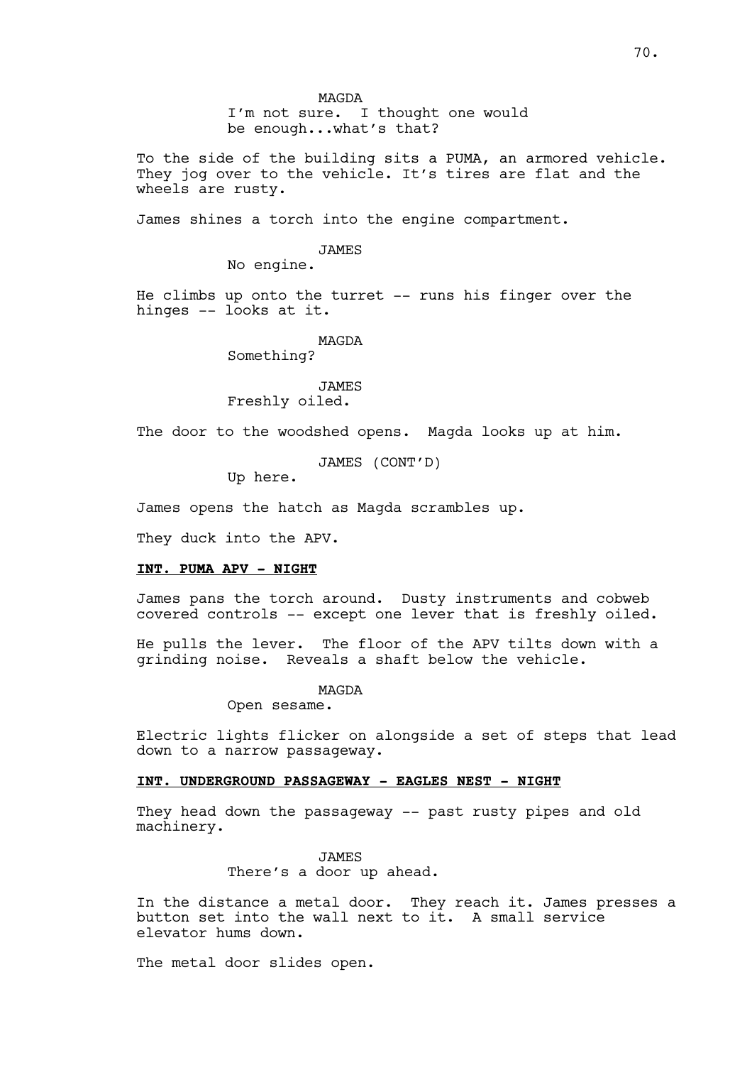MAGDA
I'm not sure. I thought one would be enough...what's that?

To the side of the building sits a PUMA, an armored vehicle. They jog over to the vehicle. It's tires are flat and the wheels are rusty.

James shines a torch into the engine compartment.

JAMES
No engine.

He climbs up onto the turret -- runs his finger over the hinges -- looks at it.

MAGDA
Something?

JAMES
Freshly oiled.

The door to the woodshed opens. Magda looks up at him.

JAMES (CONT'D)
Up here.

James opens the hatch as Magda scrambles up.

They duck into the APV.

**INT. PUMA APV - NIGHT**

James pans the torch around. Dusty instruments and cobweb covered controls -- except one lever that is freshly oiled.

He pulls the lever. The floor of the APV tilts down with a grinding noise. Reveals a shaft below the vehicle.

MAGDA
Open sesame.

Electric lights flicker on alongside a set of steps that lead down to a narrow passageway.

**INT. UNDERGROUND PASSAGEWAY - EAGLES NEST - NIGHT**

They head down the passageway -- past rusty pipes and old machinery.

JAMES
There's a door up ahead.

In the distance a metal door. They reach it. James presses a button set into the wall next to it. A small service elevator hums down.

The metal door slides open.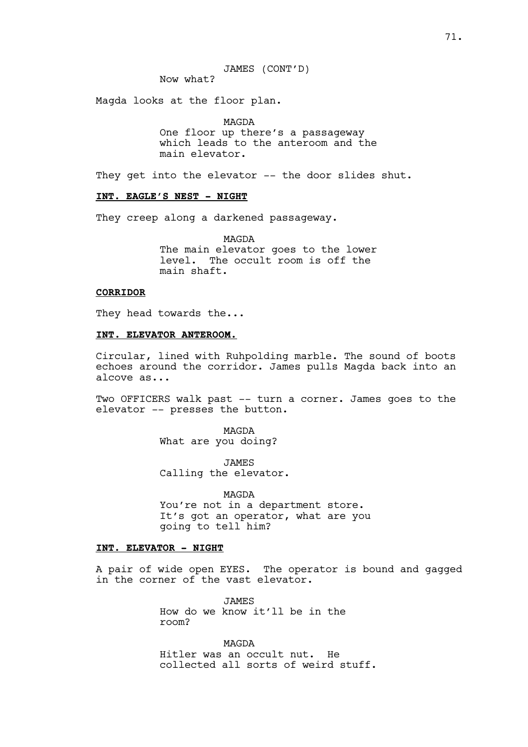JAMES (CONT'D)
Now what?

Magda looks at the floor plan.

MAGDA
One floor up there's a passageway which leads to the anteroom and the main elevator.

They get into the elevator -- the door slides shut.

**INT. EAGLE'S NEST - NIGHT**

They creep along a darkened passageway.

MAGDA
The main elevator goes to the lower level. The occult room is off the main shaft.

**CORRIDOR**

They head towards the...

**INT. ELEVATOR ANTEROOM.**

Circular, lined with Ruhpolding marble. The sound of boots echoes around the corridor. James pulls Magda back into an alcove as...

Two OFFICERS walk past -- turn a corner. James goes to the elevator -- presses the button.

MAGDA
What are you doing?

JAMES
Calling the elevator.

MAGDA
You're not in a department store. It's got an operator, what are you going to tell him?

**INT. ELEVATOR - NIGHT**

A pair of wide open EYES. The operator is bound and gagged in the corner of the vast elevator.

JAMES
How do we know it'll be in the room?

MAGDA
Hitler was an occult nut. He collected all sorts of weird stuff.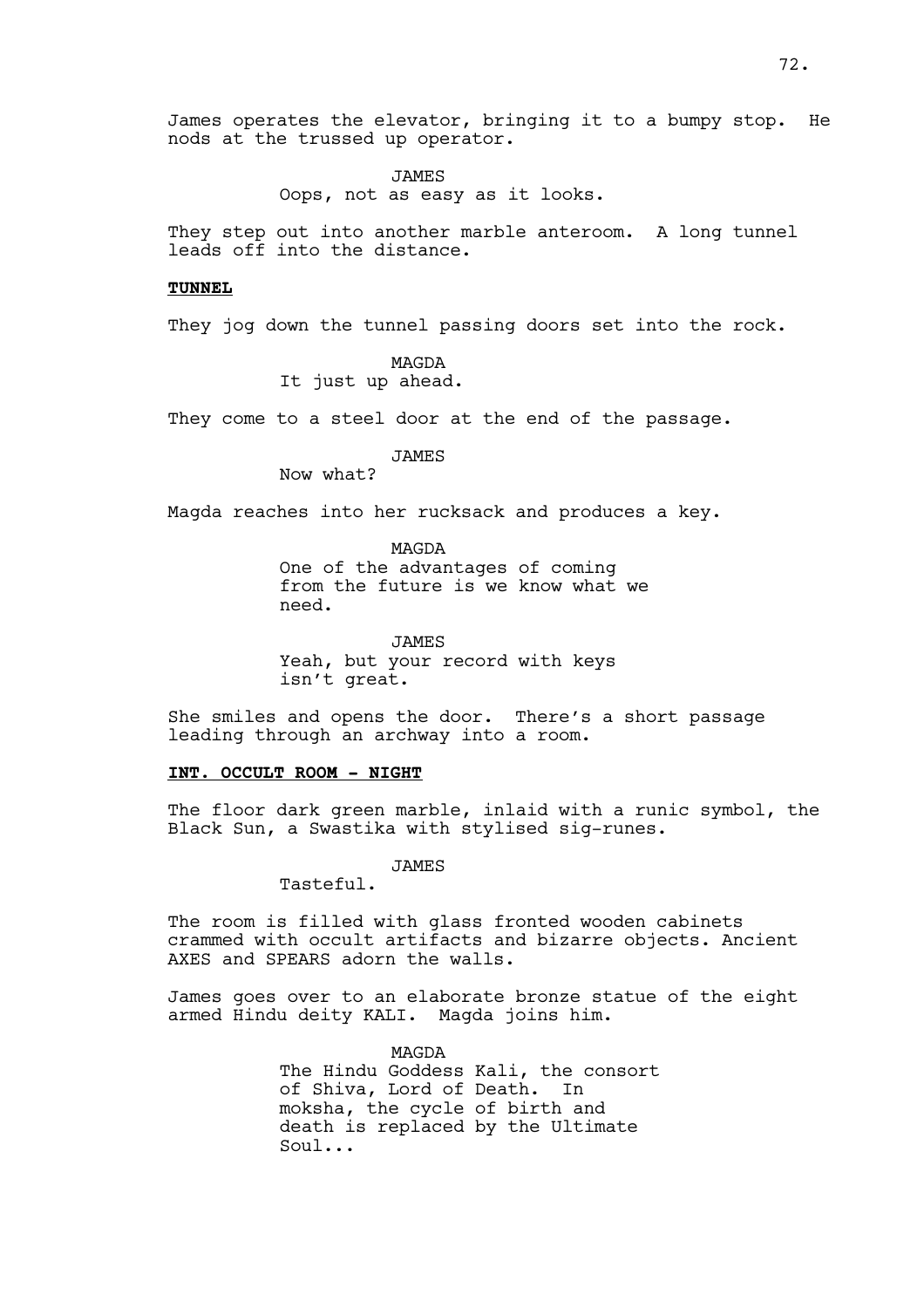James operates the elevator, bringing it to a bumpy stop. He nods at the trussed up operator.

JAMES
Oops, not as easy as it looks.

They step out into another marble anteroom. A long tunnel leads off into the distance.

**TUNNEL**

They jog down the tunnel passing doors set into the rock.

MAGDA
It just up ahead.

They come to a steel door at the end of the passage.

JAMES
Now what?

Magda reaches into her rucksack and produces a key.

MAGDA
One of the advantages of coming from the future is we know what we need.

JAMES
Yeah, but your record with keys isn't great.

She smiles and opens the door. There's a short passage leading through an archway into a room.

**INT. OCCULT ROOM - NIGHT**

The floor dark green marble, inlaid with a runic symbol, the Black Sun, a Swastika with stylised sig-runes.

JAMES
Tasteful.

The room is filled with glass fronted wooden cabinets crammed with occult artifacts and bizarre objects. Ancient AXES and SPEARS adorn the walls.

James goes over to an elaborate bronze statue of the eight armed Hindu deity KALI. Magda joins him.

MAGDA
The Hindu Goddess Kali, the consort of Shiva, Lord of Death. In moksha, the cycle of birth and death is replaced by the Ultimate Soul...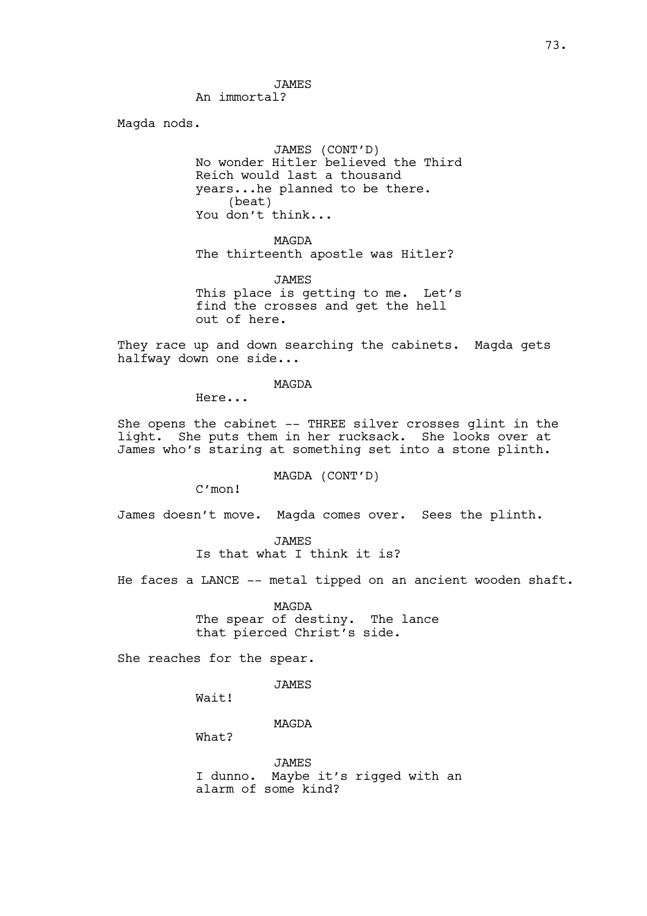JAMES
An immortal?

Magda nods.

JAMES (CONT'D)
No wonder Hitler believed the Third Reich would last a thousand years...he planned to be there.
(beat)
You don't think...

MAGDA
The thirteenth apostle was Hitler?

JAMES
This place is getting to me. Let's find the crosses and get the hell out of here.

They race up and down searching the cabinets. Magda gets halfway down one side...

MAGDA
Here...

She opens the cabinet -- THREE silver crosses glint in the light. She puts them in her rucksack. She looks over at James who's staring at something set into a stone plinth.

MAGDA (CONT'D)
C'mon!

James doesn't move. Magda comes over. Sees the plinth.

JAMES
Is that what I think it is?

He faces a LANCE -- metal tipped on an ancient wooden shaft.

MAGDA
The spear of destiny. The lance that pierced Christ's side.

She reaches for the spear.

JAMES
Wait!

MAGDA
What?

JAMES
I dunno. Maybe it's rigged with an alarm of some kind?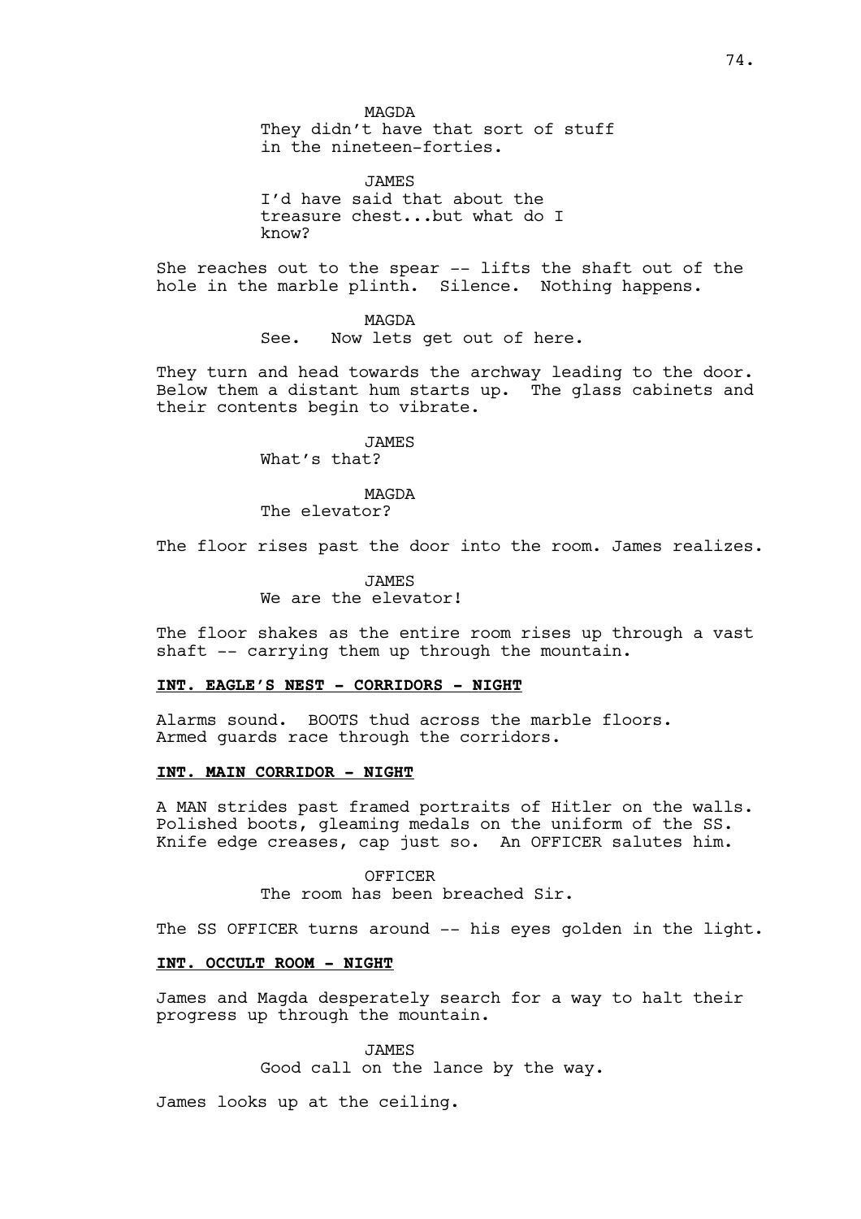MAGDA
They didn't have that sort of stuff in the nineteen-forties.

JAMES
I'd have said that about the treasure chest...but what do I know?

She reaches out to the spear -- lifts the shaft out of the hole in the marble plinth. Silence. Nothing happens.

MAGDA
See. Now lets get out of here.

They turn and head towards the archway leading to the door. Below them a distant hum starts up. The glass cabinets and their contents begin to vibrate.

JAMES
What's that?

MAGDA
The elevator?

The floor rises past the door into the room. James realizes.

JAMES
We are the elevator!

The floor shakes as the entire room rises up through a vast shaft -- carrying them up through the mountain.

**INT. EAGLE'S NEST - CORRIDORS - NIGHT**

Alarms sound. BOOTS thud across the marble floors. Armed guards race through the corridors.

**INT. MAIN CORRIDOR - NIGHT**

A MAN strides past framed portraits of Hitler on the walls. Polished boots, gleaming medals on the uniform of the SS. Knife edge creases, cap just so. An OFFICER salutes him.

OFFICER
The room has been breached Sir.

The SS OFFICER turns around -- his eyes golden in the light.

**INT. OCCULT ROOM - NIGHT**

James and Magda desperately search for a way to halt their progress up through the mountain.

JAMES
Good call on the lance by the way.

James looks up at the ceiling.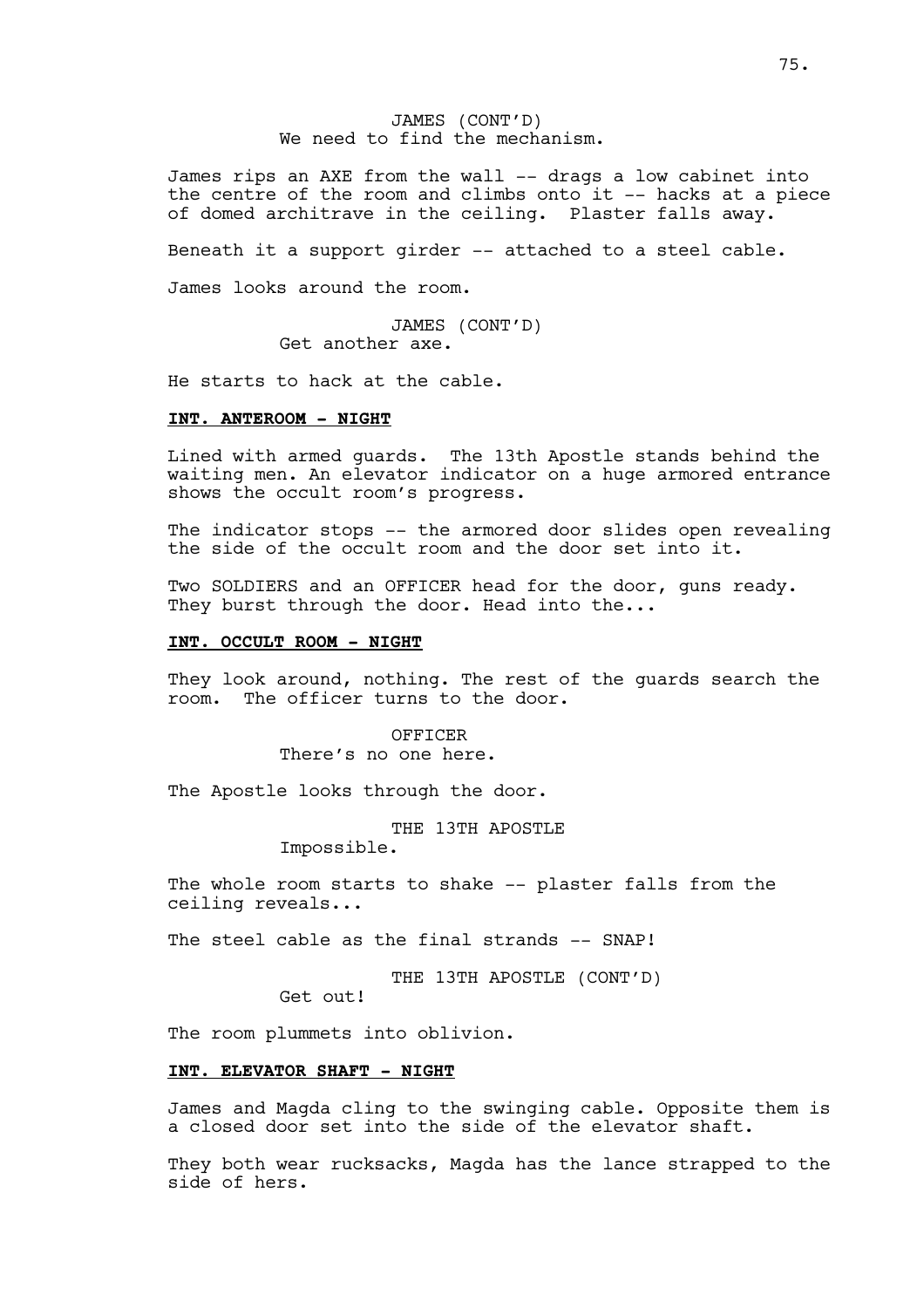JAMES (CONT'D)
We need to find the mechanism.

James rips an AXE from the wall -- drags a low cabinet into the centre of the room and climbs onto it -- hacks at a piece of domed architrave in the ceiling. Plaster falls away.

Beneath it a support girder -- attached to a steel cable.

James looks around the room.

JAMES (CONT'D)
Get another axe.

He starts to hack at the cable.

**INT. ANTEROOM - NIGHT**

Lined with armed guards. The 13th Apostle stands behind the waiting men. An elevator indicator on a huge armored entrance shows the occult room's progress.

The indicator stops -- the armored door slides open revealing the side of the occult room and the door set into it.

Two SOLDIERS and an OFFICER head for the door, guns ready. They burst through the door. Head into the...

**INT. OCCULT ROOM - NIGHT**

They look around, nothing. The rest of the guards search the room. The officer turns to the door.

OFFICER
There's no one here.

The Apostle looks through the door.

THE 13TH APOSTLE
Impossible.

The whole room starts to shake -- plaster falls from the ceiling reveals...

The steel cable as the final strands -- SNAP!

THE 13TH APOSTLE (CONT'D)
Get out!

The room plummets into oblivion.

**INT. ELEVATOR SHAFT - NIGHT**

James and Magda cling to the swinging cable. Opposite them is a closed door set into the side of the elevator shaft.

They both wear rucksacks, Magda has the lance strapped to the side of hers.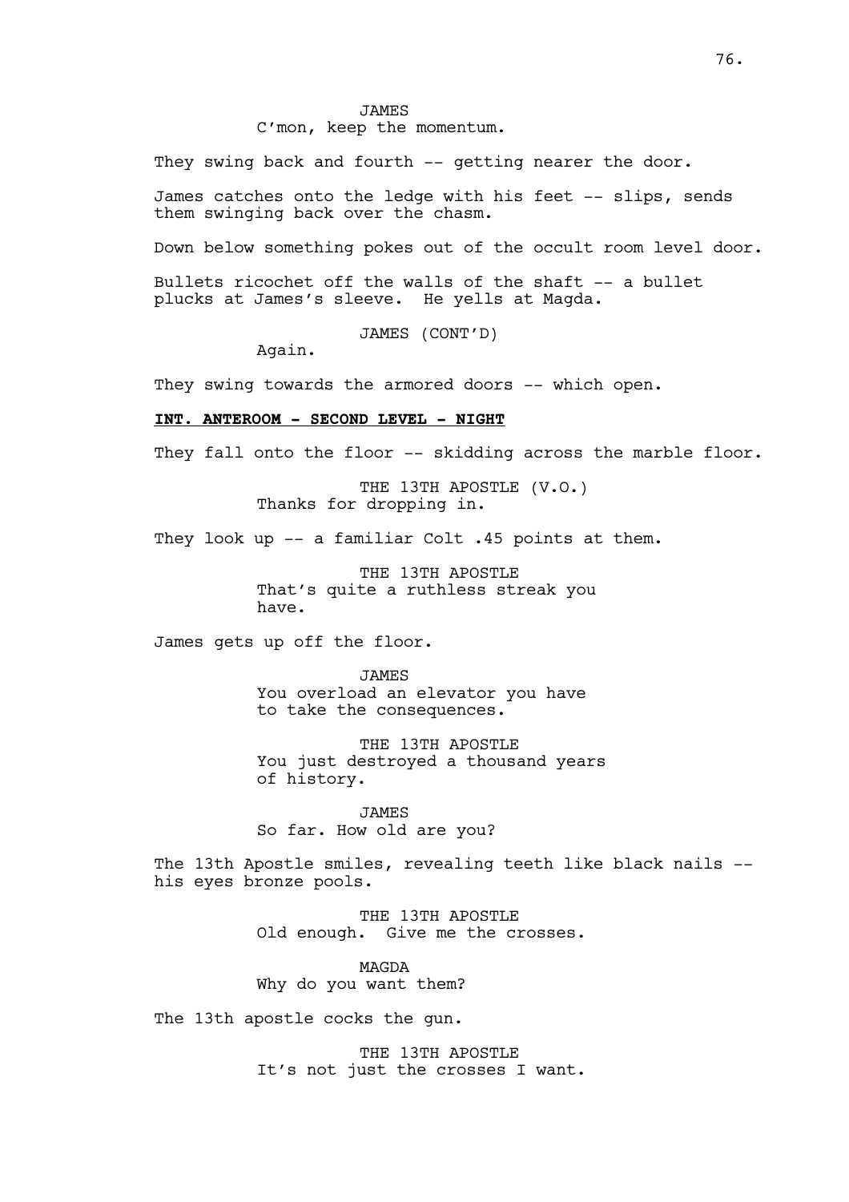JAMES
C'mon, keep the momentum.

They swing back and fourth -- getting nearer the door.

James catches onto the ledge with his feet -- slips, sends them swinging back over the chasm.

Down below something pokes out of the occult room level door.

Bullets ricochet off the walls of the shaft -- a bullet plucks at James's sleeve. He yells at Magda.

JAMES (CONT'D)
Again.

They swing towards the armored doors -- which open.

**INT. ANTEROOM - SECOND LEVEL - NIGHT**

They fall onto the floor -- skidding across the marble floor.

THE 13TH APOSTLE (V.O.)
Thanks for dropping in.

They look up -- a familiar Colt .45 points at them.

THE 13TH APOSTLE
That's quite a ruthless streak you have.

James gets up off the floor.

JAMES
You overload an elevator you have to take the consequences.

THE 13TH APOSTLE
You just destroyed a thousand years of history.

JAMES
So far. How old are you?

The 13th Apostle smiles, revealing teeth like black nails -- his eyes bronze pools.

THE 13TH APOSTLE
Old enough. Give me the crosses.

MAGDA
Why do you want them?

The 13th apostle cocks the gun.

THE 13TH APOSTLE
It's not just the crosses I want.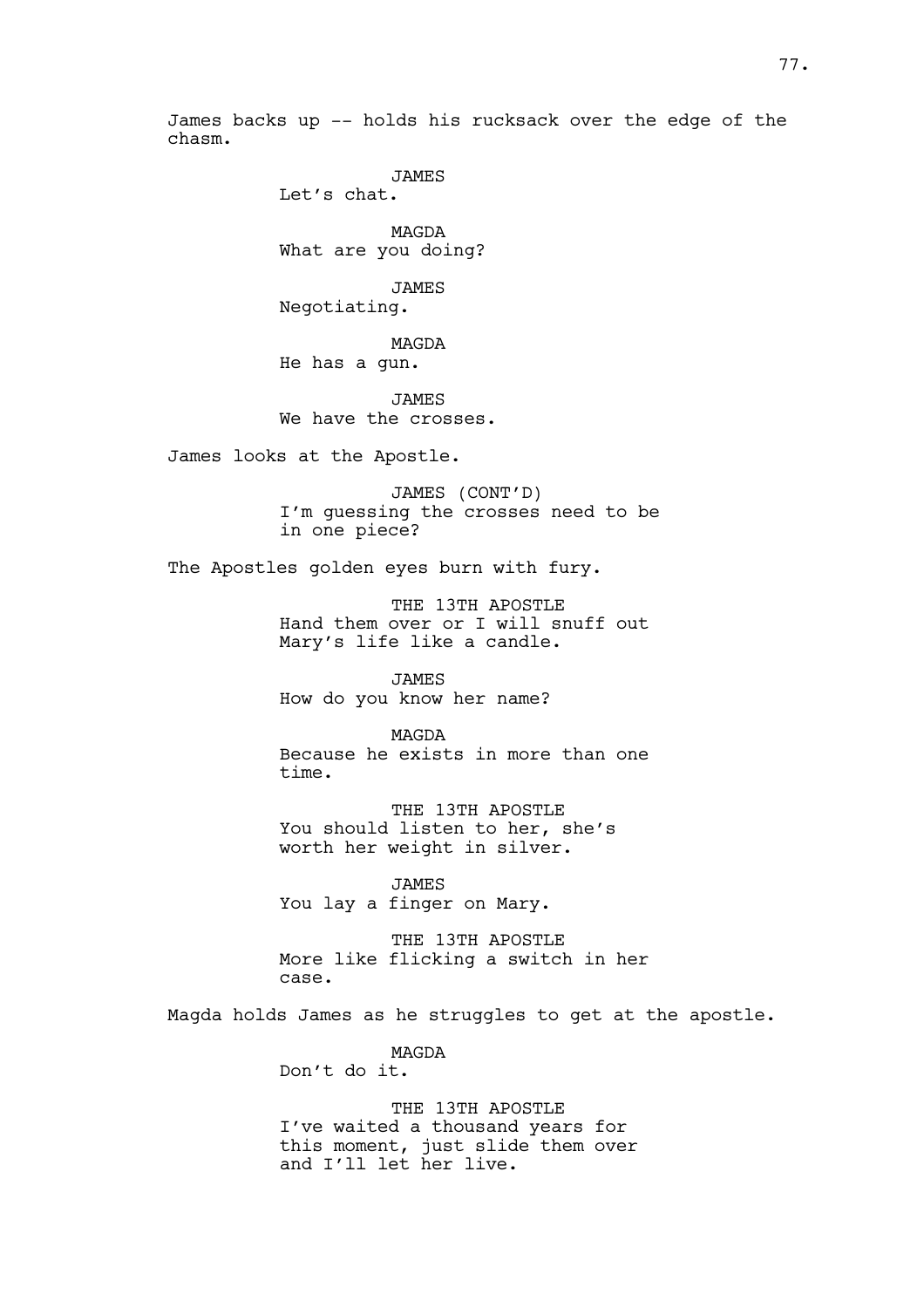James backs up -- holds his rucksack over the edge of the chasm.

JAMES
Let's chat.

MAGDA
What are you doing?

JAMES
Negotiating.

MAGDA
He has a gun.

JAMES
We have the crosses.

James looks at the Apostle.

JAMES (CONT'D)
I'm guessing the crosses need to be in one piece?

The Apostles golden eyes burn with fury.

THE 13TH APOSTLE
Hand them over or I will snuff out Mary's life like a candle.

JAMES
How do you know her name?

MAGDA
Because he exists in more than one time.

THE 13TH APOSTLE
You should listen to her, she's worth her weight in silver.

JAMES
You lay a finger on Mary.

THE 13TH APOSTLE
More like flicking a switch in her case.

Magda holds James as he struggles to get at the apostle.

MAGDA
Don't do it.

THE 13TH APOSTLE
I've waited a thousand years for this moment, just slide them over and I'll let her live.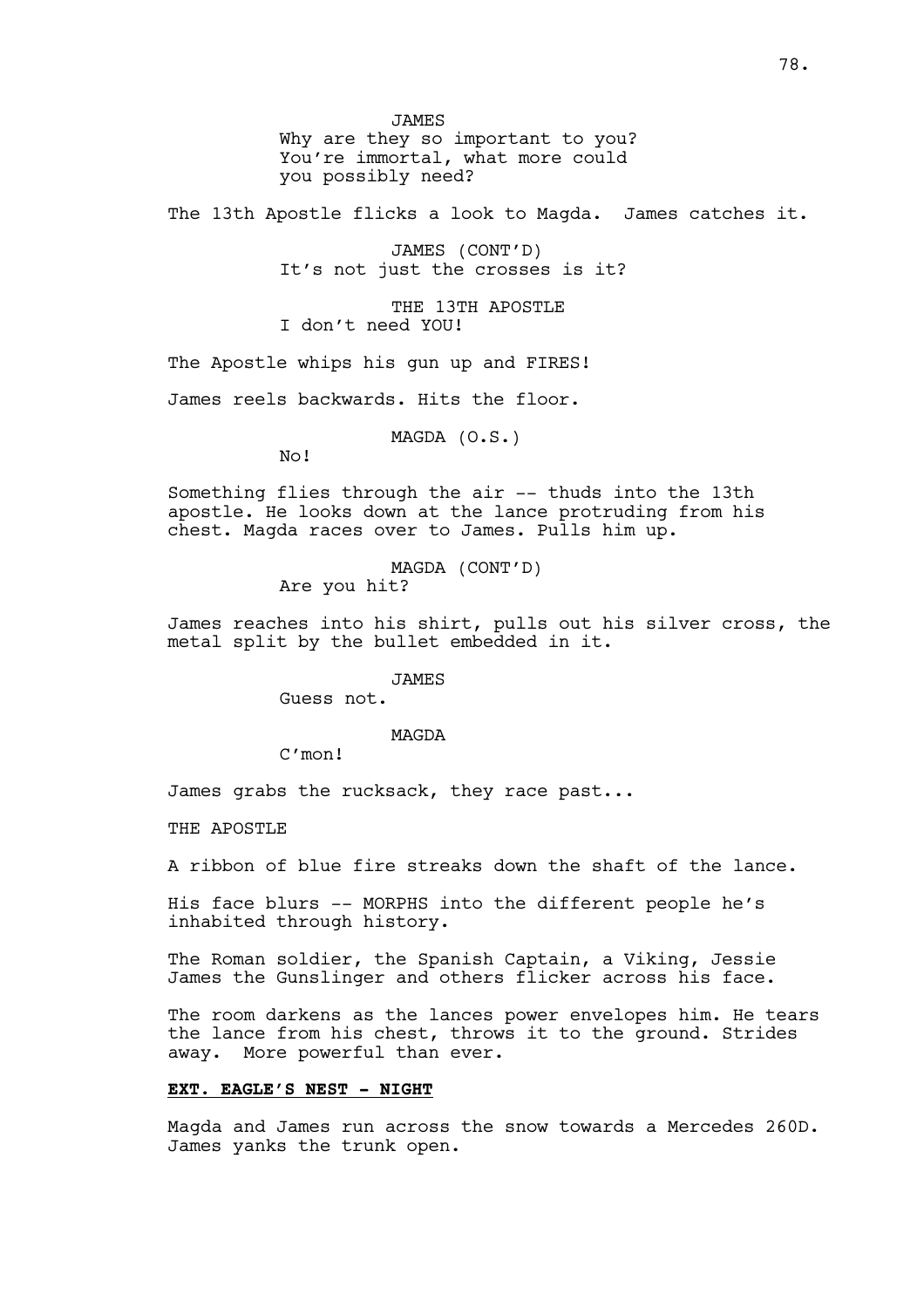JAMES
Why are they so important to you? You're immortal, what more could you possibly need?

The 13th Apostle flicks a look to Magda.  James catches it.

JAMES (CONT'D)
It's not just the crosses is it?

THE 13TH APOSTLE
I don't need YOU!

The Apostle whips his gun up and FIRES!

James reels backwards. Hits the floor.

MAGDA (O.S.)
No!

Something flies through the air -- thuds into the 13th apostle. He looks down at the lance protruding from his chest. Magda races over to James. Pulls him up.

MAGDA (CONT'D)
Are you hit?

James reaches into his shirt, pulls out his silver cross, the metal split by the bullet embedded in it.

JAMES
Guess not.

MAGDA
C'mon!

James grabs the rucksack, they race past...

THE APOSTLE

A ribbon of blue fire streaks down the shaft of the lance.

His face blurs -- MORPHS into the different people he's inhabited through history.

The Roman soldier, the Spanish Captain, a Viking, Jessie James the Gunslinger and others flicker across his face.

The room darkens as the lances power envelopes him. He tears the lance from his chest, throws it to the ground. Strides away.  More powerful than ever.

**EXT. EAGLE'S NEST - NIGHT**

Magda and James run across the snow towards a Mercedes 260D. James yanks the trunk open.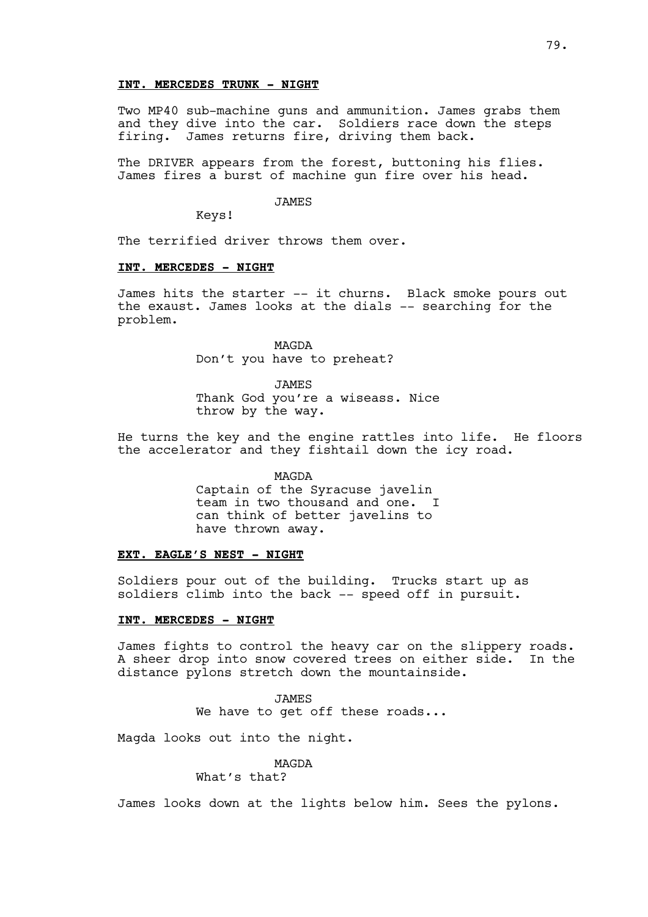**INT. MERCEDES TRUNK - NIGHT**

Two MP40 sub-machine guns and ammunition. James grabs them and they dive into the car. Soldiers race down the steps firing. James returns fire, driving them back.

The DRIVER appears from the forest, buttoning his flies. James fires a burst of machine gun fire over his head.

JAMES

Keys!

The terrified driver throws them over.

**INT. MERCEDES - NIGHT**

James hits the starter -- it churns. Black smoke pours out the exaust. James looks at the dials -- searching for the problem.

MAGDA

Don't you have to preheat?

JAMES

Thank God you're a wiseass. Nice throw by the way.

He turns the key and the engine rattles into life. He floors the accelerator and they fishtail down the icy road.

MAGDA

Captain of the Syracuse javelin team in two thousand and one. I can think of better javelins to have thrown away.

**EXT. EAGLE'S NEST - NIGHT**

Soldiers pour out of the building. Trucks start up as soldiers climb into the back -- speed off in pursuit.

**INT. MERCEDES - NIGHT**

James fights to control the heavy car on the slippery roads. A sheer drop into snow covered trees on either side. In the distance pylons stretch down the mountainside.

JAMES

We have to get off these roads...

Magda looks out into the night.

MAGDA

What's that?

James looks down at the lights below him. Sees the pylons.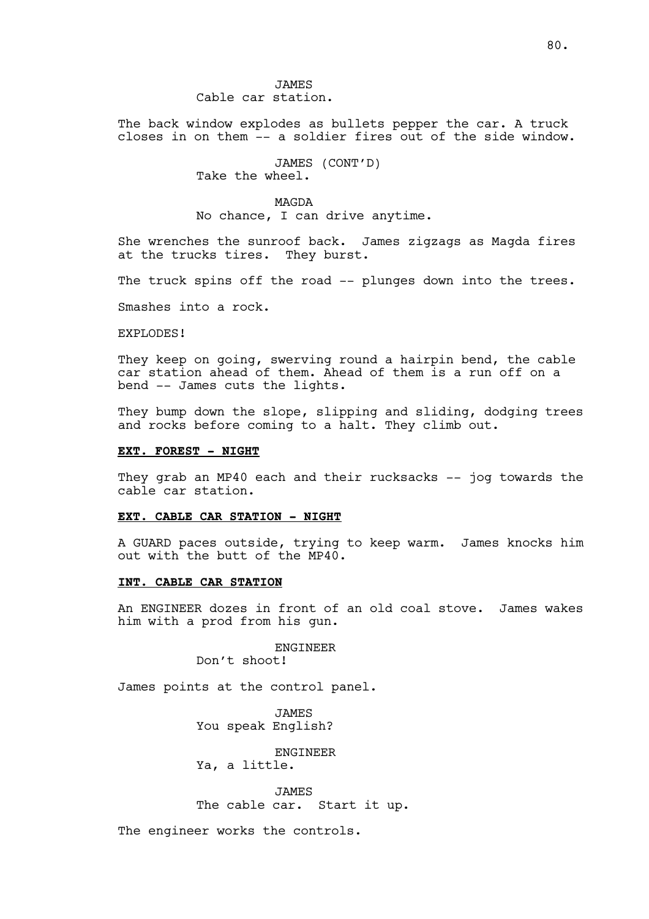JAMES
Cable car station.

The back window explodes as bullets pepper the car. A truck closes in on them -- a soldier fires out of the side window.

JAMES (CONT'D)
Take the wheel.

MAGDA
No chance, I can drive anytime.

She wrenches the sunroof back. James zigzags as Magda fires at the trucks tires. They burst.

The truck spins off the road -- plunges down into the trees.

Smashes into a rock.

EXPLODES!

They keep on going, swerving round a hairpin bend, the cable car station ahead of them. Ahead of them is a run off on a bend -- James cuts the lights.

They bump down the slope, slipping and sliding, dodging trees and rocks before coming to a halt. They climb out.

**EXT. FOREST - NIGHT**

They grab an MP40 each and their rucksacks -- jog towards the cable car station.

**EXT. CABLE CAR STATION - NIGHT**

A GUARD paces outside, trying to keep warm. James knocks him out with the butt of the MP40.

**INT. CABLE CAR STATION**

An ENGINEER dozes in front of an old coal stove. James wakes him with a prod from his gun.

ENGINEER
Don't shoot!

James points at the control panel.

JAMES
You speak English?

ENGINEER
Ya, a little.

JAMES
The cable car. Start it up.

The engineer works the controls.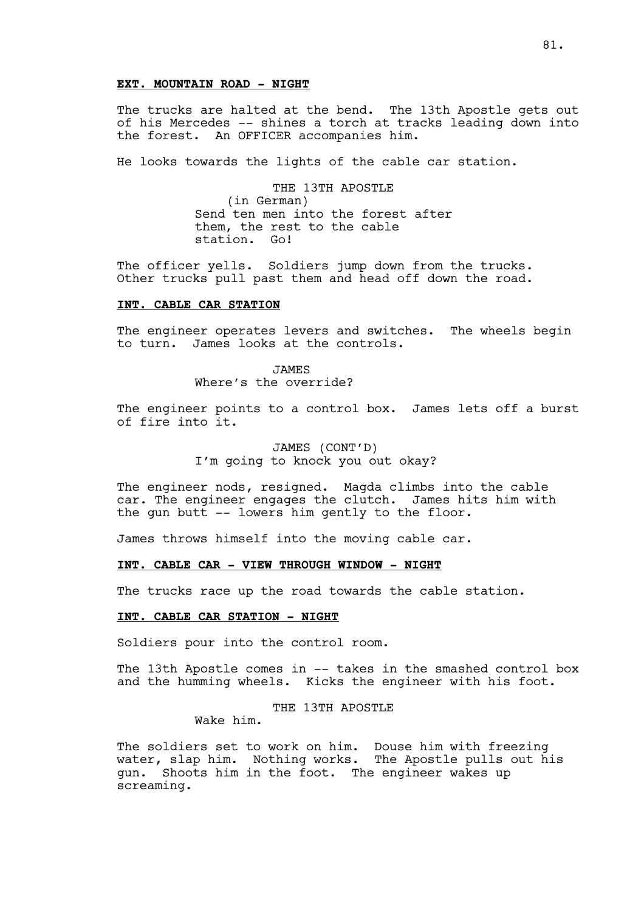**EXT. MOUNTAIN ROAD - NIGHT**

The trucks are halted at the bend. The 13th Apostle gets out of his Mercedes -- shines a torch at tracks leading down into the forest. An OFFICER accompanies him.

He looks towards the lights of the cable car station.

THE 13TH APOSTLE
(in German)
Send ten men into the forest after them, the rest to the cable station. Go!

The officer yells. Soldiers jump down from the trucks. Other trucks pull past them and head off down the road.

**INT. CABLE CAR STATION**

The engineer operates levers and switches. The wheels begin to turn. James looks at the controls.

JAMES
Where's the override?

The engineer points to a control box. James lets off a burst of fire into it.

JAMES (CONT'D)
I'm going to knock you out okay?

The engineer nods, resigned. Magda climbs into the cable car. The engineer engages the clutch. James hits him with the gun butt -- lowers him gently to the floor.

James throws himself into the moving cable car.

**INT. CABLE CAR - VIEW THROUGH WINDOW - NIGHT**

The trucks race up the road towards the cable station.

**INT. CABLE CAR STATION - NIGHT**

Soldiers pour into the control room.

The 13th Apostle comes in -- takes in the smashed control box and the humming wheels. Kicks the engineer with his foot.

THE 13TH APOSTLE
Wake him.

The soldiers set to work on him. Douse him with freezing water, slap him. Nothing works. The Apostle pulls out his gun. Shoots him in the foot. The engineer wakes up screaming.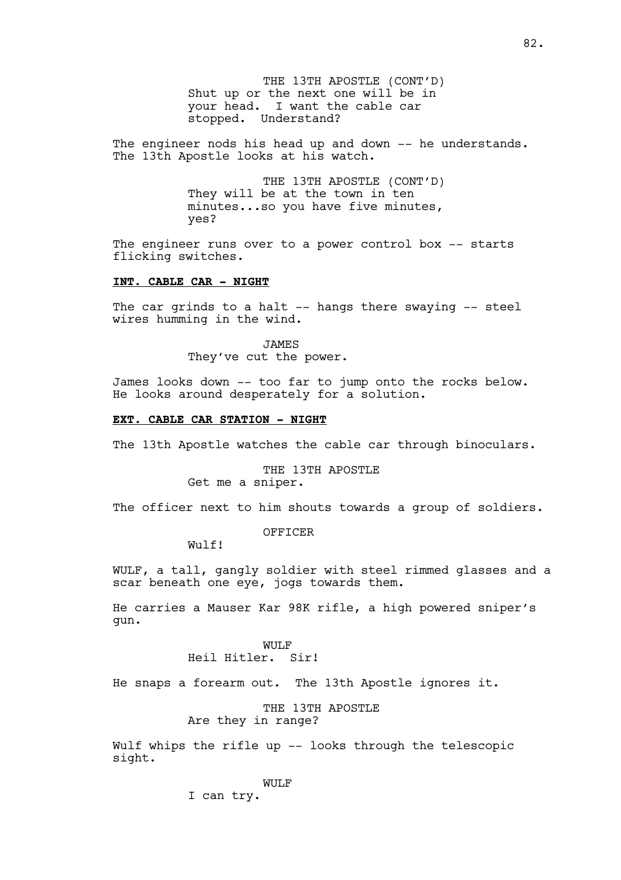THE 13TH APOSTLE (CONT'D)
Shut up or the next one will be in your head. I want the cable car stopped. Understand?

The engineer nods his head up and down -- he understands. The 13th Apostle looks at his watch.

THE 13TH APOSTLE (CONT'D)
They will be at the town in ten minutes...so you have five minutes, yes?

The engineer runs over to a power control box -- starts flicking switches.

**INT. CABLE CAR - NIGHT**

The car grinds to a halt -- hangs there swaying -- steel wires humming in the wind.

JAMES
They've cut the power.

James looks down -- too far to jump onto the rocks below. He looks around desperately for a solution.

**EXT. CABLE CAR STATION - NIGHT**

The 13th Apostle watches the cable car through binoculars.

THE 13TH APOSTLE
Get me a sniper.

The officer next to him shouts towards a group of soldiers.

OFFICER
Wulf!

WULF, a tall, gangly soldier with steel rimmed glasses and a scar beneath one eye, jogs towards them.

He carries a Mauser Kar 98K rifle, a high powered sniper's gun.

WULF
Heil Hitler. Sir!

He snaps a forearm out. The 13th Apostle ignores it.

THE 13TH APOSTLE
Are they in range?

Wulf whips the rifle up -- looks through the telescopic sight.

WULF
I can try.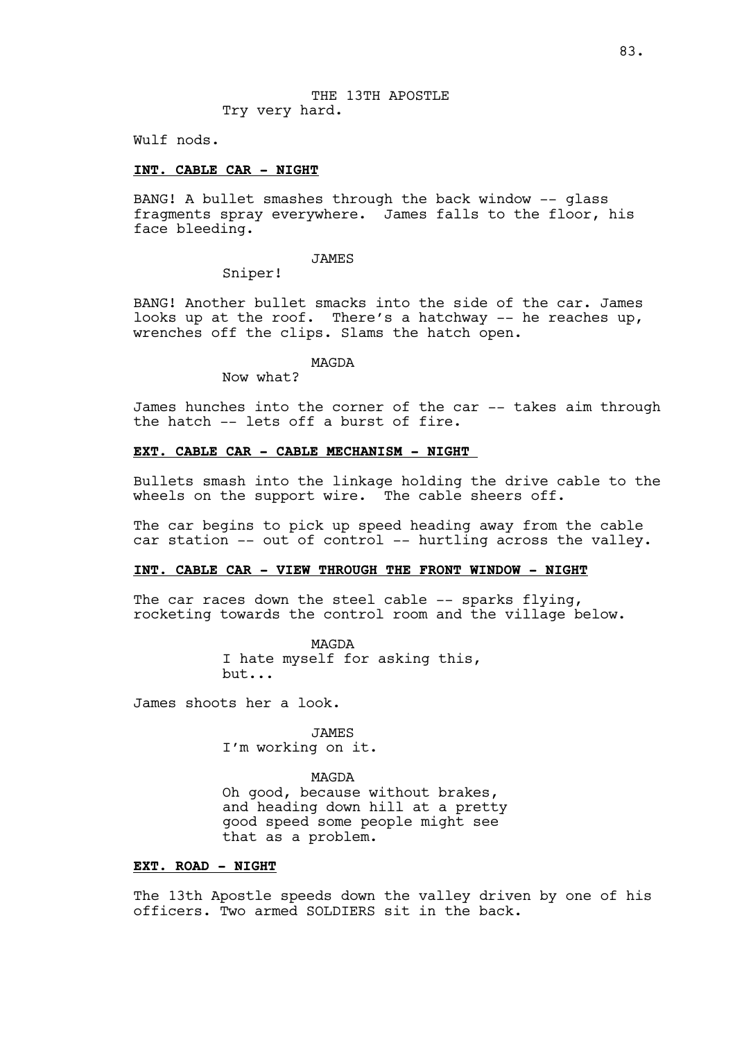THE 13TH APOSTLE
Try very hard.

Wulf nods.

**INT. CABLE CAR - NIGHT**

BANG! A bullet smashes through the back window -- glass fragments spray everywhere. James falls to the floor, his face bleeding.

JAMES
Sniper!

BANG! Another bullet smacks into the side of the car. James looks up at the roof. There's a hatchway -- he reaches up, wrenches off the clips. Slams the hatch open.

MAGDA
Now what?

James hunches into the corner of the car -- takes aim through the hatch -- lets off a burst of fire.

**EXT. CABLE CAR - CABLE MECHANISM - NIGHT**

Bullets smash into the linkage holding the drive cable to the wheels on the support wire. The cable sheers off.

The car begins to pick up speed heading away from the cable car station -- out of control -- hurtling across the valley.

**INT. CABLE CAR - VIEW THROUGH THE FRONT WINDOW - NIGHT**

The car races down the steel cable -- sparks flying, rocketing towards the control room and the village below.

MAGDA
I hate myself for asking this, but...

James shoots her a look.

JAMES
I'm working on it.

MAGDA
Oh good, because without brakes, and heading down hill at a pretty good speed some people might see that as a problem.

**EXT. ROAD - NIGHT**

The 13th Apostle speeds down the valley driven by one of his officers. Two armed SOLDIERS sit in the back.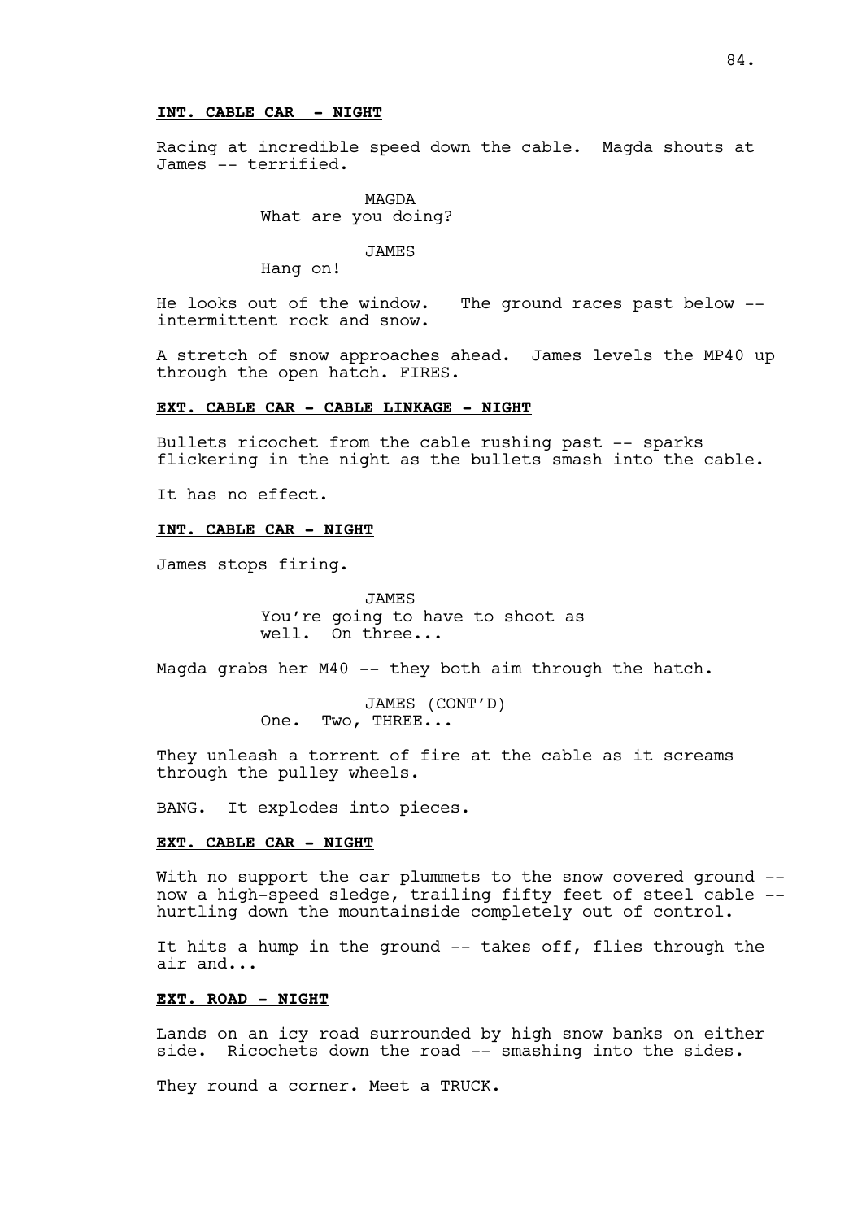**INT. CABLE CAR - NIGHT**

Racing at incredible speed down the cable. Magda shouts at James -- terrified.

MAGDA
What are you doing?

JAMES
Hang on!

He looks out of the window. The ground races past below -- intermittent rock and snow.

A stretch of snow approaches ahead. James levels the MP40 up through the open hatch. FIRES.

**EXT. CABLE CAR - CABLE LINKAGE - NIGHT**

Bullets ricochet from the cable rushing past -- sparks flickering in the night as the bullets smash into the cable.

It has no effect.

**INT. CABLE CAR - NIGHT**

James stops firing.

JAMES
You're going to have to shoot as well. On three...

Magda grabs her M40 -- they both aim through the hatch.

JAMES (CONT'D)
One. Two, THREE...

They unleash a torrent of fire at the cable as it screams through the pulley wheels.

BANG. It explodes into pieces.

**EXT. CABLE CAR - NIGHT**

With no support the car plummets to the snow covered ground -- now a high-speed sledge, trailing fifty feet of steel cable -- hurtling down the mountainside completely out of control.

It hits a hump in the ground -- takes off, flies through the air and...

**EXT. ROAD - NIGHT**

Lands on an icy road surrounded by high snow banks on either side. Ricochets down the road -- smashing into the sides.

They round a corner. Meet a TRUCK.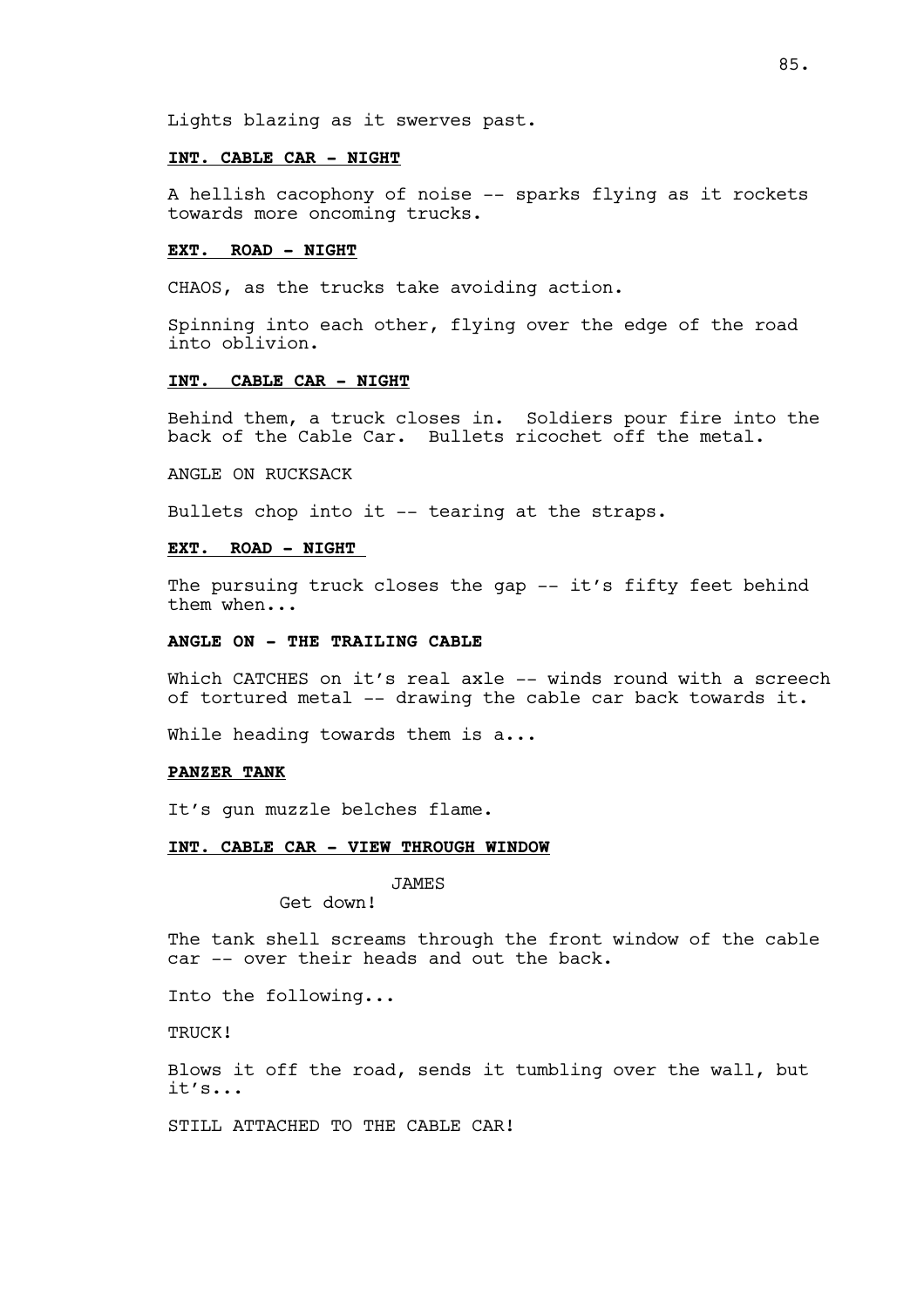Lights blazing as it swerves past.

**INT. CABLE CAR - NIGHT**

A hellish cacophony of noise -- sparks flying as it rockets towards more oncoming trucks.

**EXT. ROAD - NIGHT**

CHAOS, as the trucks take avoiding action.

Spinning into each other, flying over the edge of the road into oblivion.

**INT. CABLE CAR - NIGHT**

Behind them, a truck closes in. Soldiers pour fire into the back of the Cable Car. Bullets ricochet off the metal.

ANGLE ON RUCKSACK

Bullets chop into it -- tearing at the straps.

**EXT. ROAD - NIGHT**

The pursuing truck closes the gap -- it's fifty feet behind them when...

**ANGLE ON - THE TRAILING CABLE**

Which CATCHES on it's real axle -- winds round with a screech of tortured metal -- drawing the cable car back towards it.

While heading towards them is a...

**PANZER TANK**

It's gun muzzle belches flame.

**INT. CABLE CAR - VIEW THROUGH WINDOW**

JAMES
Get down!

The tank shell screams through the front window of the cable car -- over their heads and out the back.

Into the following...

TRUCK!

Blows it off the road, sends it tumbling over the wall, but it's...

STILL ATTACHED TO THE CABLE CAR!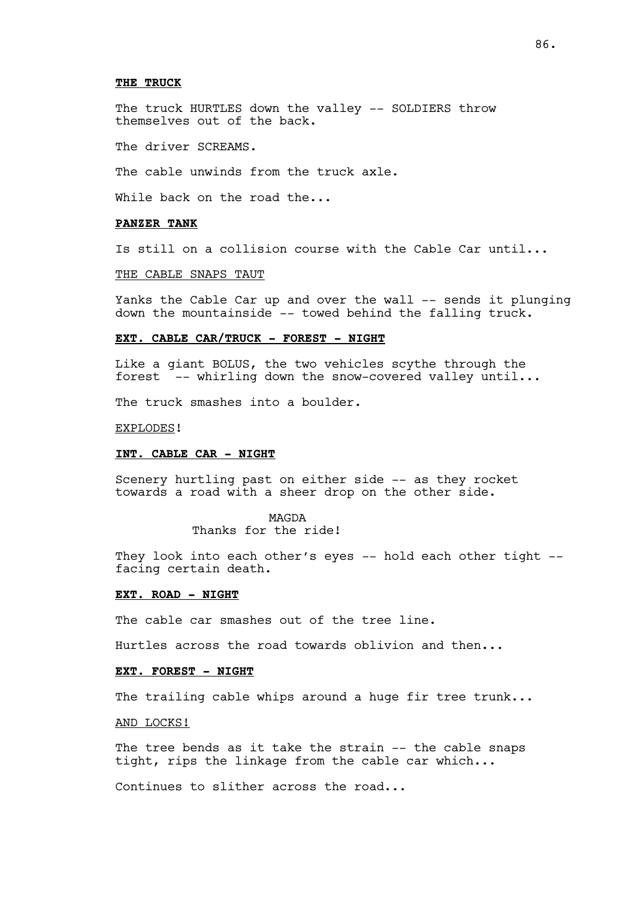**THE TRUCK**

The truck HURTLES down the valley -- SOLDIERS throw themselves out of the back.

The driver SCREAMS.

The cable unwinds from the truck axle.

While back on the road the...

**PANZER TANK**

Is still on a collision course with the Cable Car until...

THE CABLE SNAPS TAUT

Yanks the Cable Car up and over the wall -- sends it plunging down the mountainside -- towed behind the falling truck.

**EXT. CABLE CAR/TRUCK - FOREST - NIGHT**

Like a giant BOLUS, the two vehicles scythe through the forest -- whirling down the snow-covered valley until...

The truck smashes into a boulder.

EXPLODES!

**INT. CABLE CAR - NIGHT**

Scenery hurtling past on either side -- as they rocket towards a road with a sheer drop on the other side.

MAGDA
Thanks for the ride!

They look into each other's eyes -- hold each other tight -- facing certain death.

**EXT. ROAD - NIGHT**

The cable car smashes out of the tree line.

Hurtles across the road towards oblivion and then...

**EXT. FOREST - NIGHT**

The trailing cable whips around a huge fir tree trunk...

AND LOCKS!

The tree bends as it take the strain -- the cable snaps tight, rips the linkage from the cable car which...

Continues to slither across the road...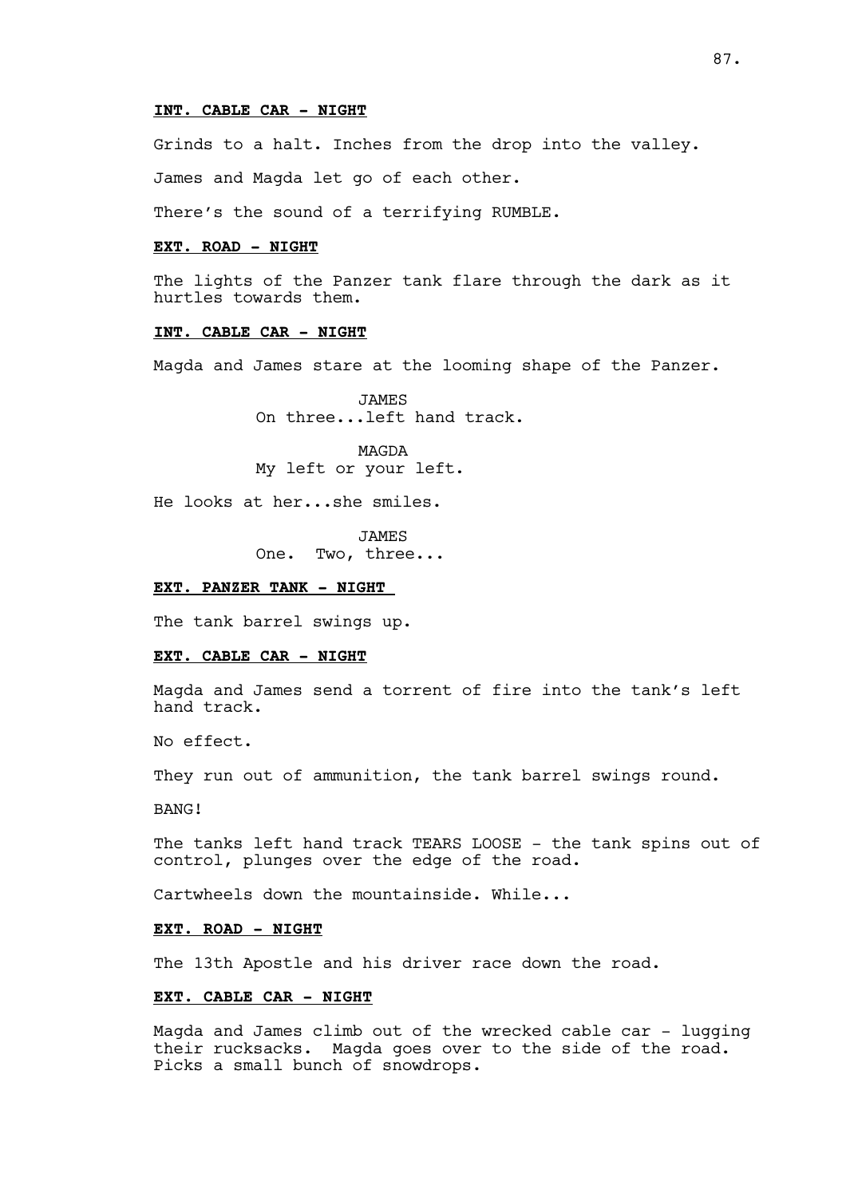**INT. CABLE CAR - NIGHT**

Grinds to a halt. Inches from the drop into the valley.

James and Magda let go of each other.

There's the sound of a terrifying RUMBLE.

**EXT. ROAD - NIGHT**

The lights of the Panzer tank flare through the dark as it hurtles towards them.

**INT. CABLE CAR - NIGHT**

Magda and James stare at the looming shape of the Panzer.

JAMES
On three...left hand track.

MAGDA
My left or your left.

He looks at her...she smiles.

JAMES
One. Two, three...

**EXT. PANZER TANK - NIGHT**

The tank barrel swings up.

**EXT. CABLE CAR - NIGHT**

Magda and James send a torrent of fire into the tank's left hand track.

No effect.

They run out of ammunition, the tank barrel swings round.

BANG!

The tanks left hand track TEARS LOOSE - the tank spins out of control, plunges over the edge of the road.

Cartwheels down the mountainside. While...

**EXT. ROAD - NIGHT**

The 13th Apostle and his driver race down the road.

**EXT. CABLE CAR - NIGHT**

Magda and James climb out of the wrecked cable car - lugging their rucksacks. Magda goes over to the side of the road. Picks a small bunch of snowdrops.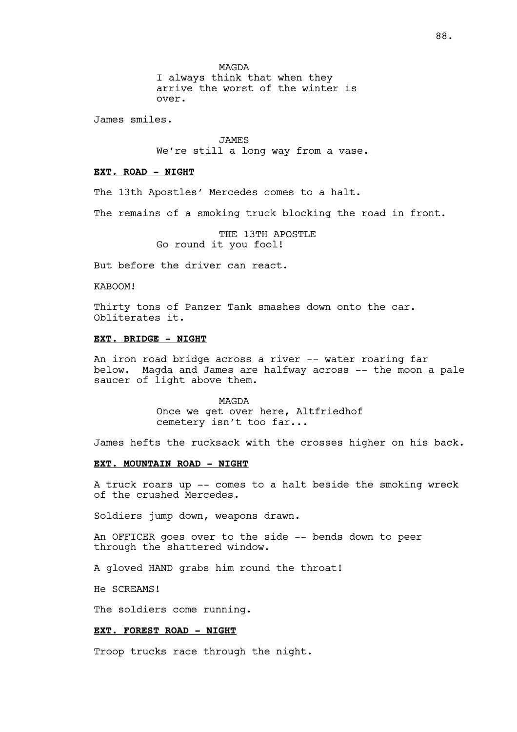MAGDA
I always think that when they arrive the worst of the winter is over.

James smiles.

JAMES
We're still a long way from a vase.

**EXT. ROAD - NIGHT**

The 13th Apostles' Mercedes comes to a halt.

The remains of a smoking truck blocking the road in front.

THE 13TH APOSTLE
Go round it you fool!

But before the driver can react.

KABOOM!

Thirty tons of Panzer Tank smashes down onto the car. Obliterates it.

**EXT. BRIDGE - NIGHT**

An iron road bridge across a river -- water roaring far below. Magda and James are halfway across -- the moon a pale saucer of light above them.

MAGDA
Once we get over here, Altfriedhof cemetery isn't too far...

James hefts the rucksack with the crosses higher on his back.

**EXT. MOUNTAIN ROAD - NIGHT**

A truck roars up -- comes to a halt beside the smoking wreck of the crushed Mercedes.

Soldiers jump down, weapons drawn.

An OFFICER goes over to the side -- bends down to peer through the shattered window.

A gloved HAND grabs him round the throat!

He SCREAMS!

The soldiers come running.

**EXT. FOREST ROAD - NIGHT**

Troop trucks race through the night.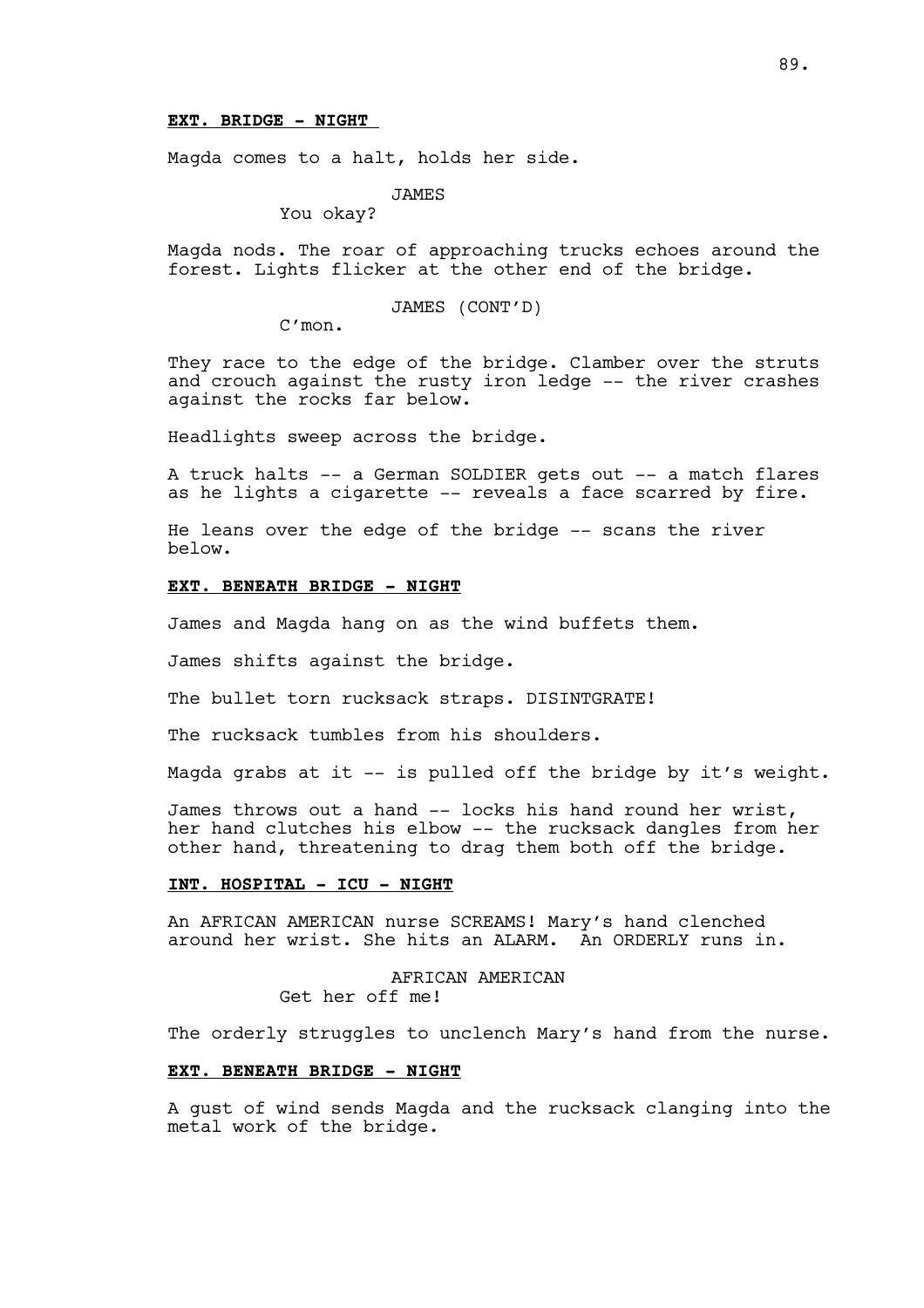**EXT. BRIDGE - NIGHT**

Magda comes to a halt, holds her side.

JAMES
You okay?

Magda nods. The roar of approaching trucks echoes around the forest. Lights flicker at the other end of the bridge.

JAMES (CONT'D)
C'mon.

They race to the edge of the bridge. Clamber over the struts and crouch against the rusty iron ledge -- the river crashes against the rocks far below.

Headlights sweep across the bridge.

A truck halts -- a German SOLDIER gets out -- a match flares as he lights a cigarette -- reveals a face scarred by fire.

He leans over the edge of the bridge -- scans the river below.

**EXT. BENEATH BRIDGE - NIGHT**

James and Magda hang on as the wind buffets them.

James shifts against the bridge.

The bullet torn rucksack straps. DISINTGRATE!

The rucksack tumbles from his shoulders.

Magda grabs at it -- is pulled off the bridge by it's weight.

James throws out a hand -- locks his hand round her wrist, her hand clutches his elbow -- the rucksack dangles from her other hand, threatening to drag them both off the bridge.

**INT. HOSPITAL - ICU - NIGHT**

An AFRICAN AMERICAN nurse SCREAMS! Mary's hand clenched around her wrist. She hits an ALARM. An ORDERLY runs in.

AFRICAN AMERICAN
Get her off me!

The orderly struggles to unclench Mary's hand from the nurse.

**EXT. BENEATH BRIDGE - NIGHT**

A gust of wind sends Magda and the rucksack clanging into the metal work of the bridge.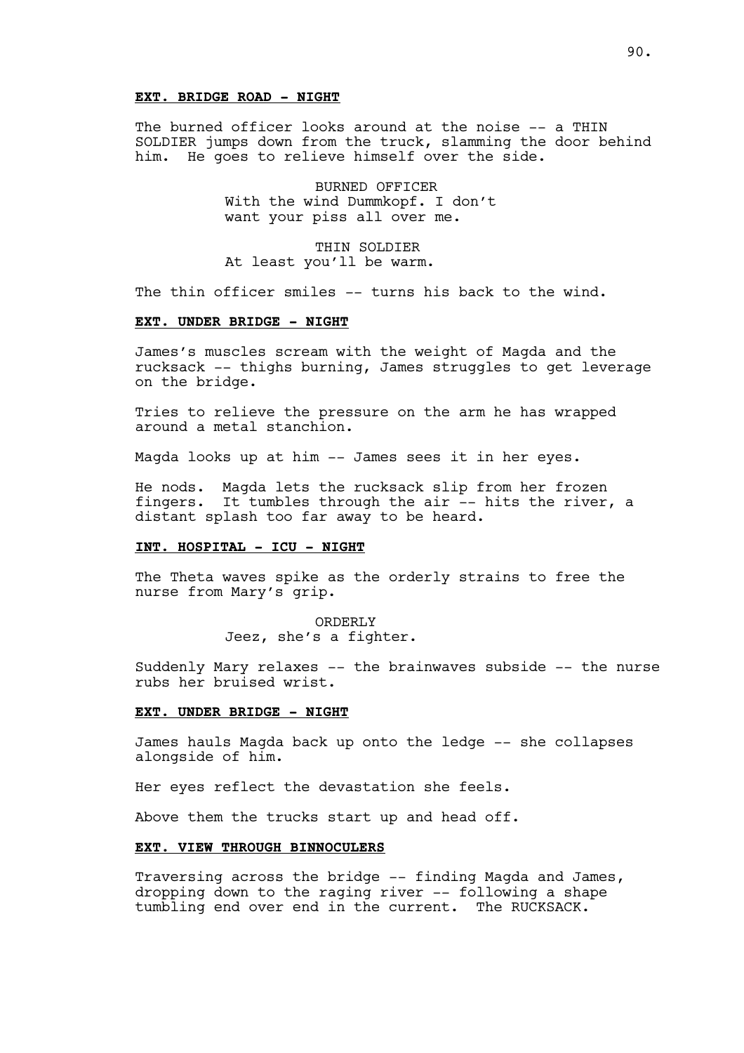**EXT. BRIDGE ROAD - NIGHT**

The burned officer looks around at the noise -- a THIN SOLDIER jumps down from the truck, slamming the door behind him. He goes to relieve himself over the side.

BURNED OFFICER
With the wind Dummkopf. I don't want your piss all over me.

THIN SOLDIER
At least you'll be warm.

The thin officer smiles -- turns his back to the wind.

**EXT. UNDER BRIDGE - NIGHT**

James's muscles scream with the weight of Magda and the rucksack -- thighs burning, James struggles to get leverage on the bridge.

Tries to relieve the pressure on the arm he has wrapped around a metal stanchion.

Magda looks up at him -- James sees it in her eyes.

He nods. Magda lets the rucksack slip from her frozen fingers. It tumbles through the air -- hits the river, a distant splash too far away to be heard.

**INT. HOSPITAL - ICU - NIGHT**

The Theta waves spike as the orderly strains to free the nurse from Mary's grip.

ORDERLY
Jeez, she's a fighter.

Suddenly Mary relaxes -- the brainwaves subside -- the nurse rubs her bruised wrist.

**EXT. UNDER BRIDGE - NIGHT**

James hauls Magda back up onto the ledge -- she collapses alongside of him.

Her eyes reflect the devastation she feels.

Above them the trucks start up and head off.

**EXT. VIEW THROUGH BINNOCULERS**

Traversing across the bridge -- finding Magda and James, dropping down to the raging river -- following a shape tumbling end over end in the current. The RUCKSACK.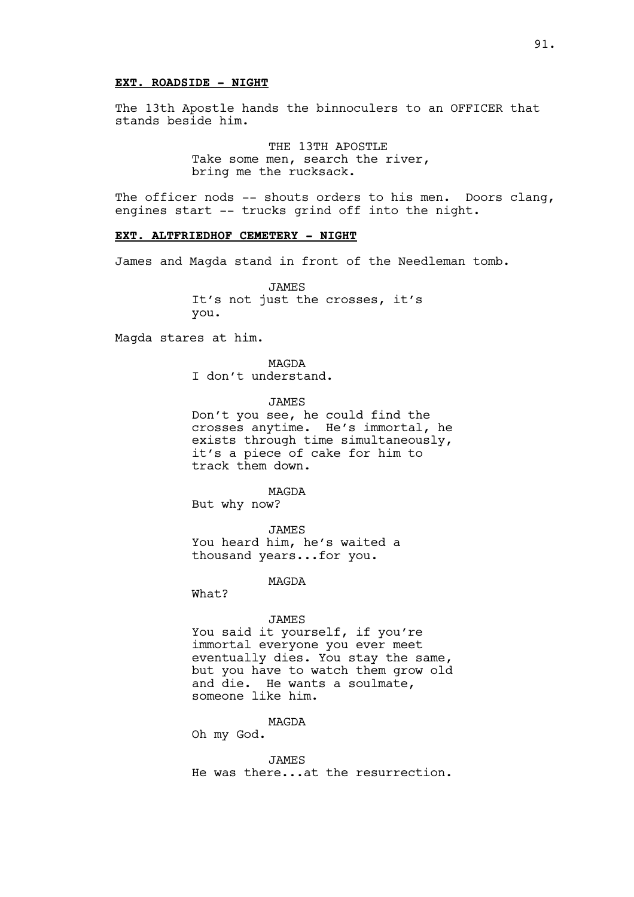**EXT. ROADSIDE - NIGHT**

The 13th Apostle hands the binnoculers to an OFFICER that stands beside him.

THE 13TH APOSTLE
Take some men, search the river, bring me the rucksack.

The officer nods -- shouts orders to his men. Doors clang, engines start -- trucks grind off into the night.

**EXT. ALTFRIEDHOF CEMETERY - NIGHT**

James and Magda stand in front of the Needleman tomb.

JAMES
It's not just the crosses, it's you.

Magda stares at him.

MAGDA
I don't understand.

JAMES
Don't you see, he could find the crosses anytime. He's immortal, he exists through time simultaneously, it's a piece of cake for him to track them down.

MAGDA
But why now?

JAMES
You heard him, he's waited a thousand years...for you.

MAGDA
What?

JAMES
You said it yourself, if you're immortal everyone you ever meet eventually dies. You stay the same, but you have to watch them grow old and die. He wants a soulmate, someone like him.

MAGDA
Oh my God.

JAMES
He was there...at the resurrection.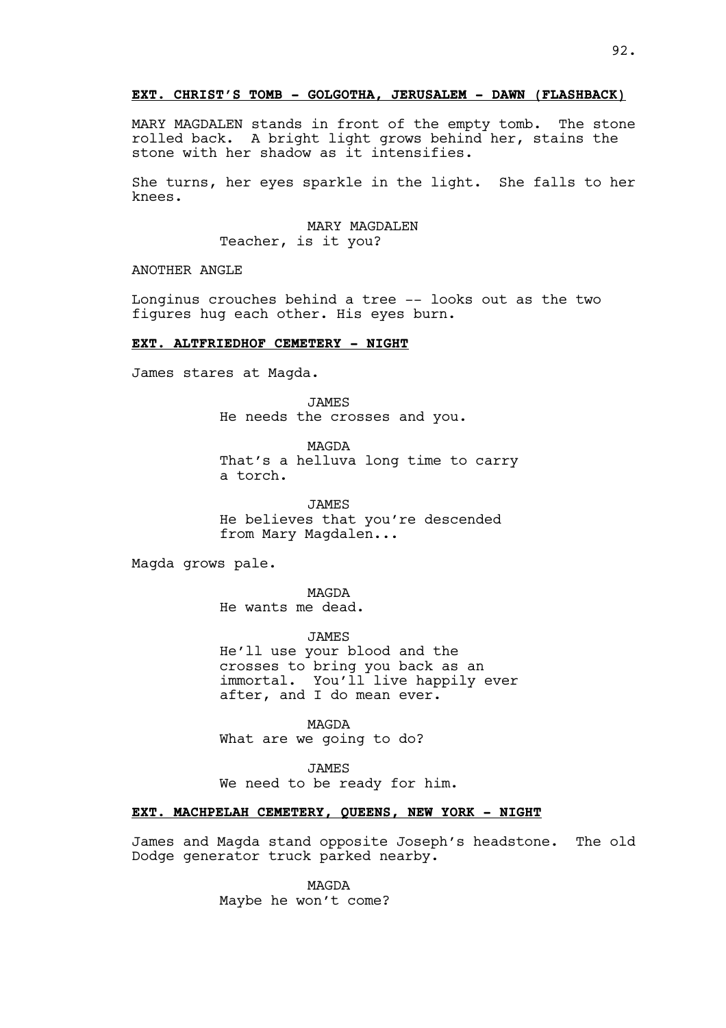**EXT. CHRIST'S TOMB - GOLGOTHA, JERUSALEM - DAWN (FLASHBACK)**

MARY MAGDALEN stands in front of the empty tomb. The stone rolled back. A bright light grows behind her, stains the stone with her shadow as it intensifies.

She turns, her eyes sparkle in the light. She falls to her knees.

MARY MAGDALEN
Teacher, is it you?

ANOTHER ANGLE

Longinus crouches behind a tree -- looks out as the two figures hug each other. His eyes burn.

**EXT. ALTFRIEDHOF CEMETERY - NIGHT**

James stares at Magda.

JAMES
He needs the crosses and you.

MAGDA
That's a helluva long time to carry a torch.

JAMES
He believes that you're descended from Mary Magdalen...

Magda grows pale.

MAGDA
He wants me dead.

JAMES
He'll use your blood and the crosses to bring you back as an immortal. You'll live happily ever after, and I do mean ever.

MAGDA
What are we going to do?

JAMES
We need to be ready for him.

**EXT. MACHPELAH CEMETERY, QUEENS, NEW YORK - NIGHT**

James and Magda stand opposite Joseph's headstone. The old Dodge generator truck parked nearby.

MAGDA
Maybe he won't come?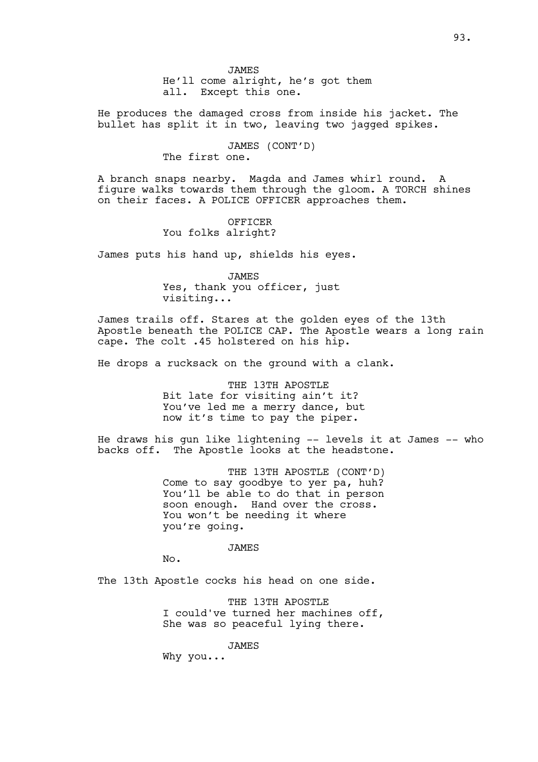JAMES
He'll come alright, he's got them all. Except this one.

He produces the damaged cross from inside his jacket. The bullet has split it in two, leaving two jagged spikes.

JAMES (CONT'D)
The first one.

A branch snaps nearby. Magda and James whirl round. A figure walks towards them through the gloom. A TORCH shines on their faces. A POLICE OFFICER approaches them.

OFFICER
You folks alright?

James puts his hand up, shields his eyes.

JAMES
Yes, thank you officer, just visiting...

James trails off. Stares at the golden eyes of the 13th Apostle beneath the POLICE CAP. The Apostle wears a long rain cape. The colt .45 holstered on his hip.

He drops a rucksack on the ground with a clank.

THE 13TH APOSTLE
Bit late for visiting ain't it? You've led me a merry dance, but now it's time to pay the piper.

He draws his gun like lightening -- levels it at James -- who backs off. The Apostle looks at the headstone.

THE 13TH APOSTLE (CONT'D)
Come to say goodbye to yer pa, huh? You'll be able to do that in person soon enough. Hand over the cross. You won't be needing it where you're going.

JAMES
No.

The 13th Apostle cocks his head on one side.

THE 13TH APOSTLE
I could've turned her machines off, She was so peaceful lying there.

JAMES
Why you...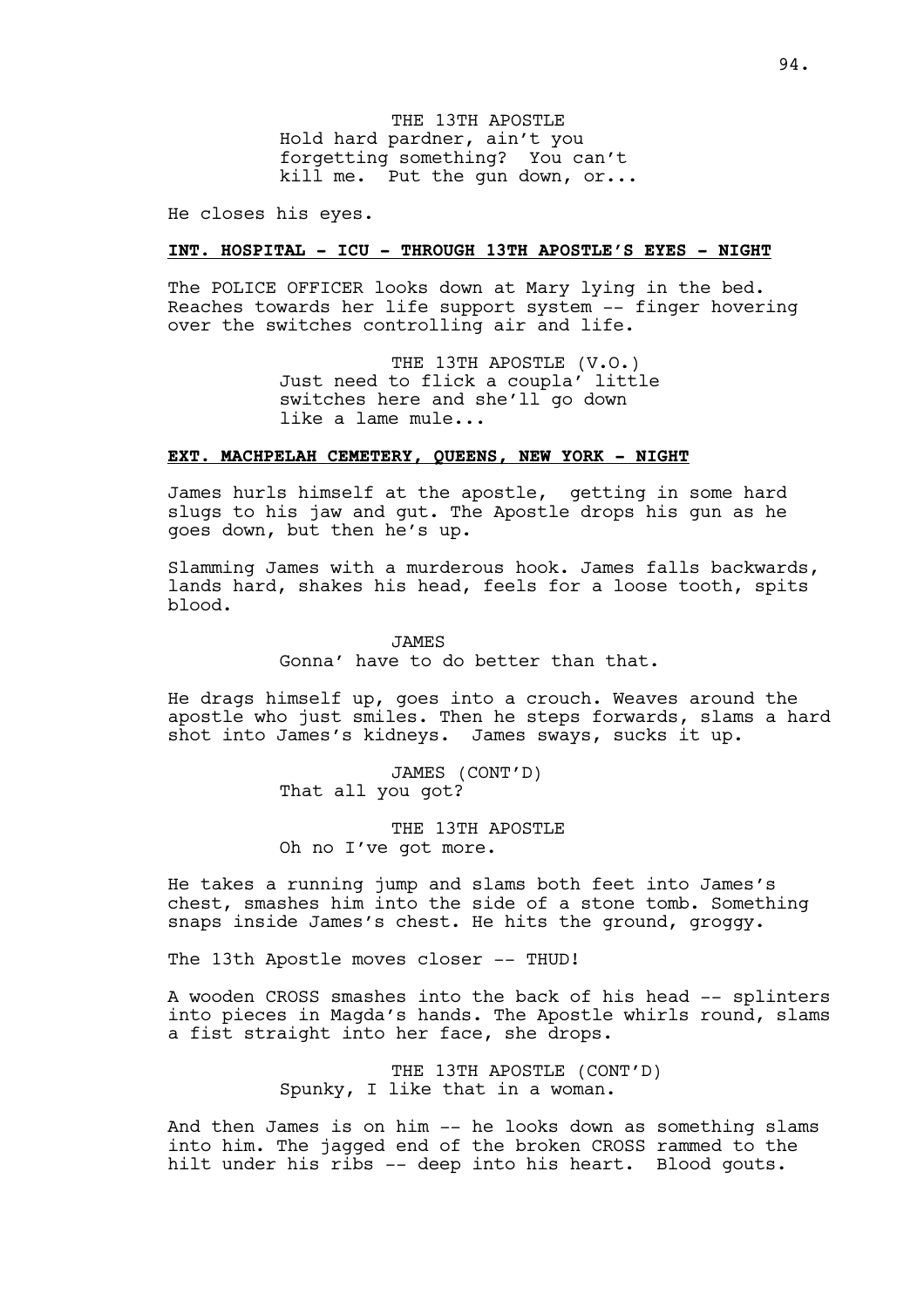THE 13TH APOSTLE
Hold hard pardner, ain't you forgetting something? You can't kill me. Put the gun down, or...

He closes his eyes.

**INT. HOSPITAL - ICU - THROUGH 13TH APOSTLE'S EYES - NIGHT**

The POLICE OFFICER looks down at Mary lying in the bed. Reaches towards her life support system -- finger hovering over the switches controlling air and life.

THE 13TH APOSTLE (V.O.)
Just need to flick a coupla' little switches here and she'll go down like a lame mule...

**EXT. MACHPELAH CEMETERY, QUEENS, NEW YORK - NIGHT**

James hurls himself at the apostle, getting in some hard slugs to his jaw and gut. The Apostle drops his gun as he goes down, but then he's up.

Slamming James with a murderous hook. James falls backwards, lands hard, shakes his head, feels for a loose tooth, spits blood.

JAMES
Gonna' have to do better than that.

He drags himself up, goes into a crouch. Weaves around the apostle who just smiles. Then he steps forwards, slams a hard shot into James's kidneys. James sways, sucks it up.

JAMES (CONT'D)
That all you got?

THE 13TH APOSTLE
Oh no I've got more.

He takes a running jump and slams both feet into James's chest, smashes him into the side of a stone tomb. Something snaps inside James's chest. He hits the ground, groggy.

The 13th Apostle moves closer -- THUD!

A wooden CROSS smashes into the back of his head -- splinters into pieces in Magda's hands. The Apostle whirls round, slams a fist straight into her face, she drops.

THE 13TH APOSTLE (CONT'D)
Spunky, I like that in a woman.

And then James is on him -- he looks down as something slams into him. The jagged end of the broken CROSS rammed to the hilt under his ribs -- deep into his heart. Blood gouts.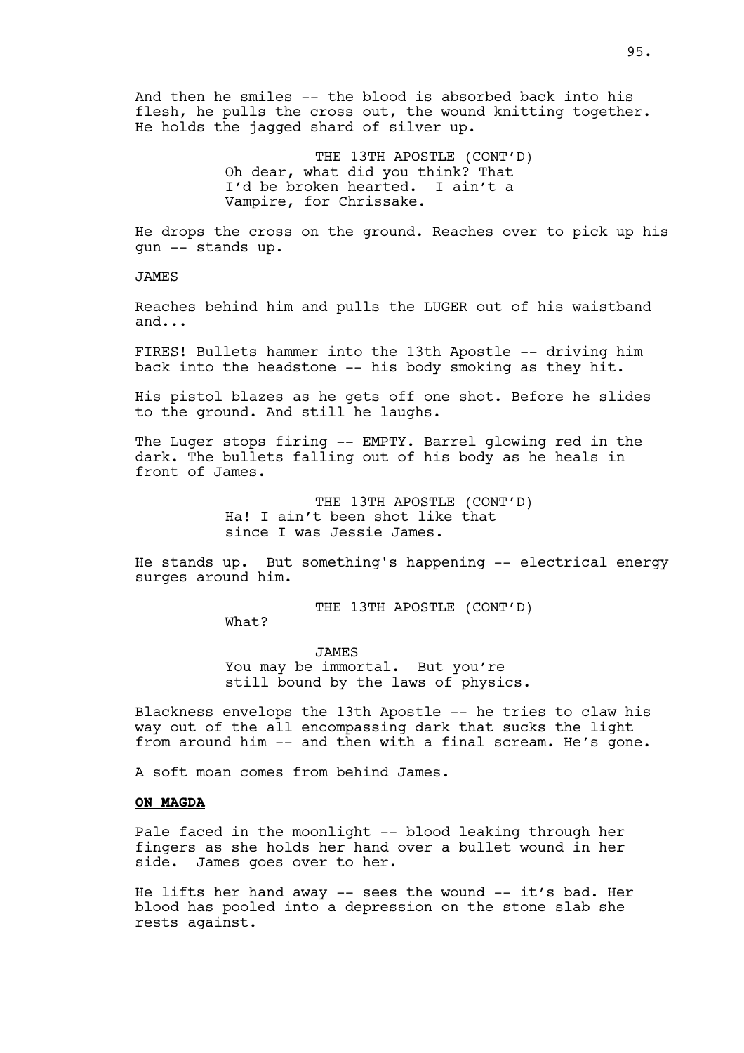And then he smiles -- the blood is absorbed back into his flesh, he pulls the cross out, the wound knitting together. He holds the jagged shard of silver up.

THE 13TH APOSTLE (CONT'D)
Oh dear, what did you think? That I'd be broken hearted. I ain't a Vampire, for Chrissake.

He drops the cross on the ground. Reaches over to pick up his gun -- stands up.

JAMES

Reaches behind him and pulls the LUGER out of his waistband and...

FIRES! Bullets hammer into the 13th Apostle -- driving him back into the headstone -- his body smoking as they hit.

His pistol blazes as he gets off one shot. Before he slides to the ground. And still he laughs.

The Luger stops firing -- EMPTY. Barrel glowing red in the dark. The bullets falling out of his body as he heals in front of James.

THE 13TH APOSTLE (CONT'D)
Ha! I ain't been shot like that since I was Jessie James.

He stands up. But something's happening -- electrical energy surges around him.

THE 13TH APOSTLE (CONT'D)
What?

JAMES
You may be immortal. But you're still bound by the laws of physics.

Blackness envelops the 13th Apostle -- he tries to claw his way out of the all encompassing dark that sucks the light from around him -- and then with a final scream. He's gone.

A soft moan comes from behind James.

**ON MAGDA**

Pale faced in the moonlight -- blood leaking through her fingers as she holds her hand over a bullet wound in her side. James goes over to her.

He lifts her hand away -- sees the wound -- it's bad. Her blood has pooled into a depression on the stone slab she rests against.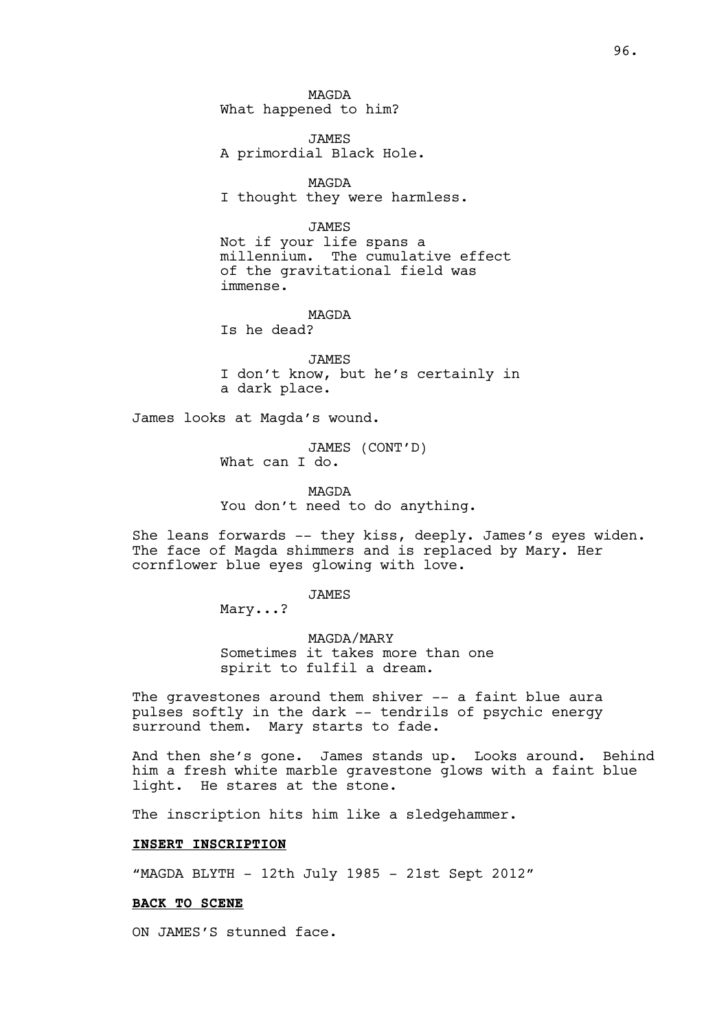MAGDA
What happened to him?

JAMES
A primordial Black Hole.

MAGDA
I thought they were harmless.

JAMES
Not if your life spans a millennium. The cumulative effect of the gravitational field was immense.

MAGDA
Is he dead?

JAMES
I don't know, but he's certainly in a dark place.

James looks at Magda's wound.

JAMES (CONT'D)
What can I do.

MAGDA
You don't need to do anything.

She leans forwards -- they kiss, deeply. James's eyes widen. The face of Magda shimmers and is replaced by Mary. Her cornflower blue eyes glowing with love.

JAMES
Mary...?

MAGDA/MARY
Sometimes it takes more than one spirit to fulfil a dream.

The gravestones around them shiver -- a faint blue aura pulses softly in the dark -- tendrils of psychic energy surround them. Mary starts to fade.

And then she's gone. James stands up. Looks around. Behind him a fresh white marble gravestone glows with a faint blue light. He stares at the stone.

The inscription hits him like a sledgehammer.

**INSERT INSCRIPTION**

"MAGDA BLYTH - 12th July 1985 - 21st Sept 2012"

**BACK TO SCENE**

ON JAMES'S stunned face.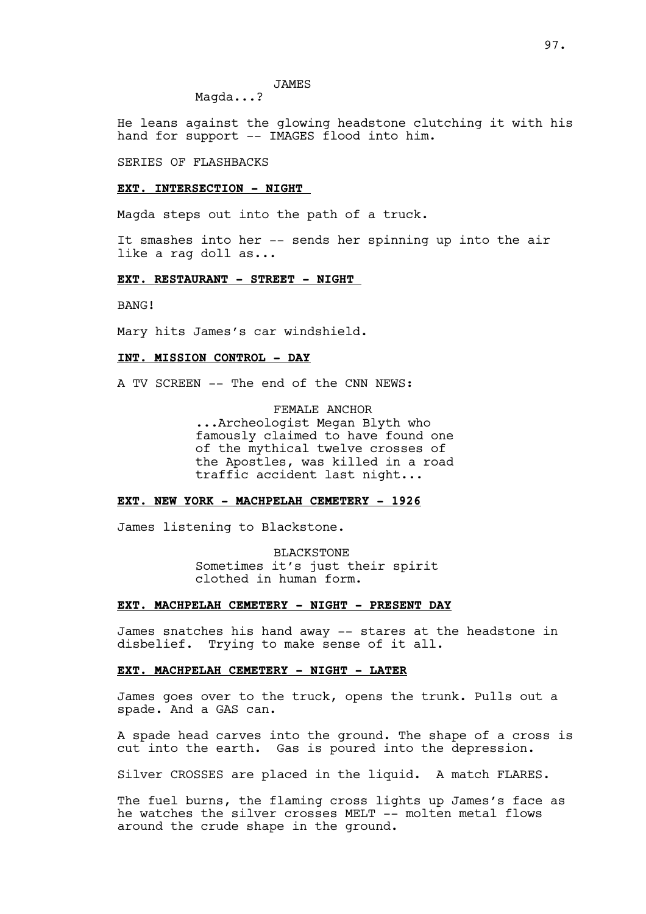JAMES
Magda...?

He leans against the glowing headstone clutching it with his hand for support -- IMAGES flood into him.

SERIES OF FLASHBACKS

**EXT. INTERSECTION - NIGHT**

Magda steps out into the path of a truck.

It smashes into her -- sends her spinning up into the air like a rag doll as...

**EXT. RESTAURANT - STREET - NIGHT**

BANG!

Mary hits James's car windshield.

**INT. MISSION CONTROL - DAY**

A TV SCREEN -- The end of the CNN NEWS:

FEMALE ANCHOR
...Archeologist Megan Blyth who famously claimed to have found one of the mythical twelve crosses of the Apostles, was killed in a road traffic accident last night...

**EXT. NEW YORK - MACHPELAH CEMETERY - 1926**

James listening to Blackstone.

BLACKSTONE
Sometimes it's just their spirit clothed in human form.

**EXT. MACHPELAH CEMETERY - NIGHT - PRESENT DAY**

James snatches his hand away -- stares at the headstone in disbelief. Trying to make sense of it all.

**EXT. MACHPELAH CEMETERY - NIGHT - LATER**

James goes over to the truck, opens the trunk. Pulls out a spade. And a GAS can.

A spade head carves into the ground. The shape of a cross is cut into the earth. Gas is poured into the depression.

Silver CROSSES are placed in the liquid. A match FLARES.

The fuel burns, the flaming cross lights up James's face as he watches the silver crosses MELT -- molten metal flows around the crude shape in the ground.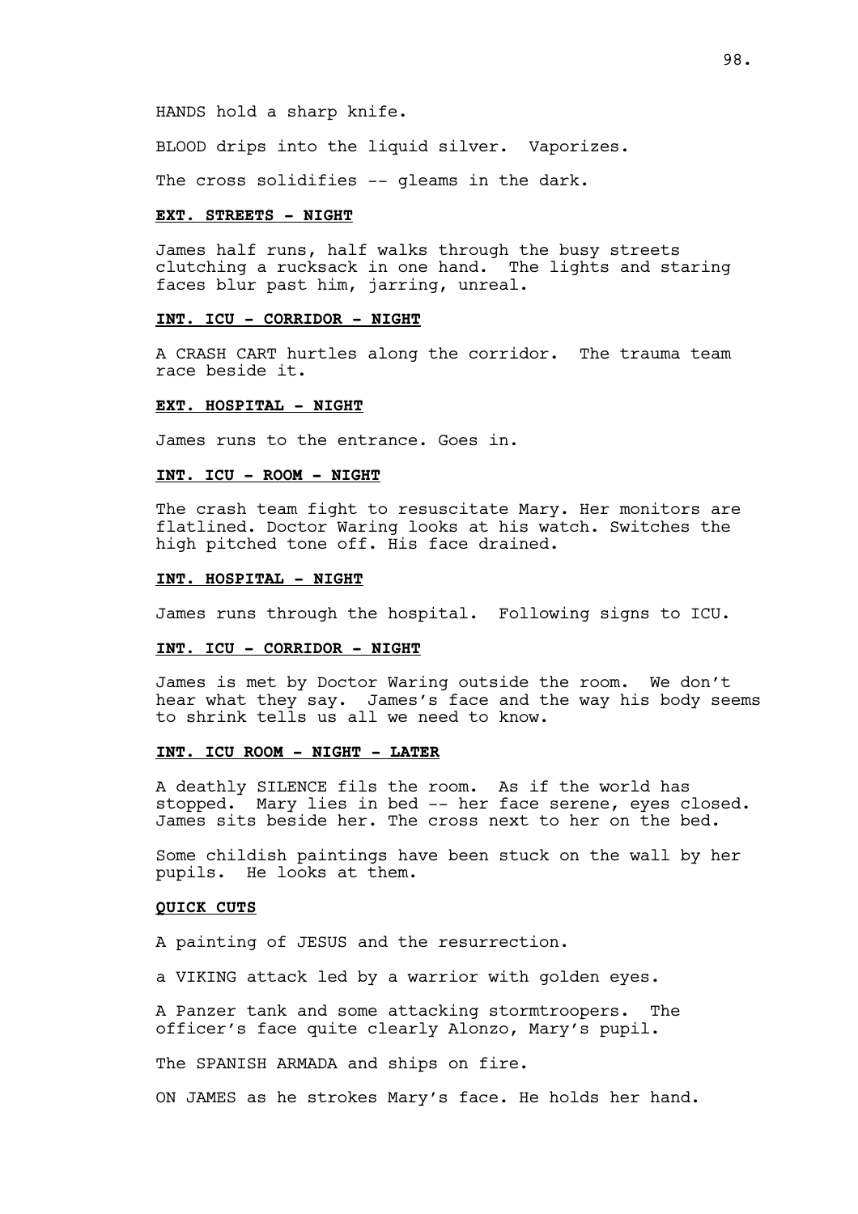HANDS hold a sharp knife.

BLOOD drips into the liquid silver. Vaporizes.

The cross solidifies -- gleams in the dark.

**EXT. STREETS - NIGHT**

James half runs, half walks through the busy streets clutching a rucksack in one hand. The lights and staring faces blur past him, jarring, unreal.

**INT. ICU - CORRIDOR - NIGHT**

A CRASH CART hurtles along the corridor. The trauma team race beside it.

**EXT. HOSPITAL - NIGHT**

James runs to the entrance. Goes in.

**INT. ICU - ROOM - NIGHT**

The crash team fight to resuscitate Mary. Her monitors are flatlined. Doctor Waring looks at his watch. Switches the high pitched tone off. His face drained.

**INT. HOSPITAL - NIGHT**

James runs through the hospital. Following signs to ICU.

**INT. ICU - CORRIDOR - NIGHT**

James is met by Doctor Waring outside the room. We don't hear what they say. James's face and the way his body seems to shrink tells us all we need to know.

**INT. ICU ROOM - NIGHT - LATER**

A deathly SILENCE fils the room. As if the world has stopped. Mary lies in bed -- her face serene, eyes closed. James sits beside her. The cross next to her on the bed.

Some childish paintings have been stuck on the wall by her pupils. He looks at them.

**QUICK CUTS**

A painting of JESUS and the resurrection.

a VIKING attack led by a warrior with golden eyes.

A Panzer tank and some attacking stormtroopers. The officer's face quite clearly Alonzo, Mary's pupil.

The SPANISH ARMADA and ships on fire.

ON JAMES as he strokes Mary's face. He holds her hand.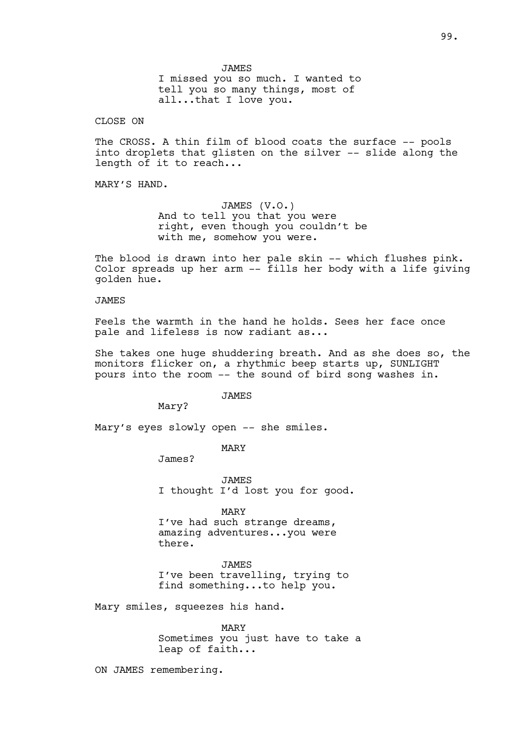JAMES
I missed you so much. I wanted to tell you so many things, most of all...that I love you.

CLOSE ON

The CROSS. A thin film of blood coats the surface -- pools into droplets that glisten on the silver -- slide along the length of it to reach...

MARY'S HAND.

JAMES (V.O.)
And to tell you that you were right, even though you couldn't be with me, somehow you were.

The blood is drawn into her pale skin -- which flushes pink. Color spreads up her arm -- fills her body with a life giving golden hue.

JAMES

Feels the warmth in the hand he holds. Sees her face once pale and lifeless is now radiant as...

She takes one huge shuddering breath. And as she does so, the monitors flicker on, a rhythmic beep starts up, SUNLIGHT pours into the room -- the sound of bird song washes in.

JAMES
Mary?

Mary's eyes slowly open -- she smiles.

MARY
James?

JAMES
I thought I'd lost you for good.

MARY
I've had such strange dreams, amazing adventures...you were there.

JAMES
I've been travelling, trying to find something...to help you.

Mary smiles, squeezes his hand.

MARY
Sometimes you just have to take a leap of faith...

ON JAMES remembering.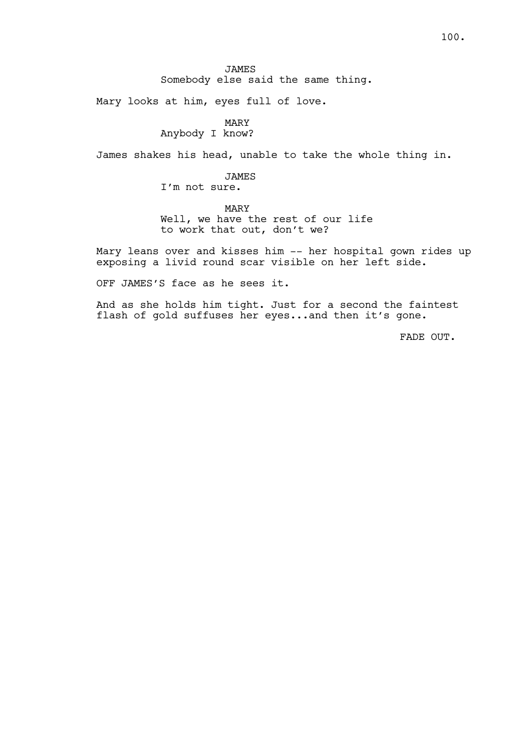JAMES
Somebody else said the same thing.

Mary looks at him, eyes full of love.

MARY
Anybody I know?

James shakes his head, unable to take the whole thing in.

JAMES
I'm not sure.

MARY
Well, we have the rest of our life
to work that out, don't we?

Mary leans over and kisses him -- her hospital gown rides up exposing a livid round scar visible on her left side.

OFF JAMES'S face as he sees it.

And as she holds him tight. Just for a second the faintest flash of gold suffuses her eyes...and then it's gone.

FADE OUT.